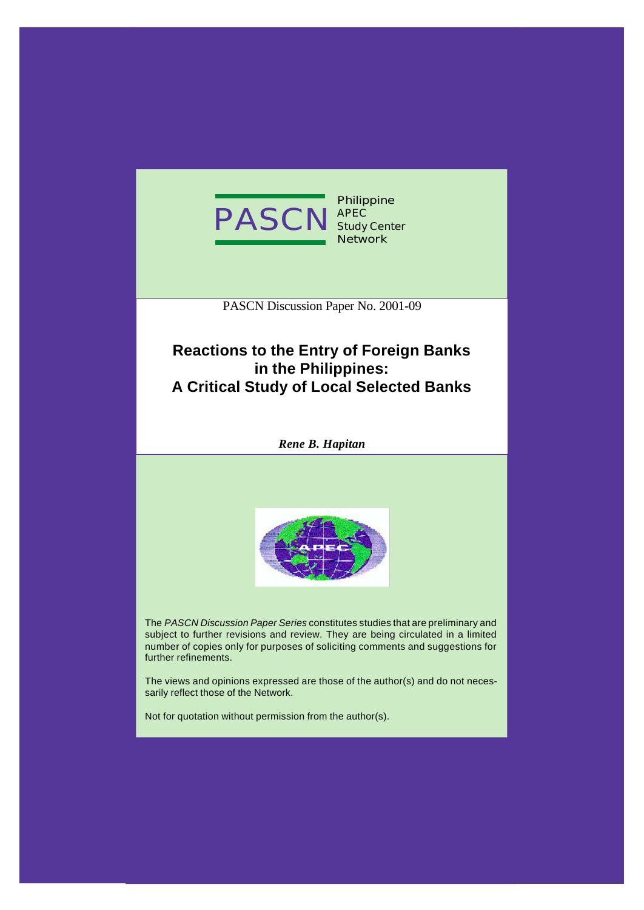PASCN Philippine APEC Study Center Network

PASCN Discussion Paper No. 2001-09

# Reactions to the Entry of Foreign Banks in the Philippines: A Critical Study of Local Selected Banks

***Rene B. Hapitan***

The *PASCN Discussion Paper Series* constitutes studies that are preliminary and subject to further revisions and review. They are being circulated in a limited number of copies only for purposes of soliciting comments and suggestions for further refinements.

The views and opinions expressed are those of the author(s) and do not necessarily reflect those of the Network.

Not for quotation without permission from the author(s).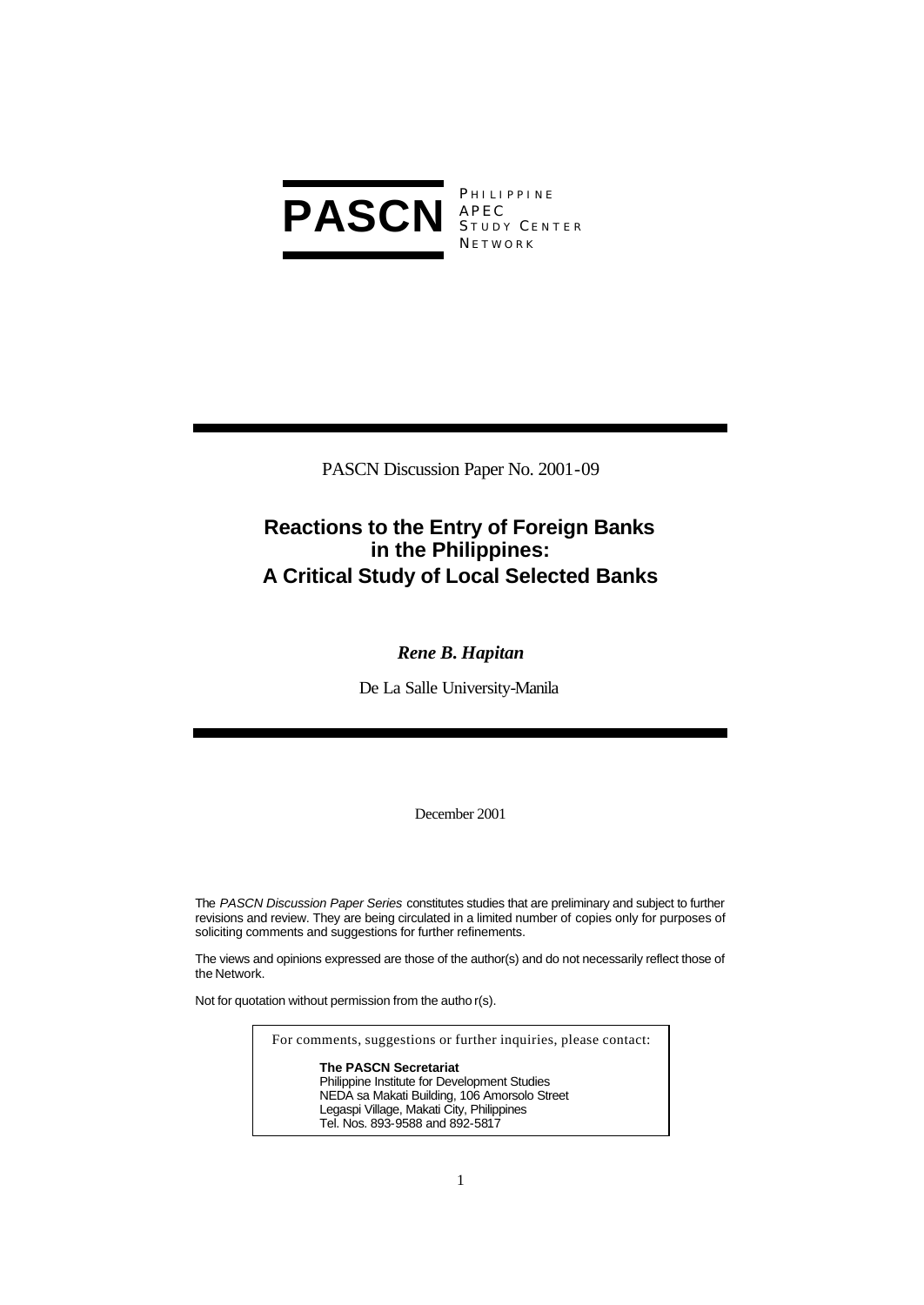**PASCN** PHILIPPINE APEC STUDY CENTER NETWORK

PASCN Discussion Paper No. 2001-09

# Reactions to the Entry of Foreign Banks in the Philippines: A Critical Study of Local Selected Banks

***Rene B. Hapitan***

De La Salle University-Manila

December 2001

The *PASCN Discussion Paper Series* constitutes studies that are preliminary and subject to further revisions and review. They are being circulated in a limited number of copies only for purposes of soliciting comments and suggestions for further refinements.

The views and opinions expressed are those of the author(s) and do not necessarily reflect those of the Network.

Not for quotation without permission from the author(s).

For comments, suggestions or further inquiries, please contact:

**The PASCN Secretariat**
Philippine Institute for Development Studies
NEDA sa Makati Building, 106 Amorsolo Street
Legaspi Village, Makati City, Philippines
Tel. Nos. 893-9588 and 892-5817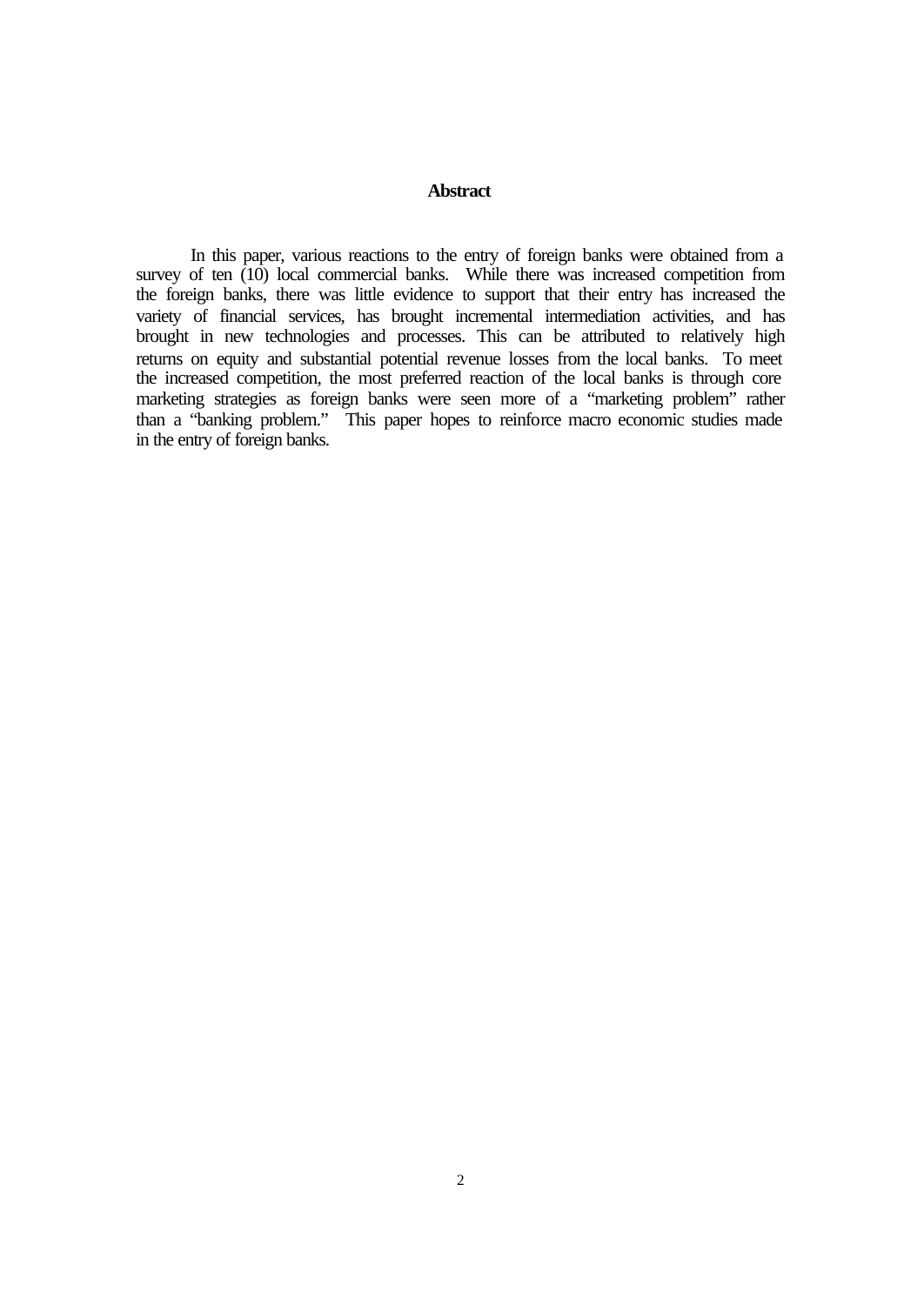## Abstract

In this paper, various reactions to the entry of foreign banks were obtained from a survey of ten (10) local commercial banks. While there was increased competition from the foreign banks, there was little evidence to support that their entry has increased the variety of financial services, has brought incremental intermediation activities, and has brought in new technologies and processes. This can be attributed to relatively high returns on equity and substantial potential revenue losses from the local banks. To meet the increased competition, the most preferred reaction of the local banks is through core marketing strategies as foreign banks were seen more of a "marketing problem" rather than a "banking problem." This paper hopes to reinforce macro economic studies made in the entry of foreign banks.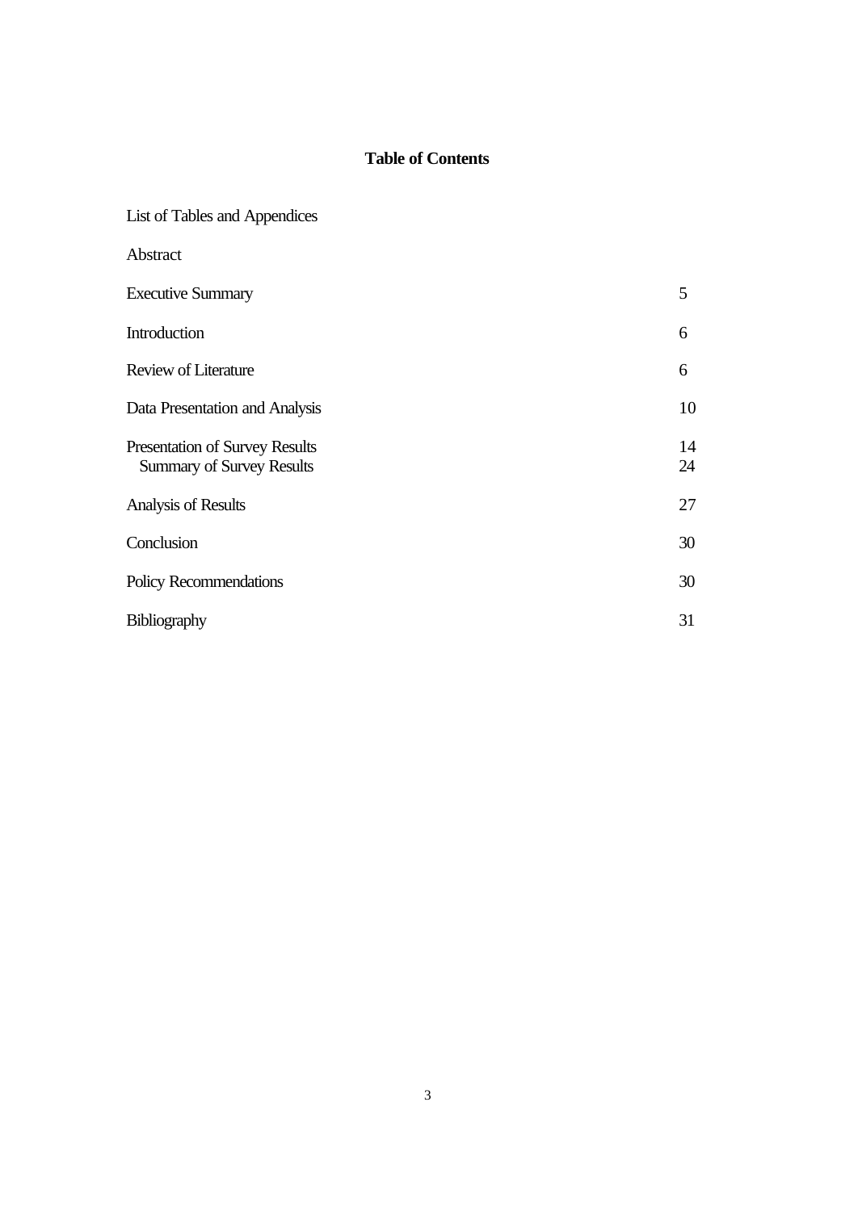# Table of Contents

| | |
|---|---|
| List of Tables and Appendices | |
| Abstract | |
| Executive Summary | 5 |
| Introduction | 6 |
| Review of Literature | 6 |
| Data Presentation and Analysis | 10 |
| Presentation of Survey Results | 14 |
| Summary of Survey Results | 24 |
| Analysis of Results | 27 |
| Conclusion | 30 |
| Policy Recommendations | 30 |
| Bibliography | 31 |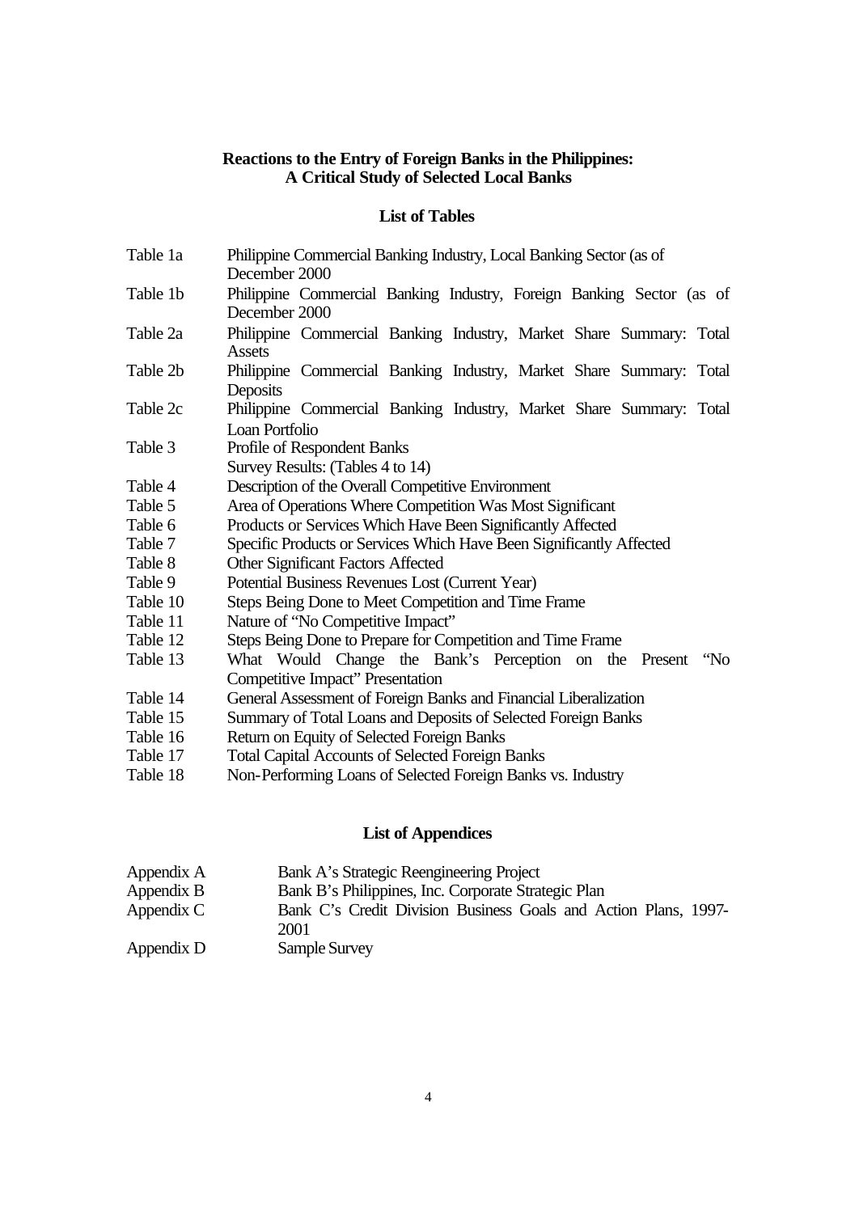**Reactions to the Entry of Foreign Banks in the Philippines: A Critical Study of Selected Local Banks**

## List of Tables

| | |
|---|---|
| Table 1a | Philippine Commercial Banking Industry, Local Banking Sector (as of December 2000 |
| Table 1b | Philippine Commercial Banking Industry, Foreign Banking Sector (as of December 2000 |
| Table 2a | Philippine Commercial Banking Industry, Market Share Summary: Total Assets |
| Table 2b | Philippine Commercial Banking Industry, Market Share Summary: Total Deposits |
| Table 2c | Philippine Commercial Banking Industry, Market Share Summary: Total Loan Portfolio |
| Table 3 | Profile of Respondent Banks |
| | Survey Results: (Tables 4 to 14) |
| Table 4 | Description of the Overall Competitive Environment |
| Table 5 | Area of Operations Where Competition Was Most Significant |
| Table 6 | Products or Services Which Have Been Significantly Affected |
| Table 7 | Specific Products or Services Which Have Been Significantly Affected |
| Table 8 | Other Significant Factors Affected |
| Table 9 | Potential Business Revenues Lost (Current Year) |
| Table 10 | Steps Being Done to Meet Competition and Time Frame |
| Table 11 | Nature of "No Competitive Impact" |
| Table 12 | Steps Being Done to Prepare for Competition and Time Frame |
| Table 13 | What Would Change the Bank's Perception on the Present "No Competitive Impact" Presentation |
| Table 14 | General Assessment of Foreign Banks and Financial Liberalization |
| Table 15 | Summary of Total Loans and Deposits of Selected Foreign Banks |
| Table 16 | Return on Equity of Selected Foreign Banks |
| Table 17 | Total Capital Accounts of Selected Foreign Banks |
| Table 18 | Non-Performing Loans of Selected Foreign Banks vs. Industry |

## List of Appendices

| | |
|---|---|
| Appendix A | Bank A's Strategic Reengineering Project |
| Appendix B | Bank B's Philippines, Inc. Corporate Strategic Plan |
| Appendix C | Bank C's Credit Division Business Goals and Action Plans, 1997-2001 |
| Appendix D | Sample Survey |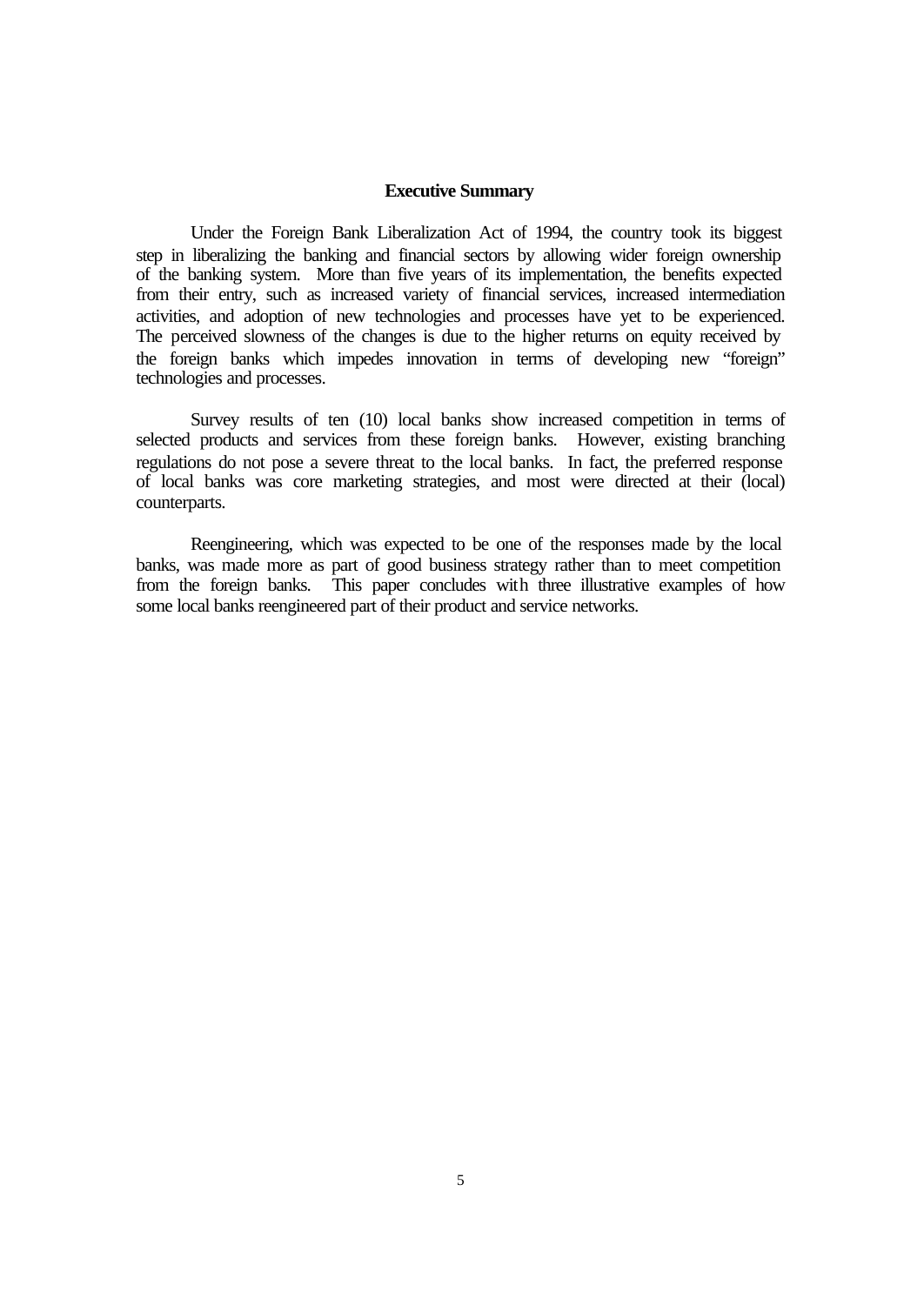**Executive Summary**

Under the Foreign Bank Liberalization Act of 1994, the country took its biggest step in liberalizing the banking and financial sectors by allowing wider foreign ownership of the banking system. More than five years of its implementation, the benefits expected from their entry, such as increased variety of financial services, increased intermediation activities, and adoption of new technologies and processes have yet to be experienced. The perceived slowness of the changes is due to the higher returns on equity received by the foreign banks which impedes innovation in terms of developing new "foreign" technologies and processes.

Survey results of ten (10) local banks show increased competition in terms of selected products and services from these foreign banks. However, existing branching regulations do not pose a severe threat to the local banks. In fact, the preferred response of local banks was core marketing strategies, and most were directed at their (local) counterparts.

Reengineering, which was expected to be one of the responses made by the local banks, was made more as part of good business strategy rather than to meet competition from the foreign banks. This paper concludes with three illustrative examples of how some local banks reengineered part of their product and service networks.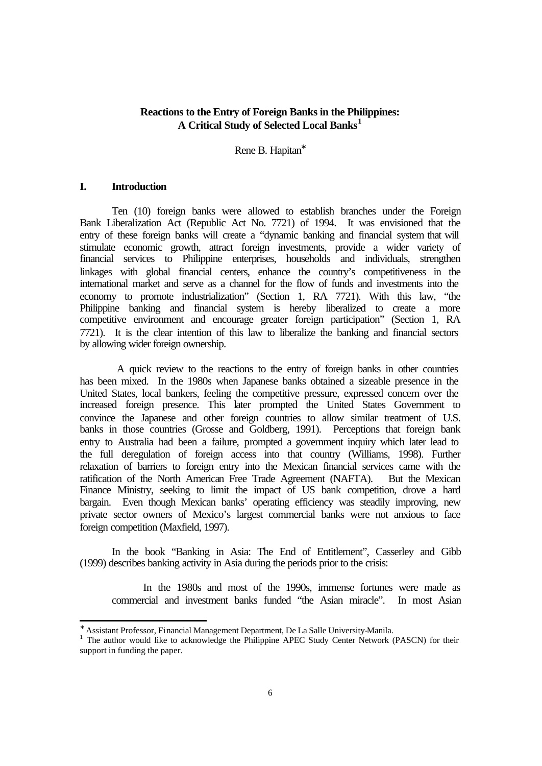**Reactions to the Entry of Foreign Banks in the Philippines: A Critical Study of Selected Local Banks[1]**

Rene B. Hapitan*

## I. Introduction

Ten (10) foreign banks were allowed to establish branches under the Foreign Bank Liberalization Act (Republic Act No. 7721) of 1994. It was envisioned that the entry of these foreign banks will create a "dynamic banking and financial system that will stimulate economic growth, attract foreign investments, provide a wider variety of financial services to Philippine enterprises, households and individuals, strengthen linkages with global financial centers, enhance the country's competitiveness in the international market and serve as a channel for the flow of funds and investments into the economy to promote industrialization" (Section 1, RA 7721). With this law, "the Philippine banking and financial system is hereby liberalized to create a more competitive environment and encourage greater foreign participation" (Section 1, RA 7721). It is the clear intention of this law to liberalize the banking and financial sectors by allowing wider foreign ownership.

A quick review to the reactions to the entry of foreign banks in other countries has been mixed. In the 1980s when Japanese banks obtained a sizeable presence in the United States, local bankers, feeling the competitive pressure, expressed concern over the increased foreign presence. This later prompted the United States Government to convince the Japanese and other foreign countries to allow similar treatment of U.S. banks in those countries (Grosse and Goldberg, 1991). Perceptions that foreign bank entry to Australia had been a failure, prompted a government inquiry which later lead to the full deregulation of foreign access into that country (Williams, 1998). Further relaxation of barriers to foreign entry into the Mexican financial services came with the ratification of the North American Free Trade Agreement (NAFTA). But the Mexican Finance Ministry, seeking to limit the impact of US bank competition, drove a hard bargain. Even though Mexican banks' operating efficiency was steadily improving, new private sector owners of Mexico's largest commercial banks were not anxious to face foreign competition (Maxfield, 1997).

In the book "Banking in Asia: The End of Entitlement", Casserley and Gibb (1999) describes banking activity in Asia during the periods prior to the crisis:

> In the 1980s and most of the 1990s, immense fortunes were made as commercial and investment banks funded "the Asian miracle". In most Asian

---

* Assistant Professor, Financial Management Department, De La Salle University-Manila.

[1] The author would like to acknowledge the Philippine APEC Study Center Network (PASCN) for their support in funding the paper.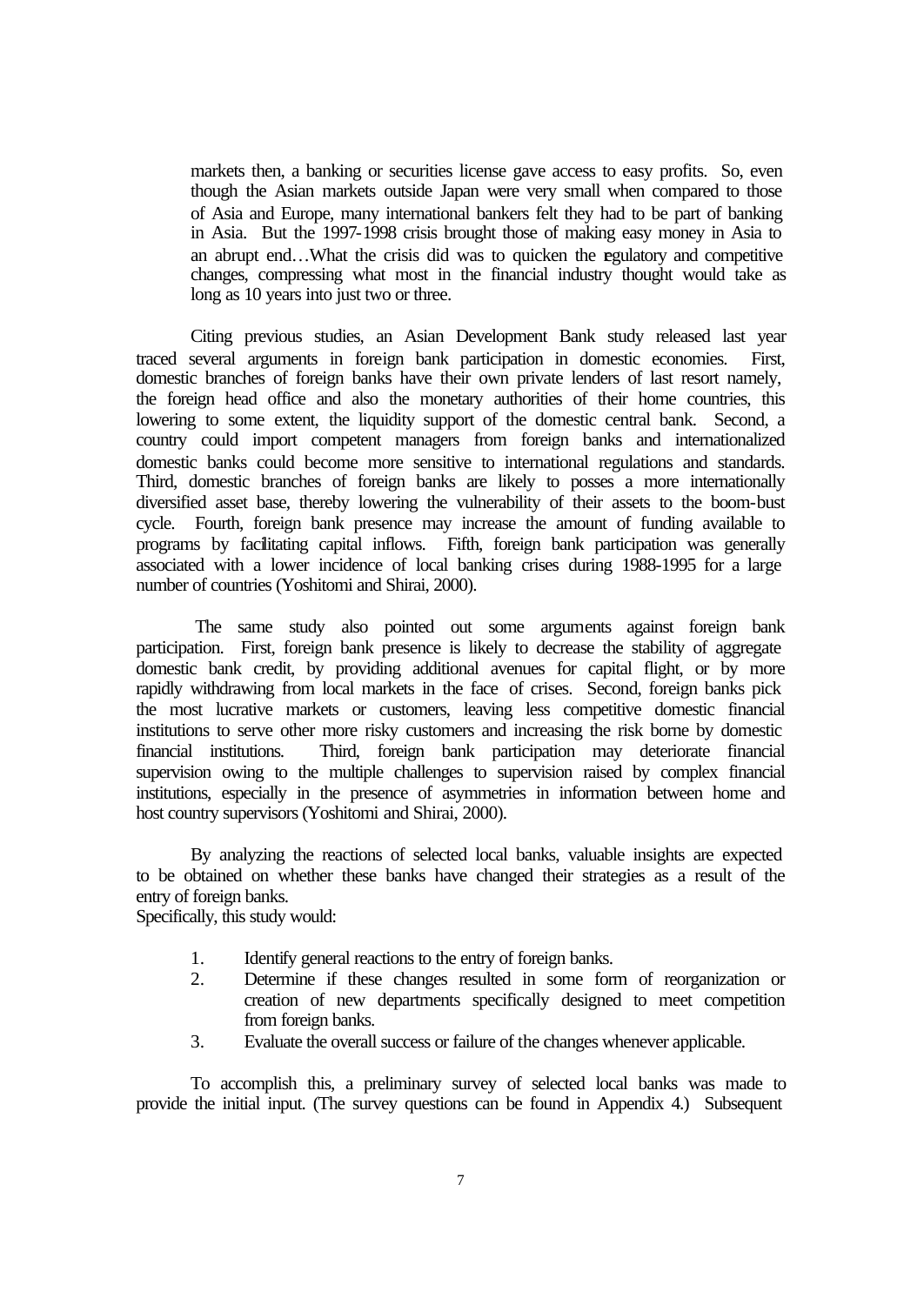> markets then, a banking or securities license gave access to easy profits. So, even though the Asian markets outside Japan were very small when compared to those of Asia and Europe, many international bankers felt they had to be part of banking in Asia. But the 1997-1998 crisis brought those of making easy money in Asia to an abrupt end…What the crisis did was to quicken the regulatory and competitive changes, compressing what most in the financial industry thought would take as long as 10 years into just two or three.

Citing previous studies, an Asian Development Bank study released last year traced several arguments in foreign bank participation in domestic economies. First, domestic branches of foreign banks have their own private lenders of last resort namely, the foreign head office and also the monetary authorities of their home countries, this lowering to some extent, the liquidity support of the domestic central bank. Second, a country could import competent managers from foreign banks and internationalized domestic banks could become more sensitive to international regulations and standards. Third, domestic branches of foreign banks are likely to posses a more internationally diversified asset base, thereby lowering the vulnerability of their assets to the boom-bust cycle. Fourth, foreign bank presence may increase the amount of funding available to programs by facilitating capital inflows. Fifth, foreign bank participation was generally associated with a lower incidence of local banking crises during 1988-1995 for a large number of countries (Yoshitomi and Shirai, 2000).

The same study also pointed out some arguments against foreign bank participation. First, foreign bank presence is likely to decrease the stability of aggregate domestic bank credit, by providing additional avenues for capital flight, or by more rapidly withdrawing from local markets in the face of crises. Second, foreign banks pick the most lucrative markets or customers, leaving less competitive domestic financial institutions to serve other more risky customers and increasing the risk borne by domestic financial institutions. Third, foreign bank participation may deteriorate financial supervision owing to the multiple challenges to supervision raised by complex financial institutions, especially in the presence of asymmetries in information between home and host country supervisors (Yoshitomi and Shirai, 2000).

By analyzing the reactions of selected local banks, valuable insights are expected to be obtained on whether these banks have changed their strategies as a result of the entry of foreign banks.
Specifically, this study would:

1. Identify general reactions to the entry of foreign banks.
2. Determine if these changes resulted in some form of reorganization or creation of new departments specifically designed to meet competition from foreign banks.
3. Evaluate the overall success or failure of the changes whenever applicable.

To accomplish this, a preliminary survey of selected local banks was made to provide the initial input. (The survey questions can be found in Appendix 4.) Subsequent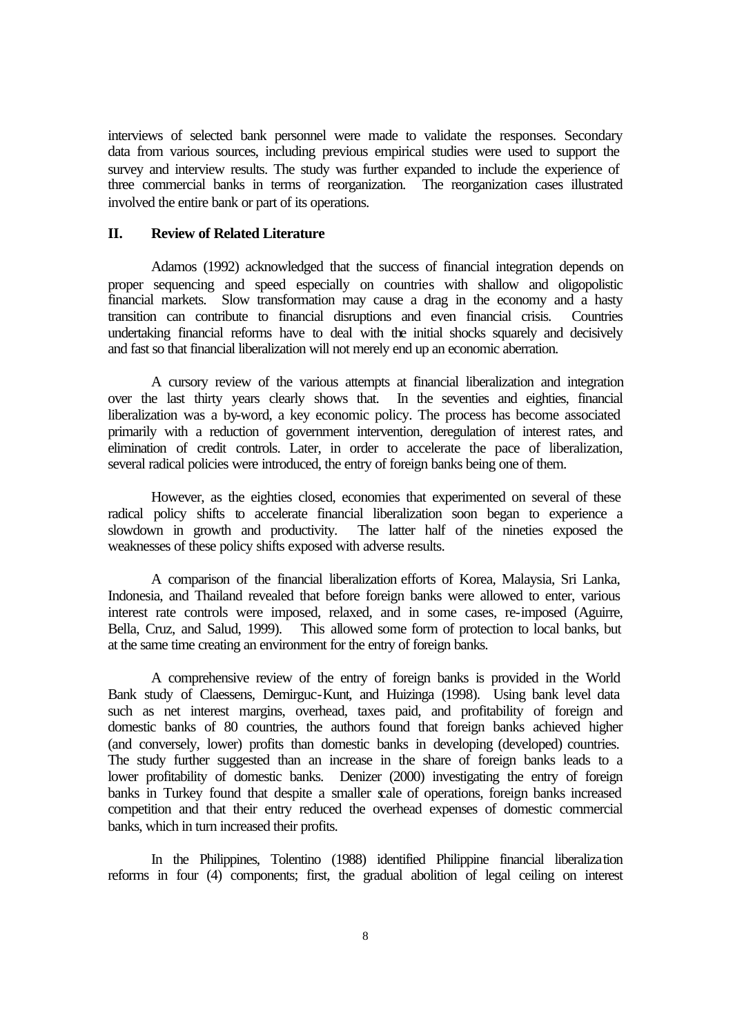interviews of selected bank personnel were made to validate the responses. Secondary data from various sources, including previous empirical studies were used to support the survey and interview results. The study was further expanded to include the experience of three commercial banks in terms of reorganization. The reorganization cases illustrated involved the entire bank or part of its operations.

## II. Review of Related Literature

Adamos (1992) acknowledged that the success of financial integration depends on proper sequencing and speed especially on countries with shallow and oligopolistic financial markets. Slow transformation may cause a drag in the economy and a hasty transition can contribute to financial disruptions and even financial crisis. Countries undertaking financial reforms have to deal with the initial shocks squarely and decisively and fast so that financial liberalization will not merely end up an economic aberration.

A cursory review of the various attempts at financial liberalization and integration over the last thirty years clearly shows that. In the seventies and eighties, financial liberalization was a by-word, a key economic policy. The process has become associated primarily with a reduction of government intervention, deregulation of interest rates, and elimination of credit controls. Later, in order to accelerate the pace of liberalization, several radical policies were introduced, the entry of foreign banks being one of them.

However, as the eighties closed, economies that experimented on several of these radical policy shifts to accelerate financial liberalization soon began to experience a slowdown in growth and productivity. The latter half of the nineties exposed the weaknesses of these policy shifts exposed with adverse results.

A comparison of the financial liberalization efforts of Korea, Malaysia, Sri Lanka, Indonesia, and Thailand revealed that before foreign banks were allowed to enter, various interest rate controls were imposed, relaxed, and in some cases, re-imposed (Aguirre, Bella, Cruz, and Salud, 1999). This allowed some form of protection to local banks, but at the same time creating an environment for the entry of foreign banks.

A comprehensive review of the entry of foreign banks is provided in the World Bank study of Claessens, Demirguc-Kunt, and Huizinga (1998). Using bank level data such as net interest margins, overhead, taxes paid, and profitability of foreign and domestic banks of 80 countries, the authors found that foreign banks achieved higher (and conversely, lower) profits than domestic banks in developing (developed) countries. The study further suggested than an increase in the share of foreign banks leads to a lower profitability of domestic banks. Denizer (2000) investigating the entry of foreign banks in Turkey found that despite a smaller scale of operations, foreign banks increased competition and that their entry reduced the overhead expenses of domestic commercial banks, which in turn increased their profits.

In the Philippines, Tolentino (1988) identified Philippine financial liberalization reforms in four (4) components; first, the gradual abolition of legal ceiling on interest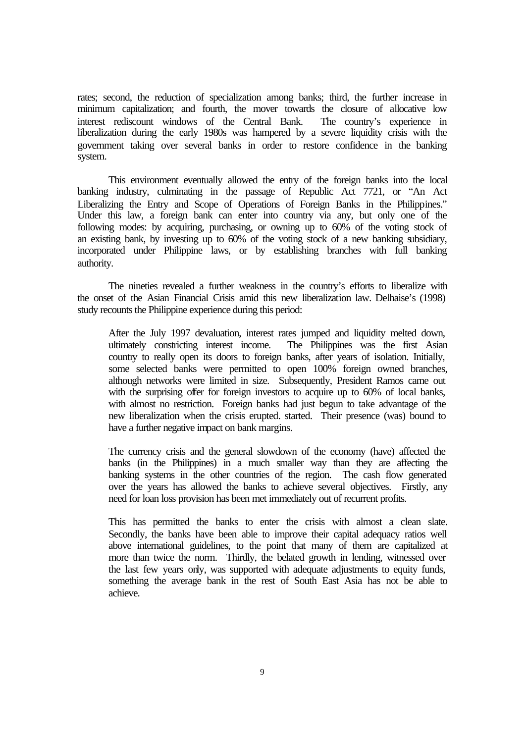rates; second, the reduction of specialization among banks; third, the further increase in minimum capitalization; and fourth, the mover towards the closure of allocative low interest rediscount windows of the Central Bank. The country's experience in liberalization during the early 1980s was hampered by a severe liquidity crisis with the government taking over several banks in order to restore confidence in the banking system.

This environment eventually allowed the entry of the foreign banks into the local banking industry, culminating in the passage of Republic Act 7721, or "An Act Liberalizing the Entry and Scope of Operations of Foreign Banks in the Philippines." Under this law, a foreign bank can enter into country via any, but only one of the following modes: by acquiring, purchasing, or owning up to 60% of the voting stock of an existing bank, by investing up to 60% of the voting stock of a new banking subsidiary, incorporated under Philippine laws, or by establishing branches with full banking authority.

The nineties revealed a further weakness in the country's efforts to liberalize with the onset of the Asian Financial Crisis amid this new liberalization law. Delhaise's (1998) study recounts the Philippine experience during this period:

> After the July 1997 devaluation, interest rates jumped and liquidity melted down, ultimately constricting interest income. The Philippines was the first Asian country to really open its doors to foreign banks, after years of isolation. Initially, some selected banks were permitted to open 100% foreign owned branches, although networks were limited in size. Subsequently, President Ramos came out with the surprising offer for foreign investors to acquire up to 60% of local banks, with almost no restriction. Foreign banks had just begun to take advantage of the new liberalization when the crisis erupted. started. Their presence (was) bound to have a further negative impact on bank margins.
>
> The currency crisis and the general slowdown of the economy (have) affected the banks (in the Philippines) in a much smaller way than they are affecting the banking systems in the other countries of the region. The cash flow generated over the years has allowed the banks to achieve several objectives. Firstly, any need for loan loss provision has been met immediately out of recurrent profits.
>
> This has permitted the banks to enter the crisis with almost a clean slate. Secondly, the banks have been able to improve their capital adequacy ratios well above international guidelines, to the point that many of them are capitalized at more than twice the norm. Thirdly, the belated growth in lending, witnessed over the last few years only, was supported with adequate adjustments to equity funds, something the average bank in the rest of South East Asia has not be able to achieve.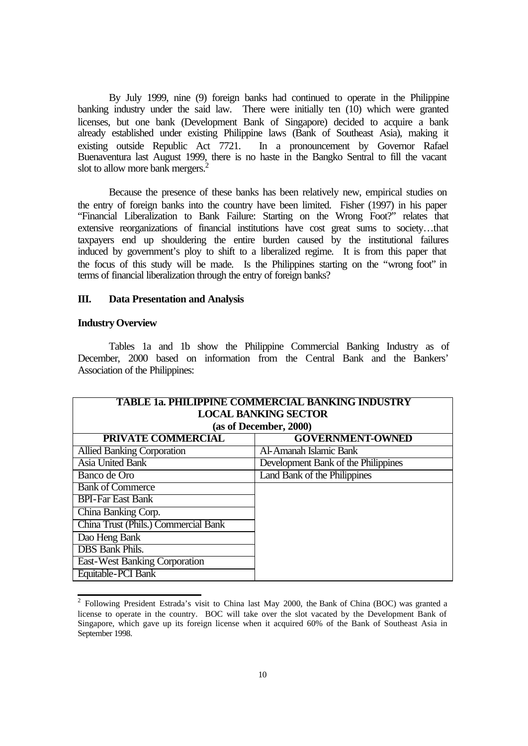By July 1999, nine (9) foreign banks had continued to operate in the Philippine banking industry under the said law. There were initially ten (10) which were granted licenses, but one bank (Development Bank of Singapore) decided to acquire a bank already established under existing Philippine laws (Bank of Southeast Asia), making it existing outside Republic Act 7721. In a pronouncement by Governor Rafael Buenaventura last August 1999, there is no haste in the Bangko Sentral to fill the vacant slot to allow more bank mergers.[2]

Because the presence of these banks has been relatively new, empirical studies on the entry of foreign banks into the country have been limited. Fisher (1997) in his paper "Financial Liberalization to Bank Failure: Starting on the Wrong Foot?" relates that extensive reorganizations of financial institutions have cost great sums to society…that taxpayers end up shouldering the entire burden caused by the institutional failures induced by government's ploy to shift to a liberalized regime. It is from this paper that the focus of this study will be made. Is the Philippines starting on the "wrong foot" in terms of financial liberalization through the entry of foreign banks?

## III. Data Presentation and Analysis

### Industry Overview

Tables 1a and 1b show the Philippine Commercial Banking Industry as of December, 2000 based on information from the Central Bank and the Bankers' Association of the Philippines:

**TABLE 1a. PHILIPPINE COMMERCIAL BANKING INDUSTRY LOCAL BANKING SECTOR (as of December, 2000)**

| PRIVATE COMMERCIAL | GOVERNMENT-OWNED |
|---|---|
| Allied Banking Corporation | Al-Amanah Islamic Bank |
| Asia United Bank | Development Bank of the Philippines |
| Banco de Oro | Land Bank of the Philippines |
| Bank of Commerce | |
| BPI-Far East Bank | |
| China Banking Corp. | |
| China Trust (Phils.) Commercial Bank | |
| Dao Heng Bank | |
| DBS Bank Phils. | |
| East-West Banking Corporation | |
| Equitable-PCI Bank | |

[2] Following President Estrada's visit to China last May 2000, the Bank of China (BOC) was granted a license to operate in the country. BOC will take over the slot vacated by the Development Bank of Singapore, which gave up its foreign license when it acquired 60% of the Bank of Southeast Asia in September 1998.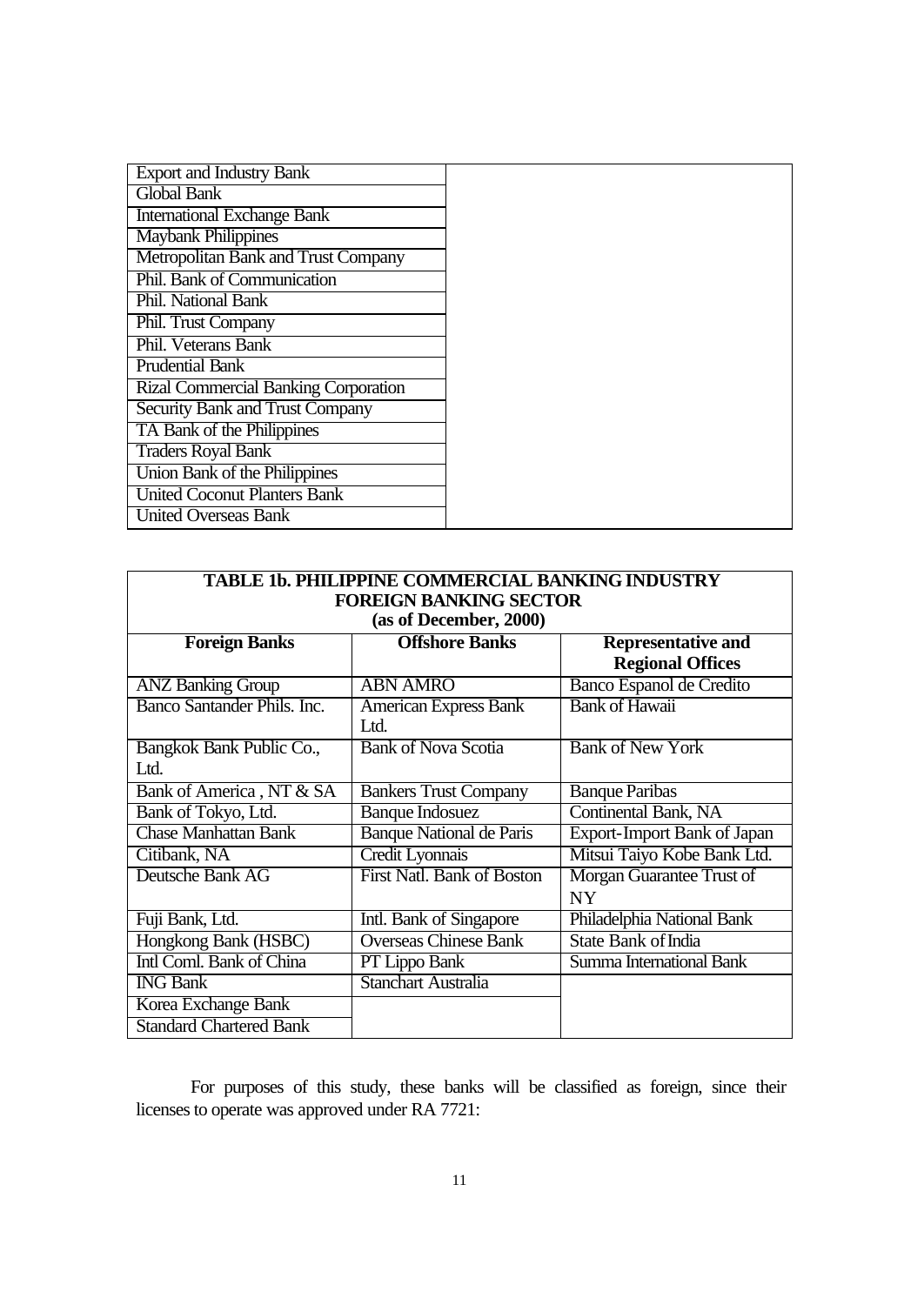| Export and Industry Bank | |
|---|---|
| Global Bank | |
| International Exchange Bank | |
| Maybank Philippines | |
| Metropolitan Bank and Trust Company | |
| Phil. Bank of Communication | |
| Phil. National Bank | |
| Phil. Trust Company | |
| Phil. Veterans Bank | |
| Prudential Bank | |
| Rizal Commercial Banking Corporation | |
| Security Bank and Trust Company | |
| TA Bank of the Philippines | |
| Traders Royal Bank | |
| Union Bank of the Philippines | |
| United Coconut Planters Bank | |
| United Overseas Bank | |

**TABLE 1b. PHILIPPINE COMMERCIAL BANKING INDUSTRY**
**FOREIGN BANKING SECTOR**
**(as of December, 2000)**

| Foreign Banks | Offshore Banks | Representative and Regional Offices |
|---|---|---|
| ANZ Banking Group | ABN AMRO | Banco Espanol de Credito |
| Banco Santander Phils. Inc. | American Express Bank Ltd. | Bank of Hawaii |
| Bangkok Bank Public Co., Ltd. | Bank of Nova Scotia | Bank of New York |
| Bank of America , NT & SA | Bankers Trust Company | Banque Paribas |
| Bank of Tokyo, Ltd. | Banque Indosuez | Continental Bank, NA |
| Chase Manhattan Bank | Banque National de Paris | Export-Import Bank of Japan |
| Citibank, NA | Credit Lyonnais | Mitsui Taiyo Kobe Bank Ltd. |
| Deutsche Bank AG | First Natl. Bank of Boston | Morgan Guarantee Trust of NY |
| Fuji Bank, Ltd. | Intl. Bank of Singapore | Philadelphia National Bank |
| Hongkong Bank (HSBC) | Overseas Chinese Bank | State Bank of India |
| Intl Coml. Bank of China | PT Lippo Bank | Summa International Bank |
| ING Bank | Stanchart Australia | |
| Korea Exchange Bank | | |
| Standard Chartered Bank | | |

For purposes of this study, these banks will be classified as foreign, since their licenses to operate was approved under RA 7721: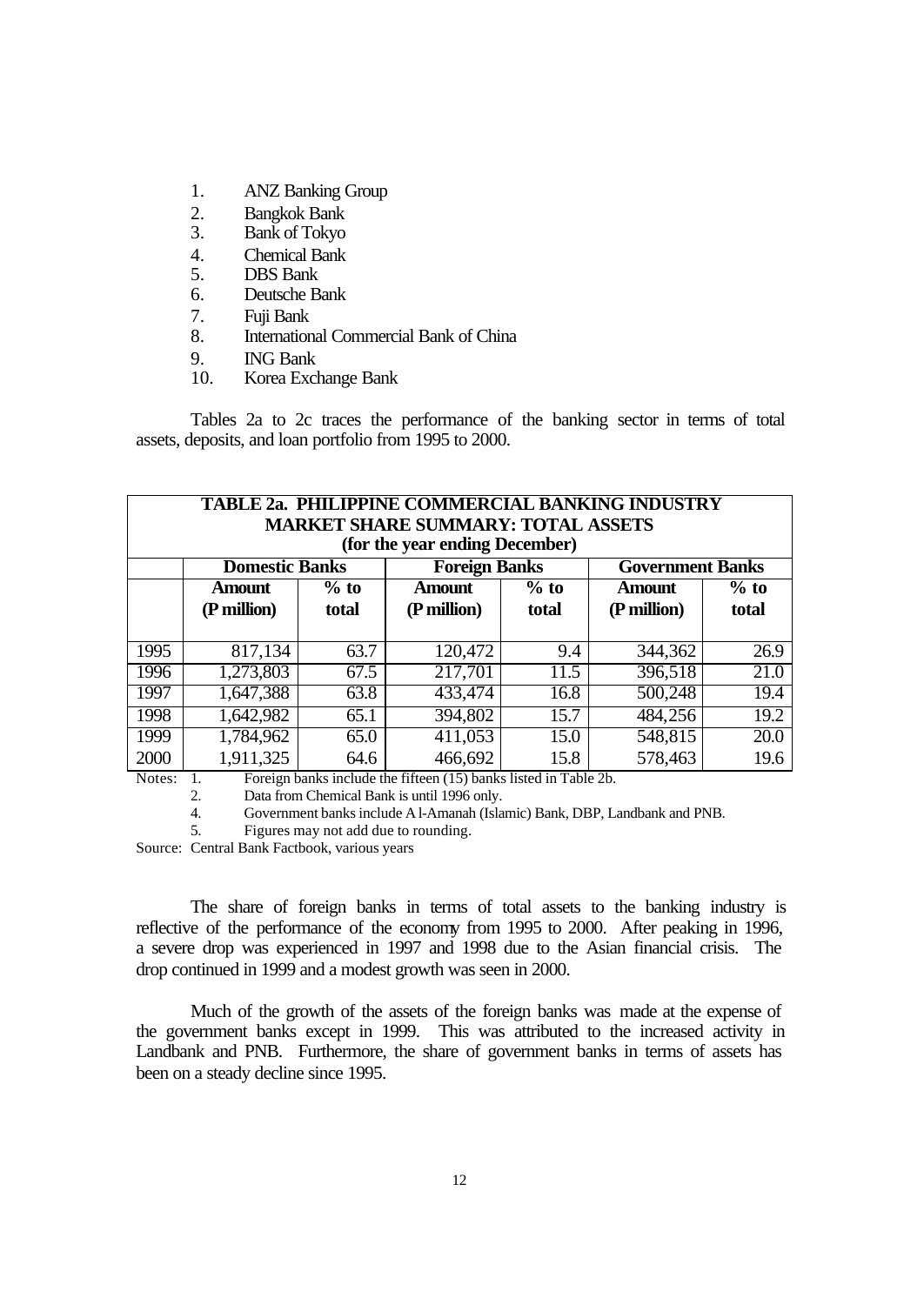1. ANZ Banking Group
2. Bangkok Bank
3. Bank of Tokyo
4. Chemical Bank
5. DBS Bank
6. Deutsche Bank
7. Fuji Bank
8. International Commercial Bank of China
9. ING Bank
10. Korea Exchange Bank

Tables 2a to 2c traces the performance of the banking sector in terms of total assets, deposits, and loan portfolio from 1995 to 2000.

**TABLE 2a. PHILIPPINE COMMERCIAL BANKING INDUSTRY MARKET SHARE SUMMARY: TOTAL ASSETS (for the year ending December)**

| | Domestic Banks | | Foreign Banks | | Government Banks | |
|---|---|---|---|---|---|---|
| | Amount (P million) | % to total | Amount (P million) | % to total | Amount (P million) | % to total |
| 1995 | 817,134 | 63.7 | 120,472 | 9.4 | 344,362 | 26.9 |
| 1996 | 1,273,803 | 67.5 | 217,701 | 11.5 | 396,518 | 21.0 |
| 1997 | 1,647,388 | 63.8 | 433,474 | 16.8 | 500,248 | 19.4 |
| 1998 | 1,642,982 | 65.1 | 394,802 | 15.7 | 484,256 | 19.2 |
| 1999 | 1,784,962 | 65.0 | 411,053 | 15.0 | 548,815 | 20.0 |
| 2000 | 1,911,325 | 64.6 | 466,692 | 15.8 | 578,463 | 19.6 |

Notes: 1. Foreign banks include the fifteen (15) banks listed in Table 2b.
2. Data from Chemical Bank is until 1996 only.
4. Government banks include A l-Amanah (Islamic) Bank, DBP, Landbank and PNB.
5. Figures may not add due to rounding.

Source: Central Bank Factbook, various years

The share of foreign banks in terms of total assets to the banking industry is reflective of the performance of the economy from 1995 to 2000. After peaking in 1996, a severe drop was experienced in 1997 and 1998 due to the Asian financial crisis. The drop continued in 1999 and a modest growth was seen in 2000.

Much of the growth of the assets of the foreign banks was made at the expense of the government banks except in 1999. This was attributed to the increased activity in Landbank and PNB. Furthermore, the share of government banks in terms of assets has been on a steady decline since 1995.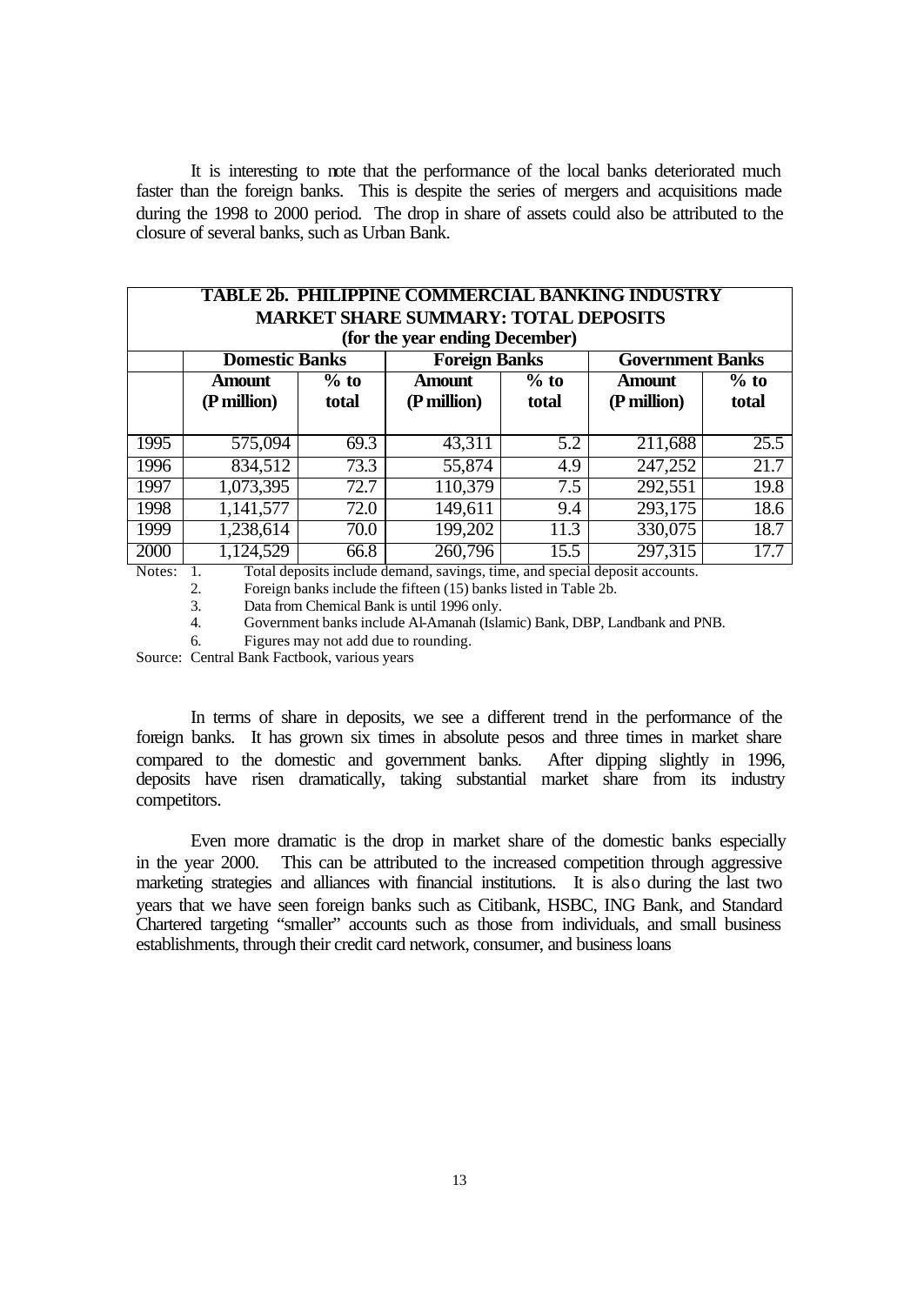It is interesting to note that the performance of the local banks deteriorated much faster than the foreign banks. This is despite the series of mergers and acquisitions made during the 1998 to 2000 period. The drop in share of assets could also be attributed to the closure of several banks, such as Urban Bank.

**TABLE 2b. PHILIPPINE COMMERCIAL BANKING INDUSTRY MARKET SHARE SUMMARY: TOTAL DEPOSITS (for the year ending December)**

| | Domestic Banks | | Foreign Banks | | Government Banks | |
|---|---|---|---|---|---|---|
| | Amount (P million) | % to total | Amount (P million) | % to total | Amount (P million) | % to total |
| 1995 | 575,094 | 69.3 | 43,311 | 5.2 | 211,688 | 25.5 |
| 1996 | 834,512 | 73.3 | 55,874 | 4.9 | 247,252 | 21.7 |
| 1997 | 1,073,395 | 72.7 | 110,379 | 7.5 | 292,551 | 19.8 |
| 1998 | 1,141,577 | 72.0 | 149,611 | 9.4 | 293,175 | 18.6 |
| 1999 | 1,238,614 | 70.0 | 199,202 | 11.3 | 330,075 | 18.7 |
| 2000 | 1,124,529 | 66.8 | 260,796 | 15.5 | 297,315 | 17.7 |

Notes:
1. Total deposits include demand, savings, time, and special deposit accounts.
2. Foreign banks include the fifteen (15) banks listed in Table 2b.
3. Data from Chemical Bank is until 1996 only.
4. Government banks include Al-Amanah (Islamic) Bank, DBP, Landbank and PNB.
6. Figures may not add due to rounding.

Source: Central Bank Factbook, various years

In terms of share in deposits, we see a different trend in the performance of the foreign banks. It has grown six times in absolute pesos and three times in market share compared to the domestic and government banks. After dipping slightly in 1996, deposits have risen dramatically, taking substantial market share from its industry competitors.

Even more dramatic is the drop in market share of the domestic banks especially in the year 2000. This can be attributed to the increased competition through aggressive marketing strategies and alliances with financial institutions. It is also during the last two years that we have seen foreign banks such as Citibank, HSBC, ING Bank, and Standard Chartered targeting "smaller" accounts such as those from individuals, and small business establishments, through their credit card network, consumer, and business loans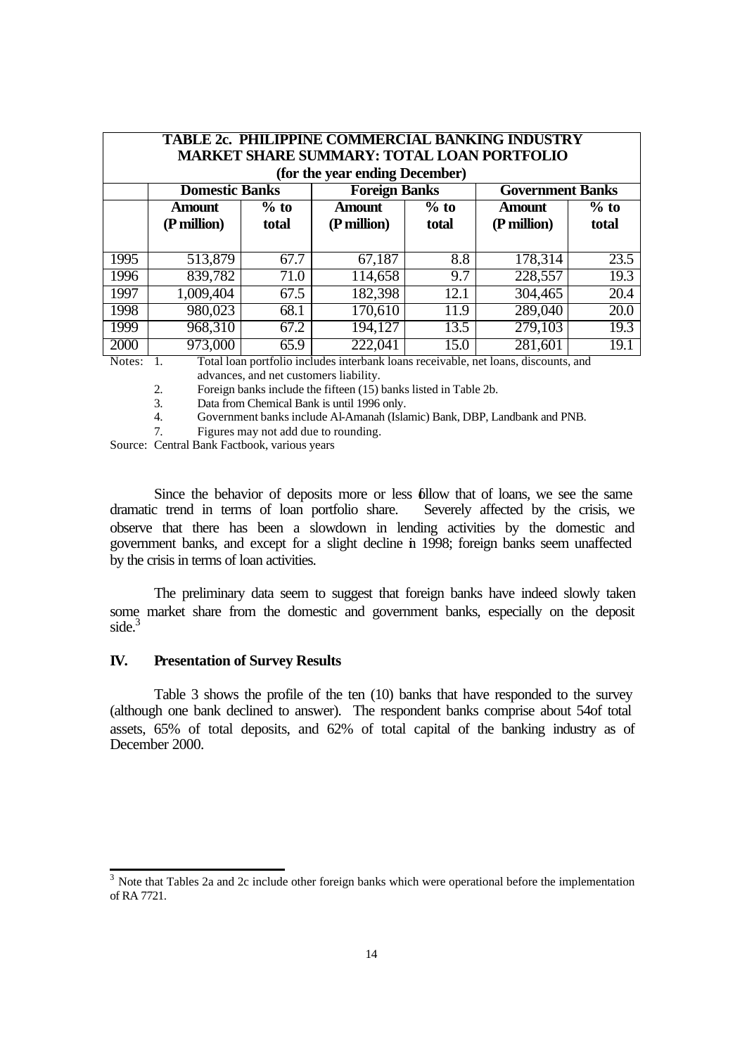**TABLE 2c. PHILIPPINE COMMERCIAL BANKING INDUSTRY MARKET SHARE SUMMARY: TOTAL LOAN PORTFOLIO (for the year ending December)**

| | Domestic Banks | | Foreign Banks | | Government Banks | |
|---|---|---|---|---|---|---|
| | Amount (P million) | % to total | Amount (P million) | % to total | Amount (P million) | % to total |
| 1995 | 513,879 | 67.7 | 67,187 | 8.8 | 178,314 | 23.5 |
| 1996 | 839,782 | 71.0 | 114,658 | 9.7 | 228,557 | 19.3 |
| 1997 | 1,009,404 | 67.5 | 182,398 | 12.1 | 304,465 | 20.4 |
| 1998 | 980,023 | 68.1 | 170,610 | 11.9 | 289,040 | 20.0 |
| 1999 | 968,310 | 67.2 | 194,127 | 13.5 | 279,103 | 19.3 |
| 2000 | 973,000 | 65.9 | 222,041 | 15.0 | 281,601 | 19.1 |

Notes: 1. Total loan portfolio includes interbank loans receivable, net loans, discounts, and advances, and net customers liability.
2. Foreign banks include the fifteen (15) banks listed in Table 2b.
3. Data from Chemical Bank is until 1996 only.
4. Government banks include Al-Amanah (Islamic) Bank, DBP, Landbank and PNB.
7. Figures may not add due to rounding.

Source: Central Bank Factbook, various years

Since the behavior of deposits more or less follow that of loans, we see the same dramatic trend in terms of loan portfolio share. Severely affected by the crisis, we observe that there has been a slowdown in lending activities by the domestic and government banks, and except for a slight decline in 1998; foreign banks seem unaffected by the crisis in terms of loan activities.

The preliminary data seem to suggest that foreign banks have indeed slowly taken some market share from the domestic and government banks, especially on the deposit side.[3]

## IV. Presentation of Survey Results

Table 3 shows the profile of the ten (10) banks that have responded to the survey (although one bank declined to answer). The respondent banks comprise about 54of total assets, 65% of total deposits, and 62% of total capital of the banking industry as of December 2000.

[3] Note that Tables 2a and 2c include other foreign banks which were operational before the implementation of RA 7721.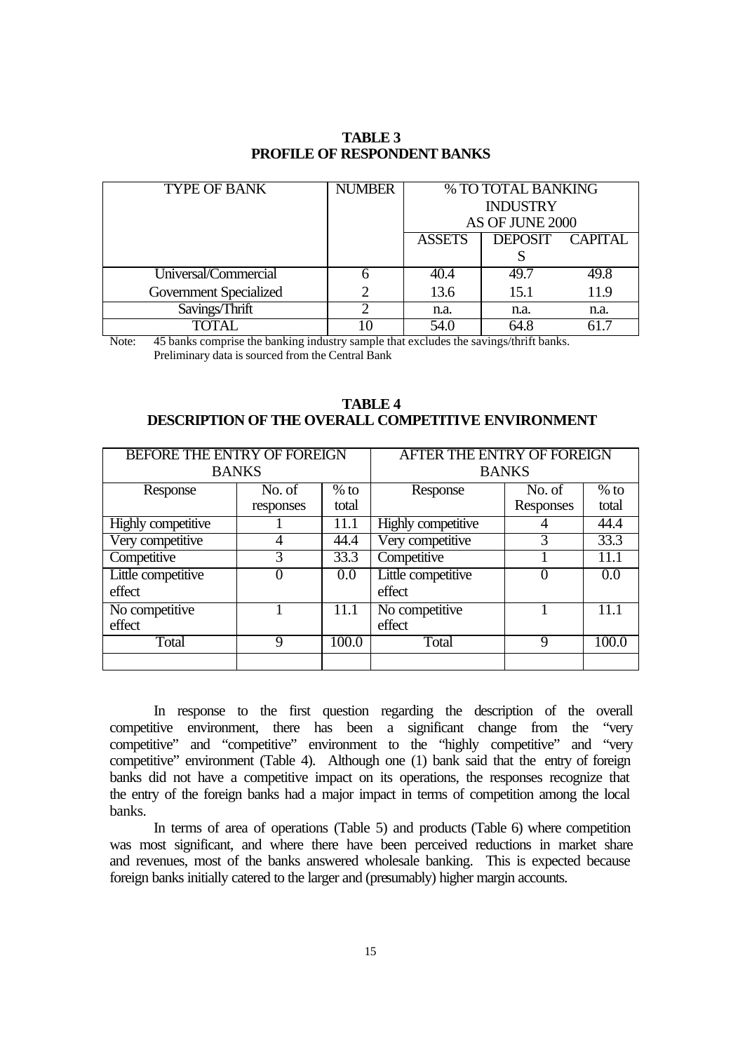**TABLE 3**
**PROFILE OF RESPONDENT BANKS**

| TYPE OF BANK | NUMBER | % TO TOTAL BANKING INDUSTRY AS OF JUNE 2000 | | |
|---|---|---|---|---|
| | | ASSETS | DEPOSITS | CAPITAL |
| Universal/Commercial | 6 | 40.4 | 49.7 | 49.8 |
| Government Specialized | 2 | 13.6 | 15.1 | 11.9 |
| Savings/Thrift | 2 | n.a. | n.a. | n.a. |
| TOTAL | 10 | 54.0 | 64.8 | 61.7 |

Note: 45 banks comprise the banking industry sample that excludes the savings/thrift banks. Preliminary data is sourced from the Central Bank

**TABLE 4**
**DESCRIPTION OF THE OVERALL COMPETITIVE ENVIRONMENT**

| BEFORE THE ENTRY OF FOREIGN BANKS | | | AFTER THE ENTRY OF FOREIGN BANKS | | |
|---|---|---|---|---|---|
| Response | No. of responses | % to total | Response | No. of Responses | % to total |
| Highly competitive | 1 | 11.1 | Highly competitive | 4 | 44.4 |
| Very competitive | 4 | 44.4 | Very competitive | 3 | 33.3 |
| Competitive | 3 | 33.3 | Competitive | 1 | 11.1 |
| Little competitive effect | 0 | 0.0 | Little competitive effect | 0 | 0.0 |
| No competitive effect | 1 | 11.1 | No competitive effect | 1 | 11.1 |
| Total | 9 | 100.0 | Total | 9 | 100.0 |

In response to the first question regarding the description of the overall competitive environment, there has been a significant change from the "very competitive" and "competitive" environment to the "highly competitive" and "very competitive" environment (Table 4). Although one (1) bank said that the entry of foreign banks did not have a competitive impact on its operations, the responses recognize that the entry of the foreign banks had a major impact in terms of competition among the local banks.

In terms of area of operations (Table 5) and products (Table 6) where competition was most significant, and where there have been perceived reductions in market share and revenues, most of the banks answered wholesale banking. This is expected because foreign banks initially catered to the larger and (presumably) higher margin accounts.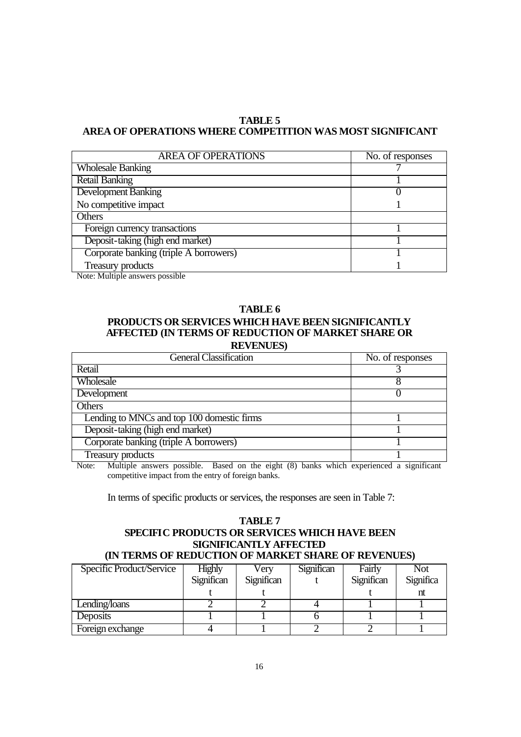**TABLE 5**
**AREA OF OPERATIONS WHERE COMPETITION WAS MOST SIGNIFICANT**

| AREA OF OPERATIONS | No. of responses |
|---|---|
| Wholesale Banking | 7 |
| Retail Banking | 1 |
| Development Banking | 0 |
| No competitive impact | 1 |
| Others | |
| Foreign currency transactions | 1 |
| Deposit-taking (high end market) | 1 |
| Corporate banking (triple A borrowers) | 1 |
| Treasury products | 1 |

Note: Multiple answers possible

**TABLE 6**
**PRODUCTS OR SERVICES WHICH HAVE BEEN SIGNIFICANTLY AFFECTED (IN TERMS OF REDUCTION OF MARKET SHARE OR REVENUES)**

| General Classification | No. of responses |
|---|---|
| Retail | 3 |
| Wholesale | 8 |
| Development | 0 |
| Others | |
| Lending to MNCs and top 100 domestic firms | 1 |
| Deposit-taking (high end market) | 1 |
| Corporate banking (triple A borrowers) | 1 |
| Treasury products | 1 |

Note: Multiple answers possible. Based on the eight (8) banks which experienced a significant competitive impact from the entry of foreign banks.

In terms of specific products or services, the responses are seen in Table 7:

**TABLE 7**
**SPECIFIC PRODUCTS OR SERVICES WHICH HAVE BEEN SIGNIFICANTLY AFFECTED**
**(IN TERMS OF REDUCTION OF MARKET SHARE OF REVENUES)**

| Specific Product/Service | Highly Significant | Very Significant | Significant | Fairly Significant | Not Significant |
|---|---|---|---|---|---|
| Lending/loans | 2 | 2 | 4 | 1 | 1 |
| Deposits | 1 | 1 | 6 | 1 | 1 |
| Foreign exchange | 4 | 1 | 2 | 2 | 1 |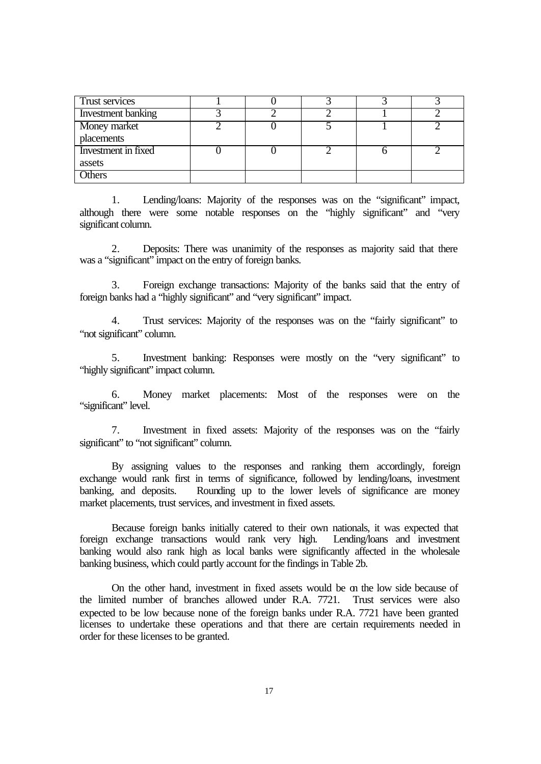| | | | | | |
|---|---|---|---|---|---|
| Trust services | 1 | 0 | 3 | 3 | 3 |
| Investment banking | 3 | 2 | 2 | 1 | 2 |
| Money market placements | 2 | 0 | 5 | 1 | 2 |
| Investment in fixed assets | 0 | 0 | 2 | 6 | 2 |
| Others | | | | | |

1. Lending/loans: Majority of the responses was on the "significant" impact, although there were some notable responses on the "highly significant" and "very significant column.

2. Deposits: There was unanimity of the responses as majority said that there was a "significant" impact on the entry of foreign banks.

3. Foreign exchange transactions: Majority of the banks said that the entry of foreign banks had a "highly significant" and "very significant" impact.

4. Trust services: Majority of the responses was on the "fairly significant" to "not significant" column.

5. Investment banking: Responses were mostly on the "very significant" to "highly significant" impact column.

6. Money market placements: Most of the responses were on the "significant" level.

7. Investment in fixed assets: Majority of the responses was on the "fairly significant" to "not significant" column.

By assigning values to the responses and ranking them accordingly, foreign exchange would rank first in terms of significance, followed by lending/loans, investment banking, and deposits. Rounding up to the lower levels of significance are money market placements, trust services, and investment in fixed assets.

Because foreign banks initially catered to their own nationals, it was expected that foreign exchange transactions would rank very high. Lending/loans and investment banking would also rank high as local banks were significantly affected in the wholesale banking business, which could partly account for the findings in Table 2b.

On the other hand, investment in fixed assets would be on the low side because of the limited number of branches allowed under R.A. 7721. Trust services were also expected to be low because none of the foreign banks under R.A. 7721 have been granted licenses to undertake these operations and that there are certain requirements needed in order for these licenses to be granted.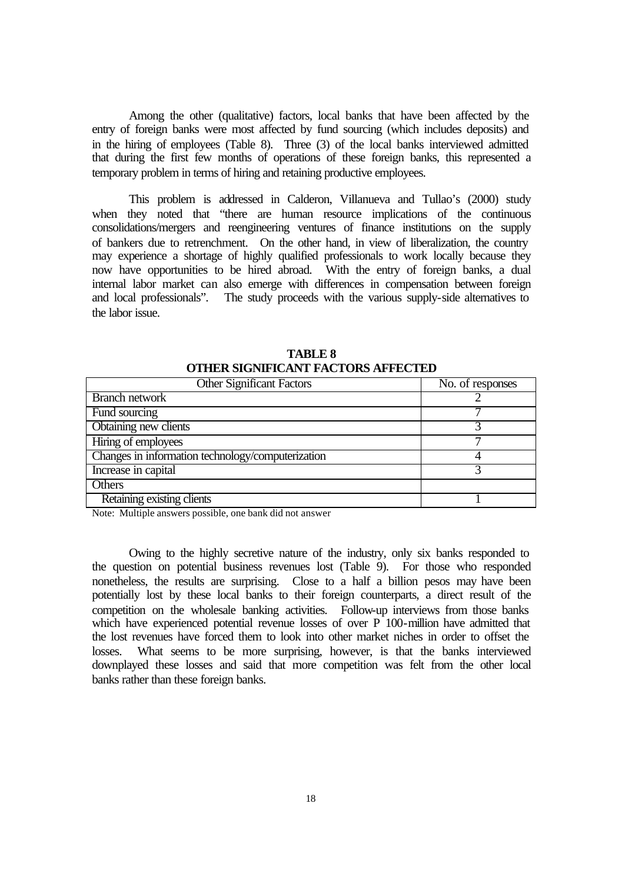Among the other (qualitative) factors, local banks that have been affected by the entry of foreign banks were most affected by fund sourcing (which includes deposits) and in the hiring of employees (Table 8). Three (3) of the local banks interviewed admitted that during the first few months of operations of these foreign banks, this represented a temporary problem in terms of hiring and retaining productive employees.

This problem is addressed in Calderon, Villanueva and Tullao's (2000) study when they noted that "there are human resource implications of the continuous consolidations/mergers and reengineering ventures of finance institutions on the supply of bankers due to retrenchment. On the other hand, in view of liberalization, the country may experience a shortage of highly qualified professionals to work locally because they now have opportunities to be hired abroad. With the entry of foreign banks, a dual internal labor market can also emerge with differences in compensation between foreign and local professionals". The study proceeds with the various supply-side alternatives to the labor issue.

**TABLE 8**
**OTHER SIGNIFICANT FACTORS AFFECTED**

| Other Significant Factors | No. of responses |
|---|---|
| Branch network | 2 |
| Fund sourcing | 7 |
| Obtaining new clients | 3 |
| Hiring of employees | 7 |
| Changes in information technology/computerization | 4 |
| Increase in capital | 3 |
| Others | |
| Retaining existing clients | 1 |

Note: Multiple answers possible, one bank did not answer

Owing to the highly secretive nature of the industry, only six banks responded to the question on potential business revenues lost (Table 9). For those who responded nonetheless, the results are surprising. Close to a half a billion pesos may have been potentially lost by these local banks to their foreign counterparts, a direct result of the competition on the wholesale banking activities. Follow-up interviews from those banks which have experienced potential revenue losses of over P 100-million have admitted that the lost revenues have forced them to look into other market niches in order to offset the losses. What seems to be more surprising, however, is that the banks interviewed downplayed these losses and said that more competition was felt from the other local banks rather than these foreign banks.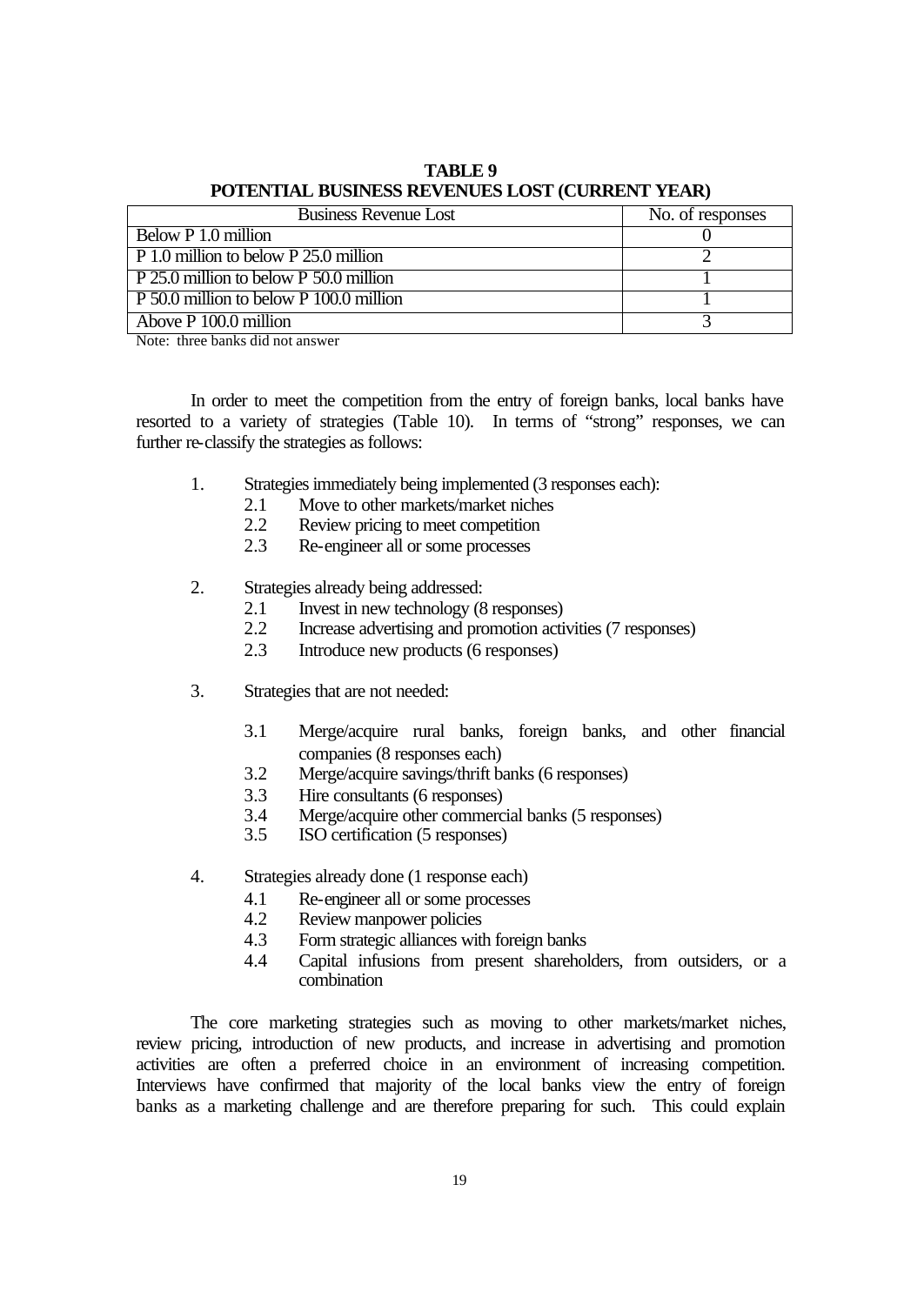**TABLE 9**
**POTENTIAL BUSINESS REVENUES LOST (CURRENT YEAR)**

| Business Revenue Lost | No. of responses |
|---|---|
| Below P 1.0 million | 0 |
| P 1.0 million to below P 25.0 million | 2 |
| P 25.0 million to below P 50.0 million | 1 |
| P 50.0 million to below P 100.0 million | 1 |
| Above P 100.0 million | 3 |

Note: three banks did not answer

In order to meet the competition from the entry of foreign banks, local banks have resorted to a variety of strategies (Table 10). In terms of "strong" responses, we can further re-classify the strategies as follows:

1. Strategies immediately being implemented (3 responses each):
   - 2.1 Move to other markets/market niches
   - 2.2 Review pricing to meet competition
   - 2.3 Re-engineer all or some processes

2. Strategies already being addressed:
   - 2.1 Invest in new technology (8 responses)
   - 2.2 Increase advertising and promotion activities (7 responses)
   - 2.3 Introduce new products (6 responses)

3. Strategies that are not needed:
   - 3.1 Merge/acquire rural banks, foreign banks, and other financial companies (8 responses each)
   - 3.2 Merge/acquire savings/thrift banks (6 responses)
   - 3.3 Hire consultants (6 responses)
   - 3.4 Merge/acquire other commercial banks (5 responses)
   - 3.5 ISO certification (5 responses)

4. Strategies already done (1 response each)
   - 4.1 Re-engineer all or some processes
   - 4.2 Review manpower policies
   - 4.3 Form strategic alliances with foreign banks
   - 4.4 Capital infusions from present shareholders, from outsiders, or a combination

The core marketing strategies such as moving to other markets/market niches, review pricing, introduction of new products, and increase in advertising and promotion activities are often a preferred choice in an environment of increasing competition. Interviews have confirmed that majority of the local banks view the entry of foreign banks as a marketing challenge and are therefore preparing for such. This could explain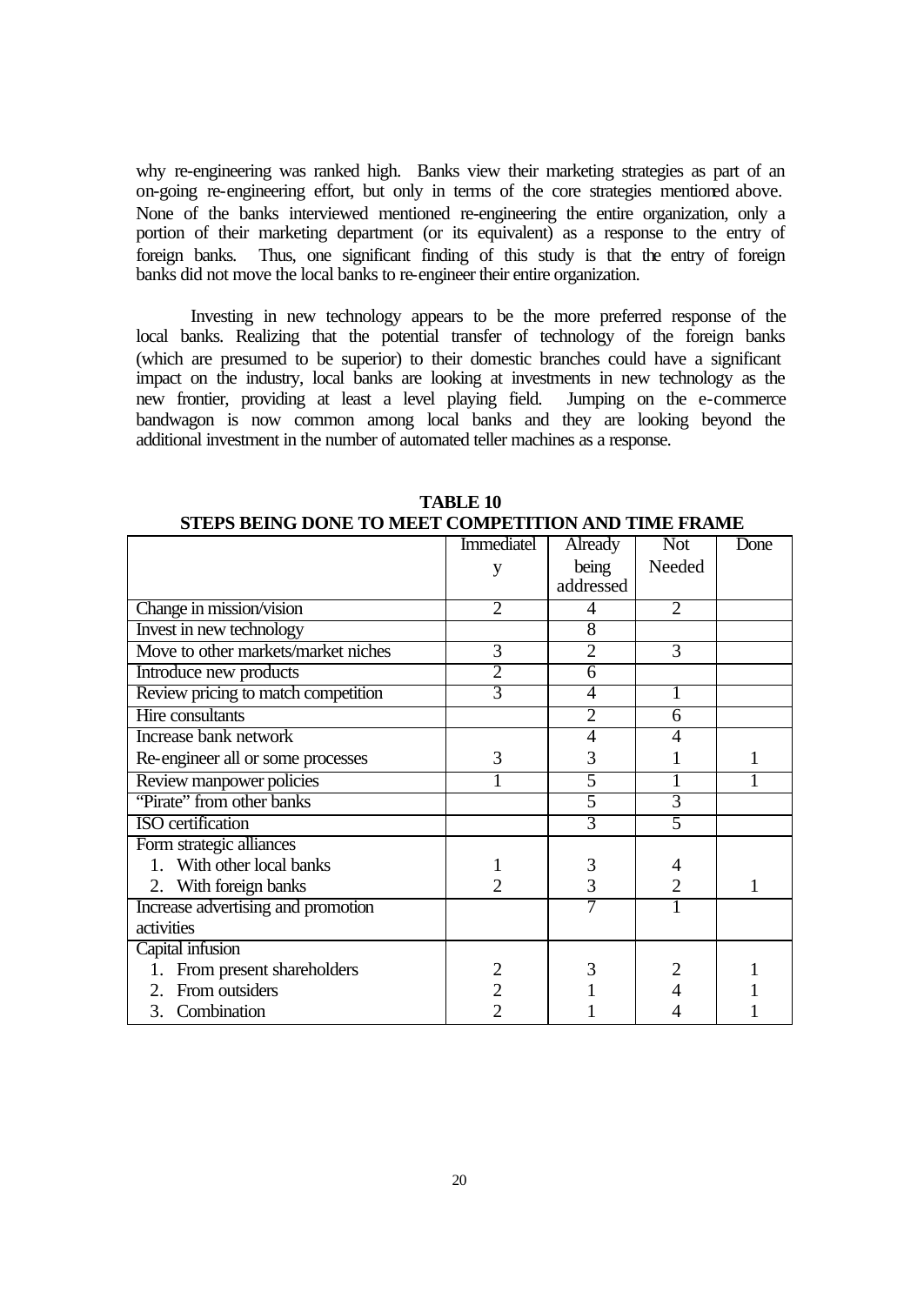why re-engineering was ranked high. Banks view their marketing strategies as part of an on-going re-engineering effort, but only in terms of the core strategies mentioned above. None of the banks interviewed mentioned re-engineering the entire organization, only a portion of their marketing department (or its equivalent) as a response to the entry of foreign banks. Thus, one significant finding of this study is that the entry of foreign banks did not move the local banks to re-engineer their entire organization.

Investing in new technology appears to be the more preferred response of the local banks. Realizing that the potential transfer of technology of the foreign banks (which are presumed to be superior) to their domestic branches could have a significant impact on the industry, local banks are looking at investments in new technology as the new frontier, providing at least a level playing field. Jumping on the e-commerce bandwagon is now common among local banks and they are looking beyond the additional investment in the number of automated teller machines as a response.

**TABLE 10**
**STEPS BEING DONE TO MEET COMPETITION AND TIME FRAME**

| | Immediately | Already being addressed | Not Needed | Done |
|---|---|---|---|---|
| Change in mission/vision | 2 | 4 | 2 | |
| Invest in new technology | | 8 | | |
| Move to other markets/market niches | 3 | 2 | 3 | |
| Introduce new products | 2 | 6 | | |
| Review pricing to match competition | 3 | 4 | 1 | |
| Hire consultants | | 2 | 6 | |
| Increase bank network | | 4 | 4 | |
| Re-engineer all or some processes | 3 | 3 | 1 | 1 |
| Review manpower policies | 1 | 5 | 1 | 1 |
| "Pirate" from other banks | | 5 | 3 | |
| ISO certification | | 3 | 5 | |
| Form strategic alliances | | | | |
| 1. With other local banks | 1 | 3 | 4 | |
| 2. With foreign banks | 2 | 3 | 2 | 1 |
| Increase advertising and promotion activities | | 7 | 1 | |
| Capital infusion | | | | |
| 1. From present shareholders | 2 | 3 | 2 | 1 |
| 2. From outsiders | 2 | 1 | 4 | 1 |
| 3. Combination | 2 | 1 | 4 | 1 |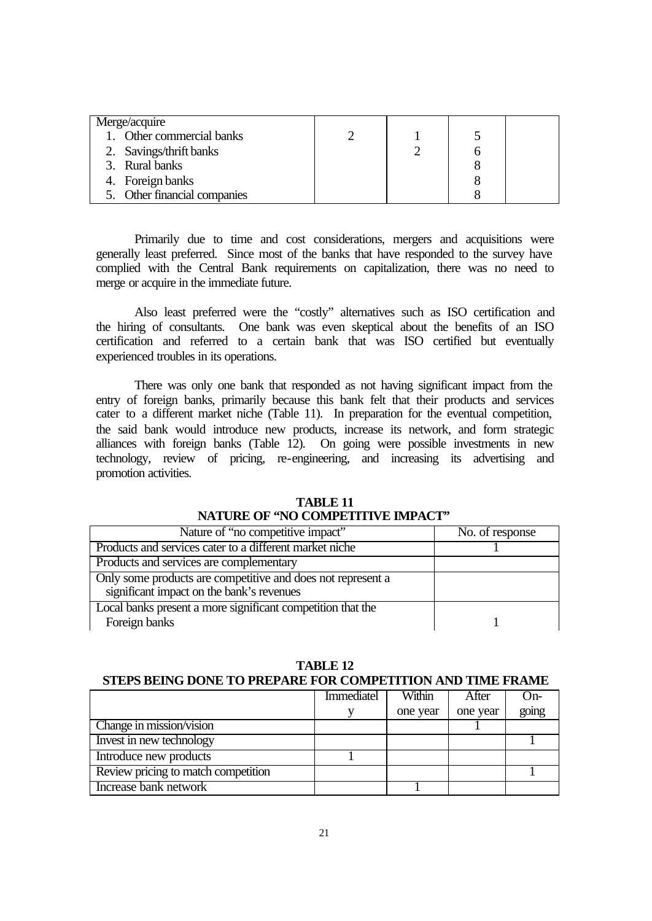| | | | | |
|---|---|---|---|---|
| Merge/acquire | | | | |
| 1. Other commercial banks | 2 | 1 | 5 | |
| 2. Savings/thrift banks | | 2 | 6 | |
| 3. Rural banks | | | 8 | |
| 4. Foreign banks | | | 8 | |
| 5. Other financial companies | | | 8 | |

Primarily due to time and cost considerations, mergers and acquisitions were generally least preferred. Since most of the banks that have responded to the survey have complied with the Central Bank requirements on capitalization, there was no need to merge or acquire in the immediate future.

Also least preferred were the "costly" alternatives such as ISO certification and the hiring of consultants. One bank was even skeptical about the benefits of an ISO certification and referred to a certain bank that was ISO certified but eventually experienced troubles in its operations.

There was only one bank that responded as not having significant impact from the entry of foreign banks, primarily because this bank felt that their products and services cater to a different market niche (Table 11). In preparation for the eventual competition, the said bank would introduce new products, increase its network, and form strategic alliances with foreign banks (Table 12). On going were possible investments in new technology, review of pricing, re-engineering, and increasing its advertising and promotion activities.

**TABLE 11**
**NATURE OF "NO COMPETITIVE IMPACT"**

| Nature of "no competitive impact" | No. of response |
|---|---|
| Products and services cater to a different market niche | 1 |
| Products and services are complementary | |
| Only some products are competitive and does not represent a significant impact on the bank's revenues | |
| Local banks present a more significant competition that the Foreign banks | 1 |

**TABLE 12**
**STEPS BEING DONE TO PREPARE FOR COMPETITION AND TIME FRAME**

| | Immediately | Within one year | After one year | On-going |
|---|---|---|---|---|
| Change in mission/vision | | | 1 | |
| Invest in new technology | | | | 1 |
| Introduce new products | 1 | | | |
| Review pricing to match competition | | | | 1 |
| Increase bank network | | 1 | | |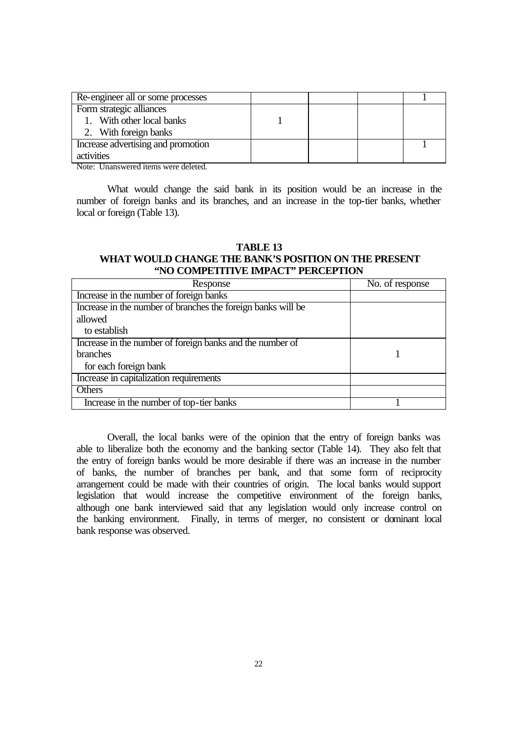| | | | | |
|---|---|---|---|---|
| Re-engineer all or some processes | | | | 1 |
| Form strategic alliances<br>1. With other local banks<br>2. With foreign banks | 1 | | | |
| Increase advertising and promotion activities | | | | 1 |

Note: Unanswered items were deleted.

What would change the said bank in its position would be an increase in the number of foreign banks and its branches, and an increase in the top-tier banks, whether local or foreign (Table 13).

**TABLE 13**
**WHAT WOULD CHANGE THE BANK'S POSITION ON THE PRESENT "NO COMPETITIVE IMPACT" PERCEPTION**

| Response | No. of response |
|---|---|
| Increase in the number of foreign banks | |
| Increase in the number of branches the foreign banks will be allowed to establish | |
| Increase in the number of foreign banks and the number of branches for each foreign bank | 1 |
| Increase in capitalization requirements | |
| Others | |
| Increase in the number of top-tier banks | 1 |

Overall, the local banks were of the opinion that the entry of foreign banks was able to liberalize both the economy and the banking sector (Table 14). They also felt that the entry of foreign banks would be more desirable if there was an increase in the number of banks, the number of branches per bank, and that some form of reciprocity arrangement could be made with their countries of origin. The local banks would support legislation that would increase the competitive environment of the foreign banks, although one bank interviewed said that any legislation would only increase control on the banking environment. Finally, in terms of merger, no consistent or dominant local bank response was observed.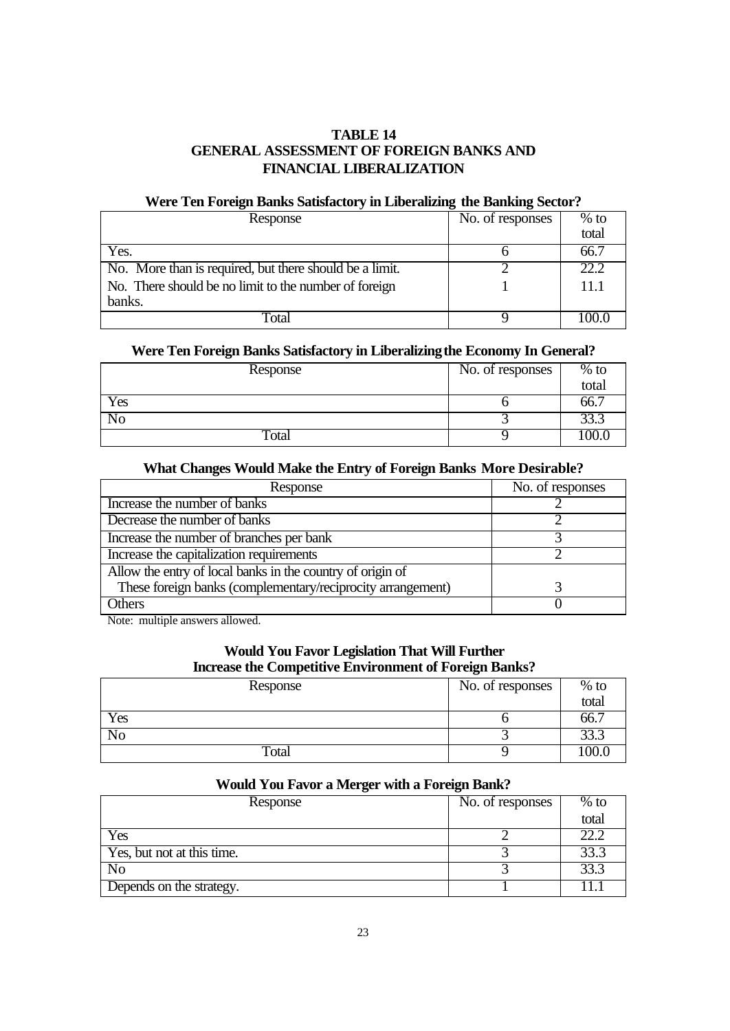**TABLE 14**
**GENERAL ASSESSMENT OF FOREIGN BANKS AND FINANCIAL LIBERALIZATION**

**Were Ten Foreign Banks Satisfactory in Liberalizing the Banking Sector?**

| Response | No. of responses | % to total |
|---|---|---|
| Yes. | 6 | 66.7 |
| No. More than is required, but there should be a limit. | 2 | 22.2 |
| No. There should be no limit to the number of foreign banks. | 1 | 11.1 |
| Total | 9 | 100.0 |

**Were Ten Foreign Banks Satisfactory in Liberalizing the Economy In General?**

| Response | No. of responses | % to total |
|---|---|---|
| Yes | 6 | 66.7 |
| No | 3 | 33.3 |
| Total | 9 | 100.0 |

**What Changes Would Make the Entry of Foreign Banks More Desirable?**

| Response | No. of responses |
|---|---|
| Increase the number of banks | 2 |
| Decrease the number of banks | 2 |
| Increase the number of branches per bank | 3 |
| Increase the capitalization requirements | 2 |
| Allow the entry of local banks in the country of origin of These foreign banks (complementary/reciprocity arrangement) | 3 |
| Others | 0 |

Note: multiple answers allowed.

**Would You Favor Legislation That Will Further Increase the Competitive Environment of Foreign Banks?**

| Response | No. of responses | % to total |
|---|---|---|
| Yes | 6 | 66.7 |
| No | 3 | 33.3 |
| Total | 9 | 100.0 |

**Would You Favor a Merger with a Foreign Bank?**

| Response | No. of responses | % to total |
|---|---|---|
| Yes | 2 | 22.2 |
| Yes, but not at this time. | 3 | 33.3 |
| No | 3 | 33.3 |
| Depends on the strategy. | 1 | 11.1 |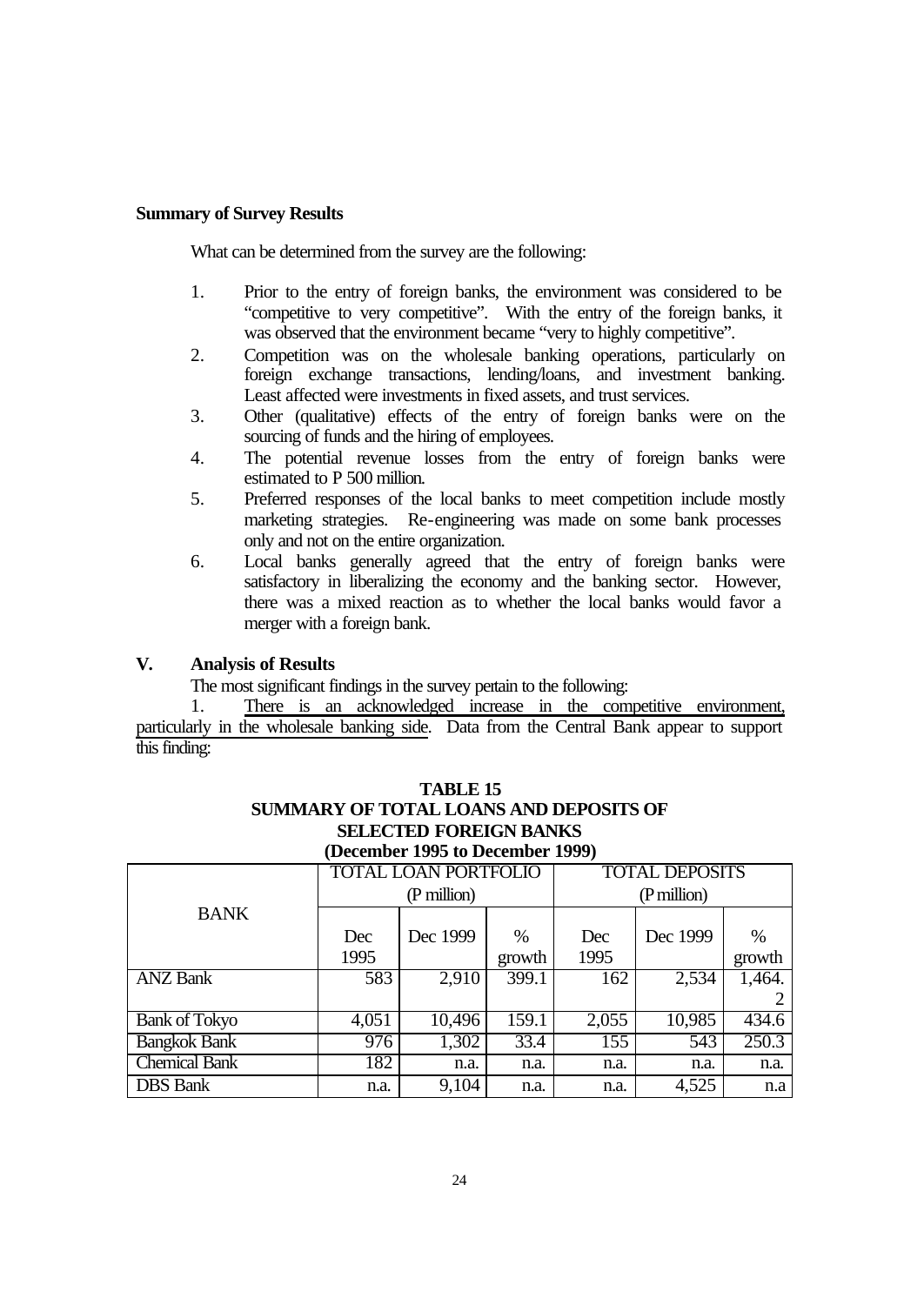**Summary of Survey Results**

What can be determined from the survey are the following:

1. Prior to the entry of foreign banks, the environment was considered to be "competitive to very competitive". With the entry of the foreign banks, it was observed that the environment became "very to highly competitive".
2. Competition was on the wholesale banking operations, particularly on foreign exchange transactions, lending/loans, and investment banking. Least affected were investments in fixed assets, and trust services.
3. Other (qualitative) effects of the entry of foreign banks were on the sourcing of funds and the hiring of employees.
4. The potential revenue losses from the entry of foreign banks were estimated to P 500 million.
5. Preferred responses of the local banks to meet competition include mostly marketing strategies. Re-engineering was made on some bank processes only and not on the entire organization.
6. Local banks generally agreed that the entry of foreign banks were satisfactory in liberalizing the economy and the banking sector. However, there was a mixed reaction as to whether the local banks would favor a merger with a foreign bank.

## V. Analysis of Results

The most significant findings in the survey pertain to the following:

1. There is an acknowledged increase in the competitive environment, particularly in the wholesale banking side. Data from the Central Bank appear to support this finding:

**TABLE 15**
**SUMMARY OF TOTAL LOANS AND DEPOSITS OF SELECTED FOREIGN BANKS**
**(December 1995 to December 1999)**

| BANK | TOTAL LOAN PORTFOLIO (P million) | | | TOTAL DEPOSITS (P million) | | |
|---|---|---|---|---|---|---|
| | Dec 1995 | Dec 1999 | % growth | Dec 1995 | Dec 1999 | % growth |
| ANZ Bank | 583 | 2,910 | 399.1 | 162 | 2,534 | 1,464.2 |
| Bank of Tokyo | 4,051 | 10,496 | 159.1 | 2,055 | 10,985 | 434.6 |
| Bangkok Bank | 976 | 1,302 | 33.4 | 155 | 543 | 250.3 |
| Chemical Bank | 182 | n.a. | n.a. | n.a. | n.a. | n.a. |
| DBS Bank | n.a. | 9,104 | n.a. | n.a. | 4,525 | n.a |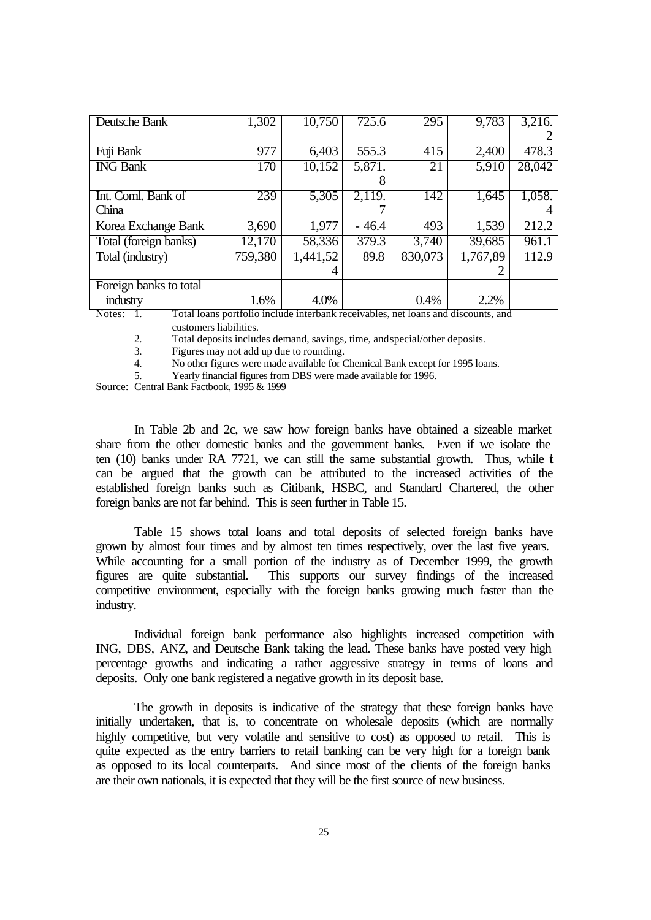| Deutsche Bank | 1,302 | 10,750 | 725.6 | 295 | 9,783 | 3,216.2 |
|---|---|---|---|---|---|---|
| Fuji Bank | 977 | 6,403 | 555.3 | 415 | 2,400 | 478.3 |
| ING Bank | 170 | 10,152 | 5,871.8 | 21 | 5,910 | 28,042 |
| Int. Coml. Bank of China | 239 | 5,305 | 2,119.7 | 142 | 1,645 | 1,058.4 |
| Korea Exchange Bank | 3,690 | 1,977 | - 46.4 | 493 | 1,539 | 212.2 |
| Total (foreign banks) | 12,170 | 58,336 | 379.3 | 3,740 | 39,685 | 961.1 |
| Total (industry) | 759,380 | 1,441,524 | 89.8 | 830,073 | 1,767,892 | 112.9 |
| Foreign banks to total industry | 1.6% | 4.0% | | 0.4% | 2.2% | |

Notes: 1. Total loans portfolio include interbank receivables, net loans and discounts, and customers liabilities.
2. Total deposits includes demand, savings, time, and special/other deposits.
3. Figures may not add up due to rounding.
4. No other figures were made available for Chemical Bank except for 1995 loans.
5. Yearly financial figures from DBS were made available for 1996.

Source: Central Bank Factbook, 1995 & 1999

In Table 2b and 2c, we saw how foreign banks have obtained a sizeable market share from the other domestic banks and the government banks. Even if we isolate the ten (10) banks under RA 7721, we can still the same substantial growth. Thus, while it can be argued that the growth can be attributed to the increased activities of the established foreign banks such as Citibank, HSBC, and Standard Chartered, the other foreign banks are not far behind. This is seen further in Table 15.

Table 15 shows total loans and total deposits of selected foreign banks have grown by almost four times and by almost ten times respectively, over the last five years. While accounting for a small portion of the industry as of December 1999, the growth figures are quite substantial. This supports our survey findings of the increased competitive environment, especially with the foreign banks growing much faster than the industry.

Individual foreign bank performance also highlights increased competition with ING, DBS, ANZ, and Deutsche Bank taking the lead. These banks have posted very high percentage growths and indicating a rather aggressive strategy in terms of loans and deposits. Only one bank registered a negative growth in its deposit base.

The growth in deposits is indicative of the strategy that these foreign banks have initially undertaken, that is, to concentrate on wholesale deposits (which are normally highly competitive, but very volatile and sensitive to cost) as opposed to retail. This is quite expected as the entry barriers to retail banking can be very high for a foreign bank as opposed to its local counterparts. And since most of the clients of the foreign banks are their own nationals, it is expected that they will be the first source of new business.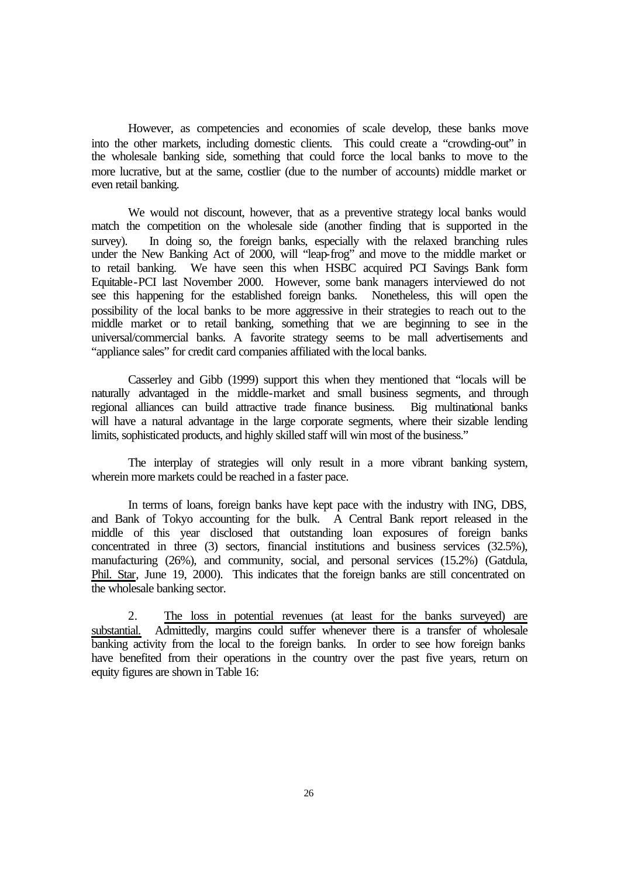However, as competencies and economies of scale develop, these banks move into the other markets, including domestic clients. This could create a "crowding-out" in the wholesale banking side, something that could force the local banks to move to the more lucrative, but at the same, costlier (due to the number of accounts) middle market or even retail banking.

We would not discount, however, that as a preventive strategy local banks would match the competition on the wholesale side (another finding that is supported in the survey). In doing so, the foreign banks, especially with the relaxed branching rules under the New Banking Act of 2000, will "leap-frog" and move to the middle market or to retail banking. We have seen this when HSBC acquired PCI Savings Bank form Equitable-PCI last November 2000. However, some bank managers interviewed do not see this happening for the established foreign banks. Nonetheless, this will open the possibility of the local banks to be more aggressive in their strategies to reach out to the middle market or to retail banking, something that we are beginning to see in the universal/commercial banks. A favorite strategy seems to be mall advertisements and "appliance sales" for credit card companies affiliated with the local banks.

Casserley and Gibb (1999) support this when they mentioned that "locals will be naturally advantaged in the middle-market and small business segments, and through regional alliances can build attractive trade finance business. Big multinational banks will have a natural advantage in the large corporate segments, where their sizable lending limits, sophisticated products, and highly skilled staff will win most of the business."

The interplay of strategies will only result in a more vibrant banking system, wherein more markets could be reached in a faster pace.

In terms of loans, foreign banks have kept pace with the industry with ING, DBS, and Bank of Tokyo accounting for the bulk. A Central Bank report released in the middle of this year disclosed that outstanding loan exposures of foreign banks concentrated in three (3) sectors, financial institutions and business services (32.5%), manufacturing (26%), and community, social, and personal services (15.2%) (Gatdula, Phil. Star, June 19, 2000). This indicates that the foreign banks are still concentrated on the wholesale banking sector.

2. The loss in potential revenues (at least for the banks surveyed) are substantial. Admittedly, margins could suffer whenever there is a transfer of wholesale banking activity from the local to the foreign banks. In order to see how foreign banks have benefited from their operations in the country over the past five years, return on equity figures are shown in Table 16: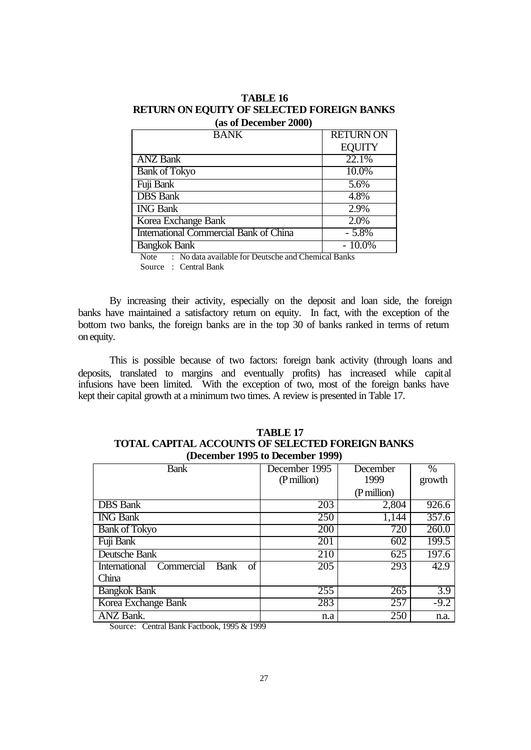**TABLE 16**
**RETURN ON EQUITY OF SELECTED FOREIGN BANKS**
**(as of December 2000)**

| BANK | RETURN ON EQUITY |
|---|---|
| ANZ Bank | 22.1% |
| Bank of Tokyo | 10.0% |
| Fuji Bank | 5.6% |
| DBS Bank | 4.8% |
| ING Bank | 2.9% |
| Korea Exchange Bank | 2.0% |
| International Commercial Bank of China | - 5.8% |
| Bangkok Bank | - 10.0% |

Note : No data available for Deutsche and Chemical Banks
Source : Central Bank

By increasing their activity, especially on the deposit and loan side, the foreign banks have maintained a satisfactory return on equity. In fact, with the exception of the bottom two banks, the foreign banks are in the top 30 of banks ranked in terms of return on equity.

This is possible because of two factors: foreign bank activity (through loans and deposits, translated to margins and eventually profits) has increased while capital infusions have been limited. With the exception of two, most of the foreign banks have kept their capital growth at a minimum two times. A review is presented in Table 17.

**TABLE 17**
**TOTAL CAPITAL ACCOUNTS OF SELECTED FOREIGN BANKS**
**(December 1995 to December 1999)**

| Bank | December 1995 (P million) | December 1999 (P million) | % growth |
|---|---|---|---|
| DBS Bank | 203 | 2,804 | 926.6 |
| ING Bank | 250 | 1,144 | 357.6 |
| Bank of Tokyo | 200 | 720 | 260.0 |
| Fuji Bank | 201 | 602 | 199.5 |
| Deutsche Bank | 210 | 625 | 197.6 |
| International Commercial Bank of China | 205 | 293 | 42.9 |
| Bangkok Bank | 255 | 265 | 3.9 |
| Korea Exchange Bank | 283 | 257 | -9.2 |
| ANZ Bank. | n.a | 250 | n.a. |

Source: Central Bank Factbook, 1995 & 1999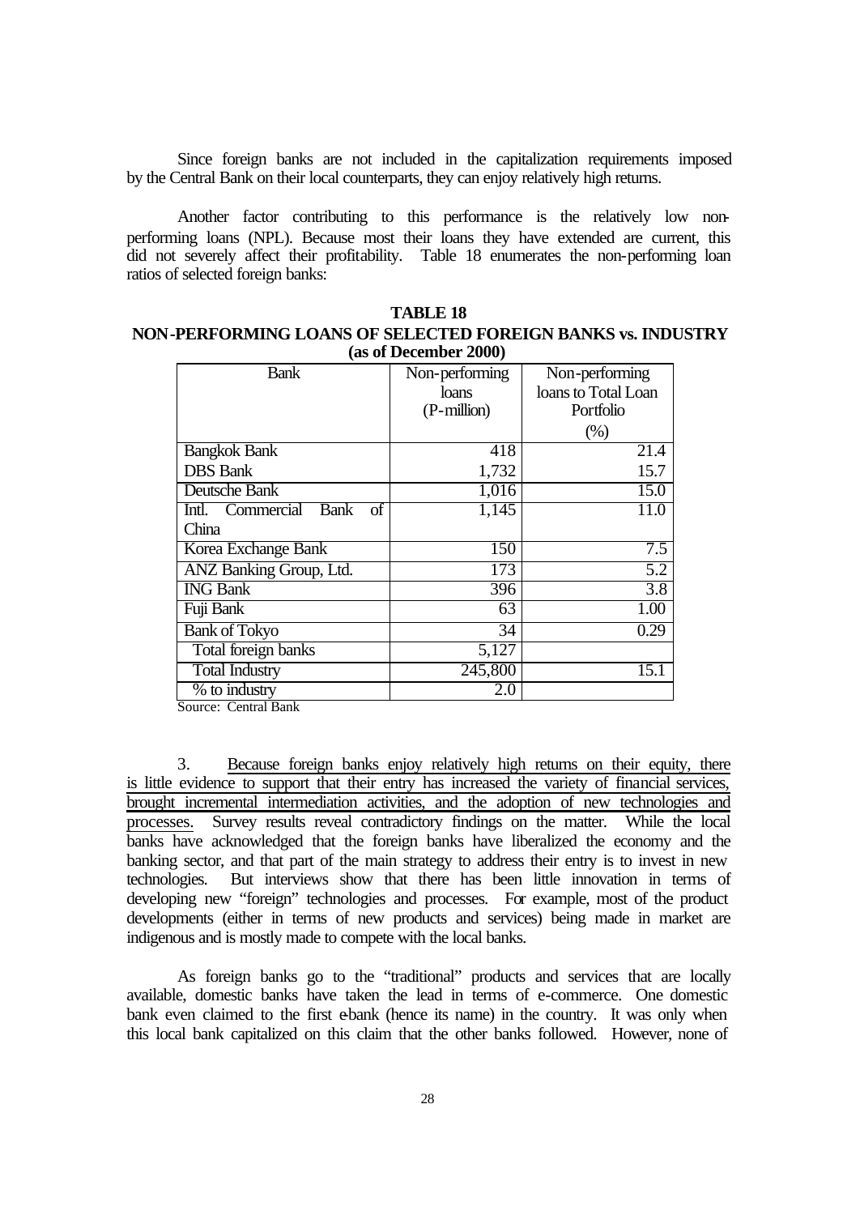Since foreign banks are not included in the capitalization requirements imposed by the Central Bank on their local counterparts, they can enjoy relatively high returns.

Another factor contributing to this performance is the relatively low non-performing loans (NPL). Because most their loans they have extended are current, this did not severely affect their profitability. Table 18 enumerates the non-performing loan ratios of selected foreign banks:

**TABLE 18**
**NON-PERFORMING LOANS OF SELECTED FOREIGN BANKS vs. INDUSTRY (as of December 2000)**

| Bank | Non-performing loans (P-million) | Non-performing loans to Total Loan Portfolio (%) |
|---|---|---|
| Bangkok Bank | 418 | 21.4 |
| DBS Bank | 1,732 | 15.7 |
| Deutsche Bank | 1,016 | 15.0 |
| Intl. Commercial Bank of China | 1,145 | 11.0 |
| Korea Exchange Bank | 150 | 7.5 |
| ANZ Banking Group, Ltd. | 173 | 5.2 |
| ING Bank | 396 | 3.8 |
| Fuji Bank | 63 | 1.00 |
| Bank of Tokyo | 34 | 0.29 |
| Total foreign banks | 5,127 | |
| Total Industry | 245,800 | 15.1 |
| % to industry | 2.0 | |

Source: Central Bank

3. <u>Because foreign banks enjoy relatively high returns on their equity, there is little evidence to support that their entry has increased the variety of financial services, brought incremental intermediation activities, and the adoption of new technologies and processes.</u> Survey results reveal contradictory findings on the matter. While the local banks have acknowledged that the foreign banks have liberalized the economy and the banking sector, and that part of the main strategy to address their entry is to invest in new technologies. But interviews show that there has been little innovation in terms of developing new "foreign" technologies and processes. For example, most of the product developments (either in terms of new products and services) being made in market are indigenous and is mostly made to compete with the local banks.

As foreign banks go to the "traditional" products and services that are locally available, domestic banks have taken the lead in terms of e-commerce. One domestic bank even claimed to the first e-bank (hence its name) in the country. It was only when this local bank capitalized on this claim that the other banks followed. However, none of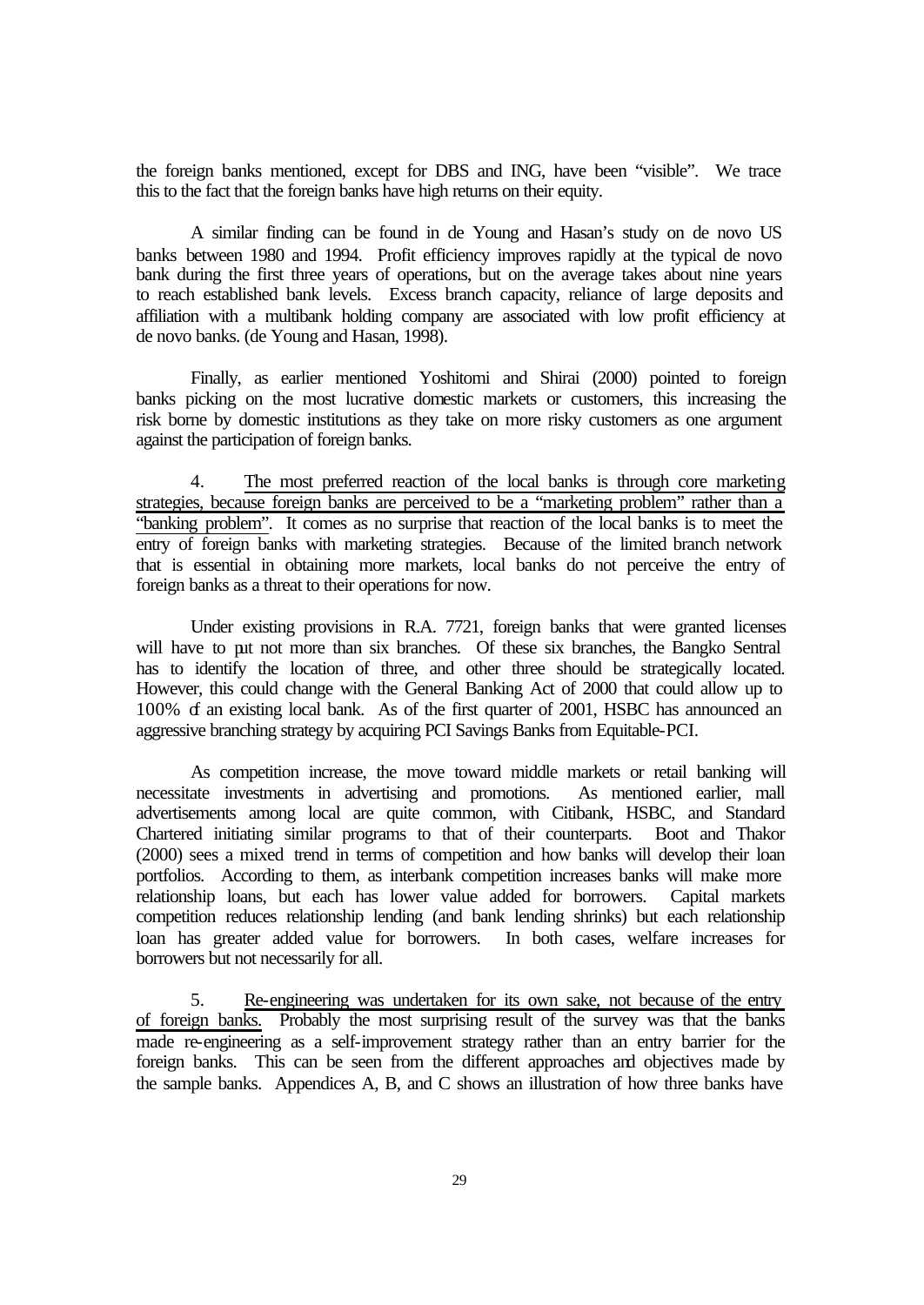the foreign banks mentioned, except for DBS and ING, have been "visible". We trace this to the fact that the foreign banks have high returns on their equity.

A similar finding can be found in de Young and Hasan's study on de novo US banks between 1980 and 1994. Profit efficiency improves rapidly at the typical de novo bank during the first three years of operations, but on the average takes about nine years to reach established bank levels. Excess branch capacity, reliance of large deposits and affiliation with a multibank holding company are associated with low profit efficiency at de novo banks. (de Young and Hasan, 1998).

Finally, as earlier mentioned Yoshitomi and Shirai (2000) pointed to foreign banks picking on the most lucrative domestic markets or customers, this increasing the risk borne by domestic institutions as they take on more risky customers as one argument against the participation of foreign banks.

4. <u>The most preferred reaction of the local banks is through core marketing strategies, because foreign banks are perceived to be a "marketing problem" rather than a "banking problem"</u>. It comes as no surprise that reaction of the local banks is to meet the entry of foreign banks with marketing strategies. Because of the limited branch network that is essential in obtaining more markets, local banks do not perceive the entry of foreign banks as a threat to their operations for now.

Under existing provisions in R.A. 7721, foreign banks that were granted licenses will have to put not more than six branches. Of these six branches, the Bangko Sentral has to identify the location of three, and other three should be strategically located. However, this could change with the General Banking Act of 2000 that could allow up to 100% of an existing local bank. As of the first quarter of 2001, HSBC has announced an aggressive branching strategy by acquiring PCI Savings Banks from Equitable-PCI.

As competition increase, the move toward middle markets or retail banking will necessitate investments in advertising and promotions. As mentioned earlier, mall advertisements among local are quite common, with Citibank, HSBC, and Standard Chartered initiating similar programs to that of their counterparts. Boot and Thakor (2000) sees a mixed trend in terms of competition and how banks will develop their loan portfolios. According to them, as interbank competition increases banks will make more relationship loans, but each has lower value added for borrowers. Capital markets competition reduces relationship lending (and bank lending shrinks) but each relationship loan has greater added value for borrowers. In both cases, welfare increases for borrowers but not necessarily for all.

5. <u>Re-engineering was undertaken for its own sake, not because of the entry of foreign banks.</u> Probably the most surprising result of the survey was that the banks made re-engineering as a self-improvement strategy rather than an entry barrier for the foreign banks. This can be seen from the different approaches and objectives made by the sample banks. Appendices A, B, and C shows an illustration of how three banks have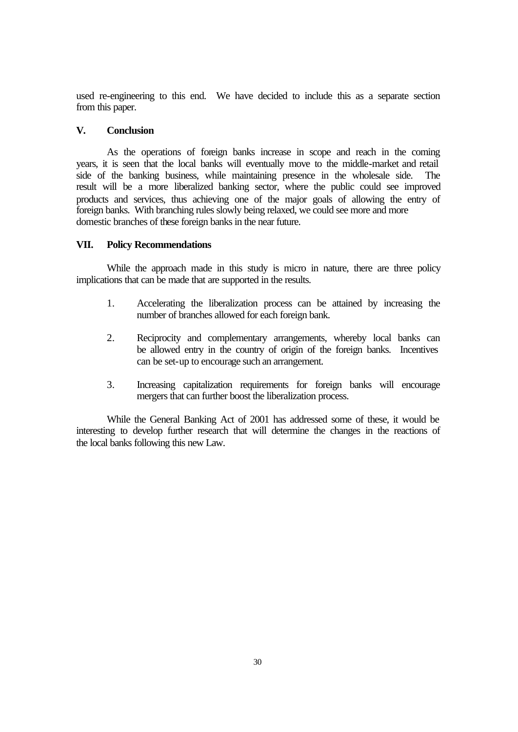used re-engineering to this end. We have decided to include this as a separate section from this paper.

## V. Conclusion

As the operations of foreign banks increase in scope and reach in the coming years, it is seen that the local banks will eventually move to the middle-market and retail side of the banking business, while maintaining presence in the wholesale side. The result will be a more liberalized banking sector, where the public could see improved products and services, thus achieving one of the major goals of allowing the entry of foreign banks. With branching rules slowly being relaxed, we could see more and more domestic branches of these foreign banks in the near future.

## VII. Policy Recommendations

While the approach made in this study is micro in nature, there are three policy implications that can be made that are supported in the results.

1. Accelerating the liberalization process can be attained by increasing the number of branches allowed for each foreign bank.

2. Reciprocity and complementary arrangements, whereby local banks can be allowed entry in the country of origin of the foreign banks. Incentives can be set-up to encourage such an arrangement.

3. Increasing capitalization requirements for foreign banks will encourage mergers that can further boost the liberalization process.

While the General Banking Act of 2001 has addressed some of these, it would be interesting to develop further research that will determine the changes in the reactions of the local banks following this new Law.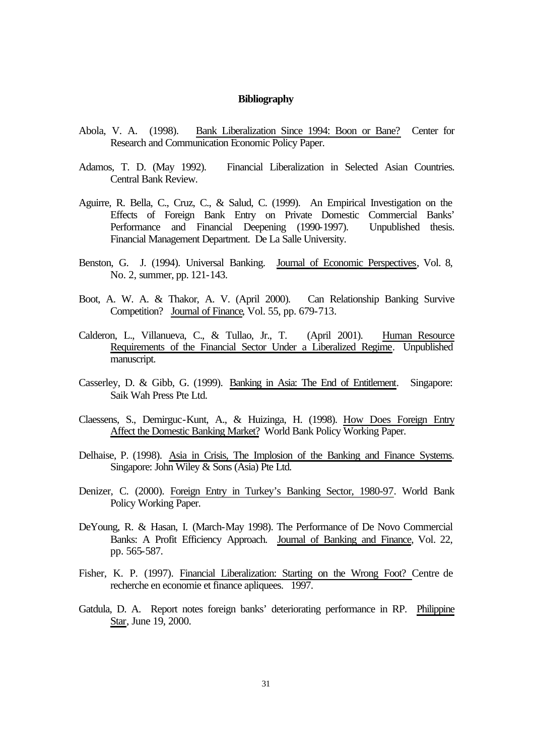## Bibliography

Abola, V. A. (1998). Bank Liberalization Since 1994: Boon or Bane? Center for Research and Communication Economic Policy Paper.

Adamos, T. D. (May 1992). Financial Liberalization in Selected Asian Countries. Central Bank Review.

Aguirre, R. Bella, C., Cruz, C., & Salud, C. (1999). An Empirical Investigation on the Effects of Foreign Bank Entry on Private Domestic Commercial Banks' Performance and Financial Deepening (1990-1997). Unpublished thesis. Financial Management Department. De La Salle University.

Benston, G. J. (1994). Universal Banking. Journal of Economic Perspectives, Vol. 8, No. 2, summer, pp. 121-143.

Boot, A. W. A. & Thakor, A. V. (April 2000). Can Relationship Banking Survive Competition? Journal of Finance, Vol. 55, pp. 679-713.

Calderon, L., Villanueva, C., & Tullao, Jr., T. (April 2001). Human Resource Requirements of the Financial Sector Under a Liberalized Regime. Unpublished manuscript.

Casserley, D. & Gibb, G. (1999). Banking in Asia: The End of Entitlement. Singapore: Saik Wah Press Pte Ltd.

Claessens, S., Demirguc-Kunt, A., & Huizinga, H. (1998). How Does Foreign Entry Affect the Domestic Banking Market? World Bank Policy Working Paper.

Delhaise, P. (1998). Asia in Crisis, The Implosion of the Banking and Finance Systems. Singapore: John Wiley & Sons (Asia) Pte Ltd.

Denizer, C. (2000). Foreign Entry in Turkey's Banking Sector, 1980-97. World Bank Policy Working Paper.

DeYoung, R. & Hasan, I. (March-May 1998). The Performance of De Novo Commercial Banks: A Profit Efficiency Approach. Journal of Banking and Finance, Vol. 22, pp. 565-587.

Fisher, K. P. (1997). Financial Liberalization: Starting on the Wrong Foot? Centre de recherche en economie et finance apliquees. 1997.

Gatdula, D. A. Report notes foreign banks' deteriorating performance in RP. Philippine Star, June 19, 2000.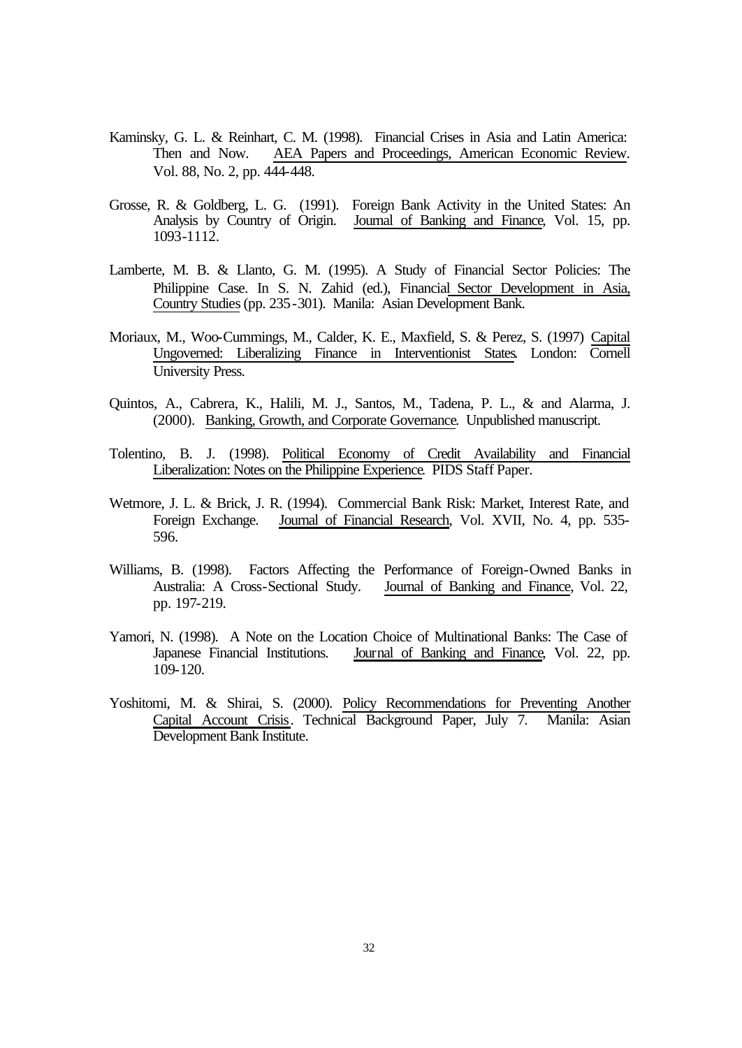Kaminsky, G. L. & Reinhart, C. M. (1998). Financial Crises in Asia and Latin America: Then and Now. AEA Papers and Proceedings, American Economic Review. Vol. 88, No. 2, pp. 444-448.

Grosse, R. & Goldberg, L. G. (1991). Foreign Bank Activity in the United States: An Analysis by Country of Origin. Journal of Banking and Finance, Vol. 15, pp. 1093-1112.

Lamberte, M. B. & Llanto, G. M. (1995). A Study of Financial Sector Policies: The Philippine Case. In S. N. Zahid (ed.), Financial Sector Development in Asia, Country Studies (pp. 235-301). Manila: Asian Development Bank.

Moriaux, M., Woo-Cummings, M., Calder, K. E., Maxfield, S. & Perez, S. (1997) Capital Ungoverned: Liberalizing Finance in Interventionist States. London: Cornell University Press.

Quintos, A., Cabrera, K., Halili, M. J., Santos, M., Tadena, P. L., & and Alarma, J. (2000). Banking, Growth, and Corporate Governance. Unpublished manuscript.

Tolentino, B. J. (1998). Political Economy of Credit Availability and Financial Liberalization: Notes on the Philippine Experience. PIDS Staff Paper.

Wetmore, J. L. & Brick, J. R. (1994). Commercial Bank Risk: Market, Interest Rate, and Foreign Exchange. Journal of Financial Research, Vol. XVII, No. 4, pp. 535-596.

Williams, B. (1998). Factors Affecting the Performance of Foreign-Owned Banks in Australia: A Cross-Sectional Study. Journal of Banking and Finance, Vol. 22, pp. 197-219.

Yamori, N. (1998). A Note on the Location Choice of Multinational Banks: The Case of Japanese Financial Institutions. Journal of Banking and Finance, Vol. 22, pp. 109-120.

Yoshitomi, M. & Shirai, S. (2000). Policy Recommendations for Preventing Another Capital Account Crisis. Technical Background Paper, July 7. Manila: Asian Development Bank Institute.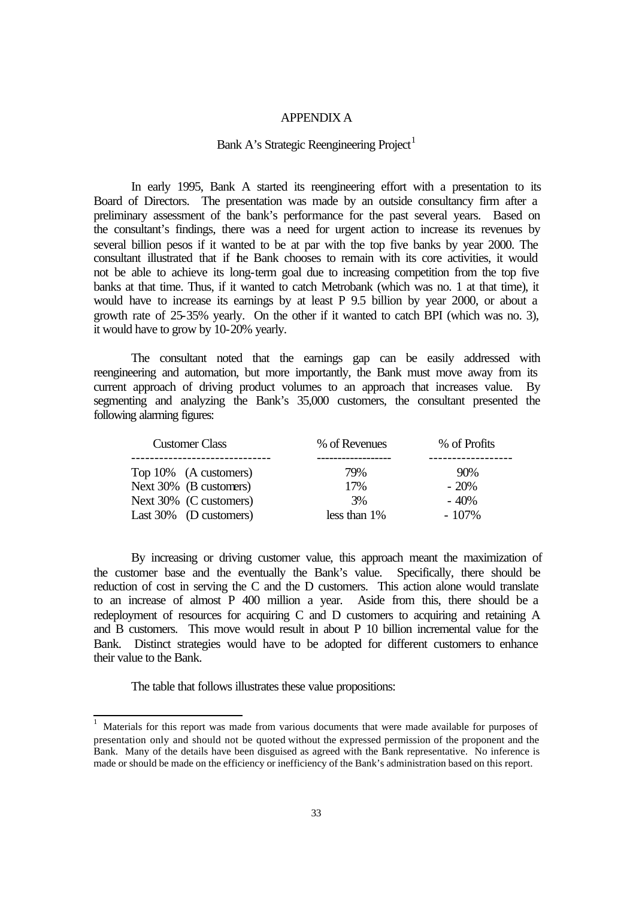# APPENDIX A

## Bank A's Strategic Reengineering Project[1]

In early 1995, Bank A started its reengineering effort with a presentation to its Board of Directors. The presentation was made by an outside consultancy firm after a preliminary assessment of the bank's performance for the past several years. Based on the consultant's findings, there was a need for urgent action to increase its revenues by several billion pesos if it wanted to be at par with the top five banks by year 2000. The consultant illustrated that if the Bank chooses to remain with its core activities, it would not be able to achieve its long-term goal due to increasing competition from the top five banks at that time. Thus, if it wanted to catch Metrobank (which was no. 1 at that time), it would have to increase its earnings by at least P 9.5 billion by year 2000, or about a growth rate of 25-35% yearly. On the other if it wanted to catch BPI (which was no. 3), it would have to grow by 10-20% yearly.

The consultant noted that the earnings gap can be easily addressed with reengineering and automation, but more importantly, the Bank must move away from its current approach of driving product volumes to an approach that increases value. By segmenting and analyzing the Bank's 35,000 customers, the consultant presented the following alarming figures:

| Customer Class | % of Revenues | % of Profits |
|---|---|---|
| Top 10% (A customers) | 79% | 90% |
| Next 30% (B customers) | 17% | - 20% |
| Next 30% (C customers) | 3% | - 40% |
| Last 30% (D customers) | less than 1% | - 107% |

By increasing or driving customer value, this approach meant the maximization of the customer base and the eventually the Bank's value. Specifically, there should be reduction of cost in serving the C and the D customers. This action alone would translate to an increase of almost P 400 million a year. Aside from this, there should be a redeployment of resources for acquiring C and D customers to acquiring and retaining A and B customers. This move would result in about P 10 billion incremental value for the Bank. Distinct strategies would have to be adopted for different customers to enhance their value to the Bank.

The table that follows illustrates these value propositions:

---

[1] Materials for this report was made from various documents that were made available for purposes of presentation only and should not be quoted without the expressed permission of the proponent and the Bank. Many of the details have been disguised as agreed with the Bank representative. No inference is made or should be made on the efficiency or inefficiency of the Bank's administration based on this report.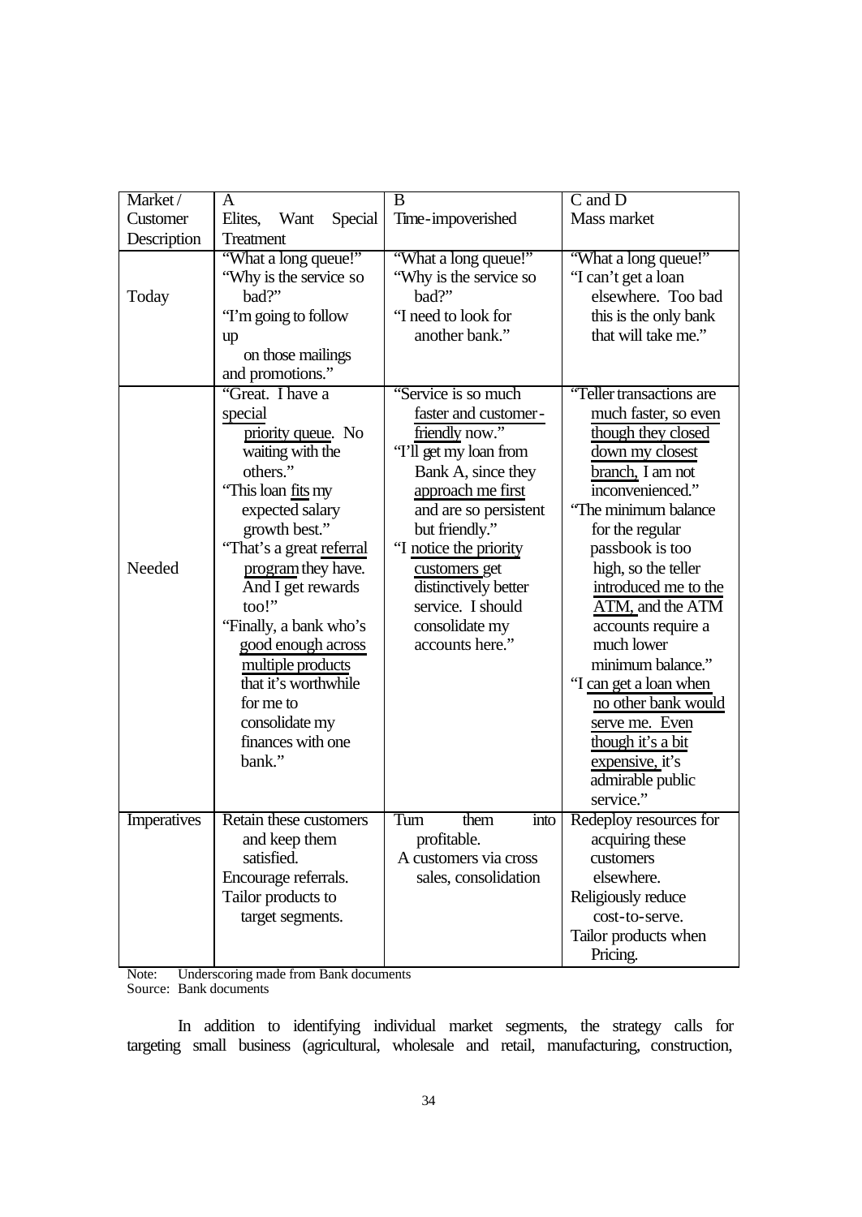| Market / Customer Description | A<br>Elites, Want Special Treatment | B<br>Time-impoverished | C and D<br>Mass market |
|---|---|---|---|
| Today | "What a long queue!"<br>"Why is the service so bad?"<br>"I'm going to follow up on those mailings and promotions." | "What a long queue!"<br>"Why is the service so bad?"<br>"I need to look for another bank." | "What a long queue!"<br>"I can't get a loan elsewhere. Too bad this is the only bank that will take me." |
| Needed | "Great. I have a <u>special priority queue</u>. No waiting with the others."<br>"This loan <u>fits</u> my expected salary growth best."<br>"That's a great <u>referral program</u> they have. And I get rewards too!"<br>"Finally, a bank who's <u>good enough across multiple products</u> that it's worthwhile for me to consolidate my finances with one bank." | "Service is so much <u>faster and customer-friendly</u> now."<br>"I'll get my loan from Bank A, since they <u>approach me first</u> and are so persistent but friendly."<br>"I <u>notice the priority customers</u> get distinctively better service. I should consolidate my accounts here." | "Teller transactions are much faster, so even <u>though they closed down my closest branch,</u> I am not inconvenienced."<br>"The minimum balance for the regular passbook is too high, so the teller <u>introduced me to the ATM,</u> and the ATM accounts require a much lower minimum balance."<br>"I <u>can get a loan when no other bank would serve me. Even though it's a bit expensive,</u> it's admirable public service." |
| Imperatives | Retain these customers and keep them satisfied.<br>Encourage referrals.<br>Tailor products to target segments. | Turn them into profitable.<br>A customers via cross sales, consolidation | Redeploy resources for acquiring these customers elsewhere.<br>Religiously reduce cost-to-serve.<br>Tailor products when Pricing. |

Note: Underscoring made from Bank documents
Source: Bank documents

In addition to identifying individual market segments, the strategy calls for targeting small business (agricultural, wholesale and retail, manufacturing, construction,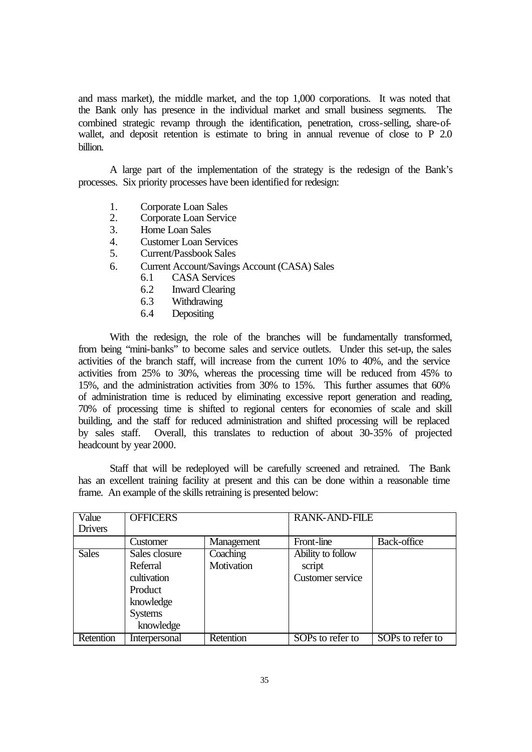and mass market), the middle market, and the top 1,000 corporations. It was noted that the Bank only has presence in the individual market and small business segments. The combined strategic revamp through the identification, penetration, cross-selling, share-of-wallet, and deposit retention is estimate to bring in annual revenue of close to P 2.0 billion.

A large part of the implementation of the strategy is the redesign of the Bank's processes. Six priority processes have been identified for redesign:

1. Corporate Loan Sales
2. Corporate Loan Service
3. Home Loan Sales
4. Customer Loan Services
5. Current/Passbook Sales
6. Current Account/Savings Account (CASA) Sales
   - 6.1 CASA Services
   - 6.2 Inward Clearing
   - 6.3 Withdrawing
   - 6.4 Depositing

With the redesign, the role of the branches will be fundamentally transformed, from being "mini-banks" to become sales and service outlets. Under this set-up, the sales activities of the branch staff, will increase from the current 10% to 40%, and the service activities from 25% to 30%, whereas the processing time will be reduced from 45% to 15%, and the administration activities from 30% to 15%. This further assumes that 60% of administration time is reduced by eliminating excessive report generation and reading, 70% of processing time is shifted to regional centers for economies of scale and skill building, and the staff for reduced administration and shifted processing will be replaced by sales staff. Overall, this translates to reduction of about 30-35% of projected headcount by year 2000.

Staff that will be redeployed will be carefully screened and retrained. The Bank has an excellent training facility at present and this can be done within a reasonable time frame. An example of the skills retraining is presented below:

| Value Drivers | OFFICERS | | RANK-AND-FILE | |
|---|---|---|---|---|
| | Customer | Management | Front-line | Back-office |
| Sales | Sales closure<br>Referral cultivation<br>Product knowledge<br>Systems knowledge | Coaching<br>Motivation | Ability to follow script<br>Customer service | |
| Retention | Interpersonal | Retention | SOPs to refer to | SOPs to refer to |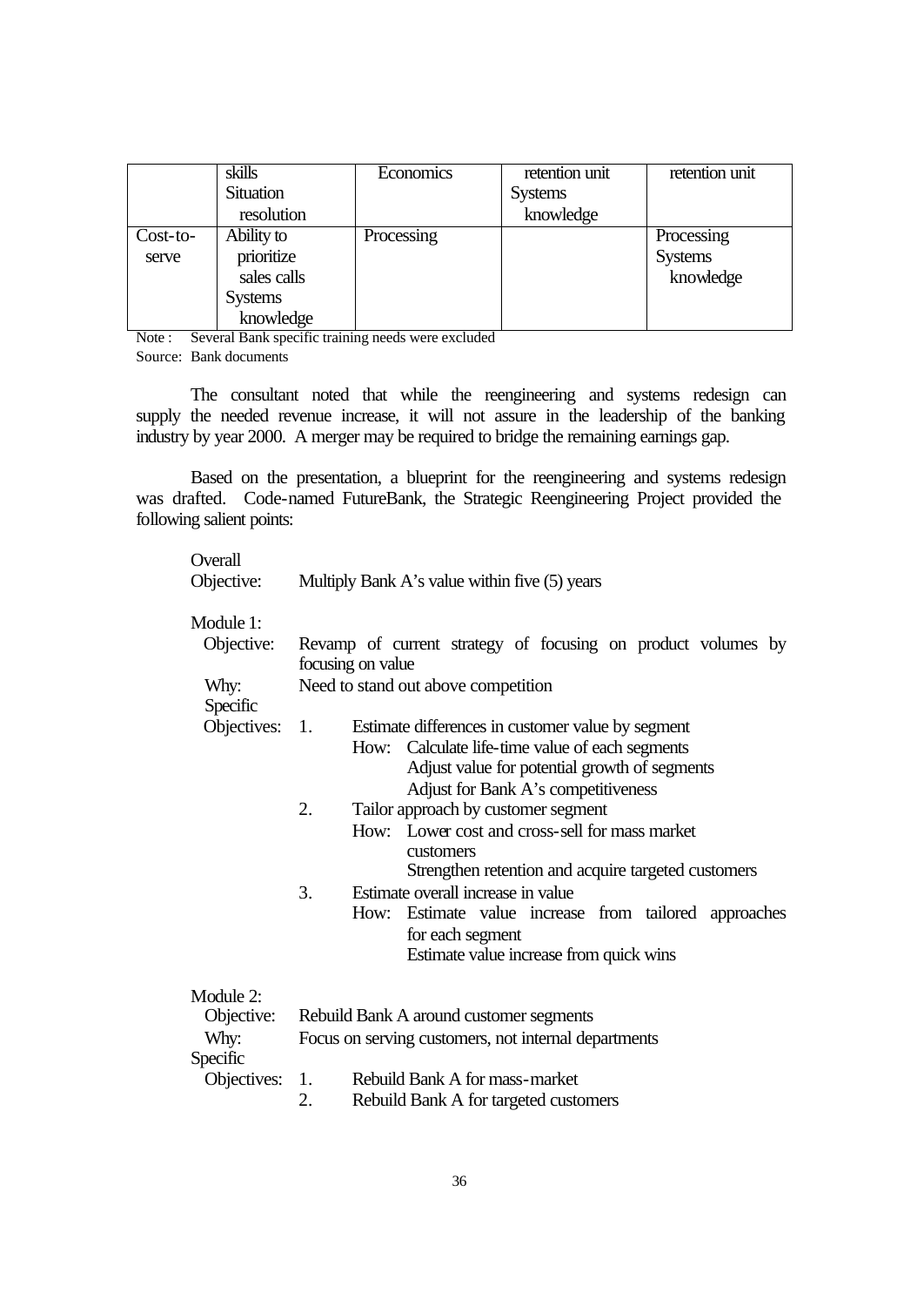|  | skills<br>Situation resolution | Economics | retention unit<br>Systems knowledge | retention unit |
|---|---|---|---|---|
| Cost-to-serve | Ability to prioritize sales calls<br>Systems knowledge | Processing |  | Processing<br>Systems knowledge |

Note : Several Bank specific training needs were excluded
Source: Bank documents

The consultant noted that while the reengineering and systems redesign can supply the needed revenue increase, it will not assure in the leadership of the banking industry by year 2000. A merger may be required to bridge the remaining earnings gap.

Based on the presentation, a blueprint for the reengineering and systems redesign was drafted. Code-named FutureBank, the Strategic Reengineering Project provided the following salient points:

Overall Objective: Multiply Bank A's value within five (5) years

Module 1:

- Objective: Revamp of current strategy of focusing on product volumes by focusing on value
- Why: Need to stand out above competition
- Specific Objectives:
  1. Estimate differences in customer value by segment
     - How: Calculate life-time value of each segments
       Adjust value for potential growth of segments
       Adjust for Bank A's competitiveness
  2. Tailor approach by customer segment
     - How: Lower cost and cross-sell for mass market customers
       Strengthen retention and acquire targeted customers
  3. Estimate overall increase in value
     - How: Estimate value increase from tailored approaches for each segment
       Estimate value increase from quick wins

Module 2:

- Objective: Rebuild Bank A around customer segments
- Why: Focus on serving customers, not internal departments
- Specific Objectives:
  1. Rebuild Bank A for mass-market
  2. Rebuild Bank A for targeted customers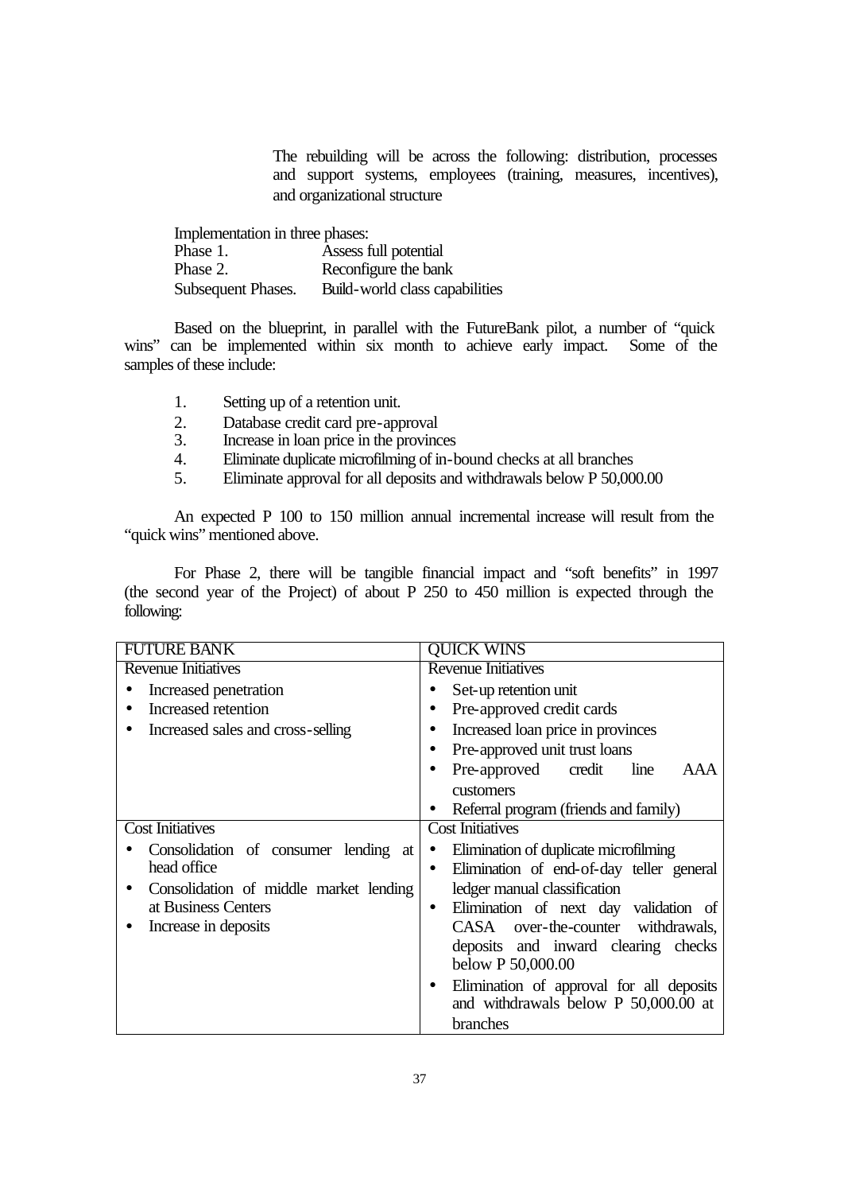The rebuilding will be across the following: distribution, processes and support systems, employees (training, measures, incentives), and organizational structure

Implementation in three phases:

| | |
|---|---|
| Phase 1. | Assess full potential |
| Phase 2. | Reconfigure the bank |
| Subsequent Phases. | Build-world class capabilities |

Based on the blueprint, in parallel with the FutureBank pilot, a number of "quick wins" can be implemented within six month to achieve early impact. Some of the samples of these include:

1. Setting up of a retention unit.
2. Database credit card pre-approval
3. Increase in loan price in the provinces
4. Eliminate duplicate microfilming of in-bound checks at all branches
5. Eliminate approval for all deposits and withdrawals below P 50,000.00

An expected P 100 to 150 million annual incremental increase will result from the "quick wins" mentioned above.

For Phase 2, there will be tangible financial impact and "soft benefits" in 1997 (the second year of the Project) of about P 250 to 450 million is expected through the following:

| FUTURE BANK | QUICK WINS |
|---|---|
| Revenue Initiatives<br>• Increased penetration<br>• Increased retention<br>• Increased sales and cross-selling | Revenue Initiatives<br>• Set-up retention unit<br>• Pre-approved credit cards<br>• Increased loan price in provinces<br>• Pre-approved unit trust loans<br>• Pre-approved credit line AAA customers<br>• Referral program (friends and family) |
| Cost Initiatives<br>• Consolidation of consumer lending at head office<br>• Consolidation of middle market lending at Business Centers<br>• Increase in deposits | Cost Initiatives<br>• Elimination of duplicate microfilming<br>• Elimination of end-of-day teller general ledger manual classification<br>• Elimination of next day validation of CASA over-the-counter withdrawals, deposits and inward clearing checks below P 50,000.00<br>• Elimination of approval for all deposits and withdrawals below P 50,000.00 at branches |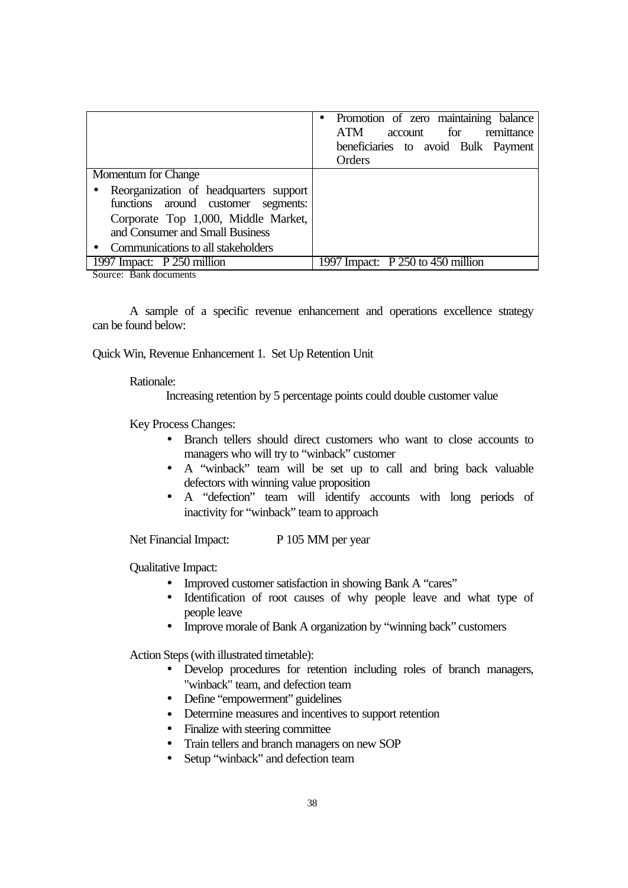| | |
|---|---|
| | • Promotion of zero maintaining balance ATM account for remittance beneficiaries to avoid Bulk Payment Orders |
| Momentum for Change<br>• Reorganization of headquarters support functions around customer segments: Corporate Top 1,000, Middle Market, and Consumer and Small Business<br>• Communications to all stakeholders | |
| 1997 Impact: P 250 million | 1997 Impact: P 250 to 450 million |

Source: Bank documents

A sample of a specific revenue enhancement and operations excellence strategy can be found below:

Quick Win, Revenue Enhancement 1. Set Up Retention Unit

Rationale:

Increasing retention by 5 percentage points could double customer value

Key Process Changes:

- Branch tellers should direct customers who want to close accounts to managers who will try to "winback" customer
- A "winback" team will be set up to call and bring back valuable defectors with winning value proposition
- A "defection" team will identify accounts with long periods of inactivity for "winback" team to approach

Net Financial Impact: P 105 MM per year

Qualitative Impact:

- Improved customer satisfaction in showing Bank A "cares"
- Identification of root causes of why people leave and what type of people leave
- Improve morale of Bank A organization by "winning back" customers

Action Steps (with illustrated timetable):

- Develop procedures for retention including roles of branch managers, "winback" team, and defection team
- Define "empowerment" guidelines
- Determine measures and incentives to support retention
- Finalize with steering committee
- Train tellers and branch managers on new SOP
- Setup "winback" and defection team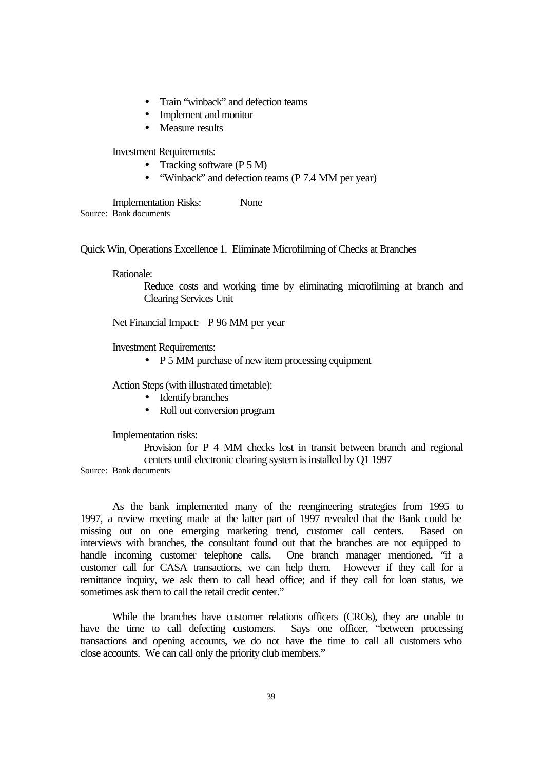- Train "winback" and defection teams
- Implement and monitor
- Measure results

Investment Requirements:

- Tracking software (P 5 M)
- "Winback" and defection teams (P 7.4 MM per year)

Implementation Risks: None

Source: Bank documents

Quick Win, Operations Excellence 1. Eliminate Microfilming of Checks at Branches

Rationale:

Reduce costs and working time by eliminating microfilming at branch and Clearing Services Unit

Net Financial Impact: P 96 MM per year

Investment Requirements:

- P 5 MM purchase of new item processing equipment

Action Steps (with illustrated timetable):

- Identify branches
- Roll out conversion program

Implementation risks:

Provision for P 4 MM checks lost in transit between branch and regional centers until electronic clearing system is installed by Q1 1997

Source: Bank documents

As the bank implemented many of the reengineering strategies from 1995 to 1997, a review meeting made at the latter part of 1997 revealed that the Bank could be missing out on one emerging marketing trend, customer call centers. Based on interviews with branches, the consultant found out that the branches are not equipped to handle incoming customer telephone calls. One branch manager mentioned, "if a customer call for CASA transactions, we can help them. However if they call for a remittance inquiry, we ask them to call head office; and if they call for loan status, we sometimes ask them to call the retail credit center."

While the branches have customer relations officers (CROs), they are unable to have the time to call defecting customers. Says one officer, "between processing transactions and opening accounts, we do not have the time to call all customers who close accounts. We can call only the priority club members."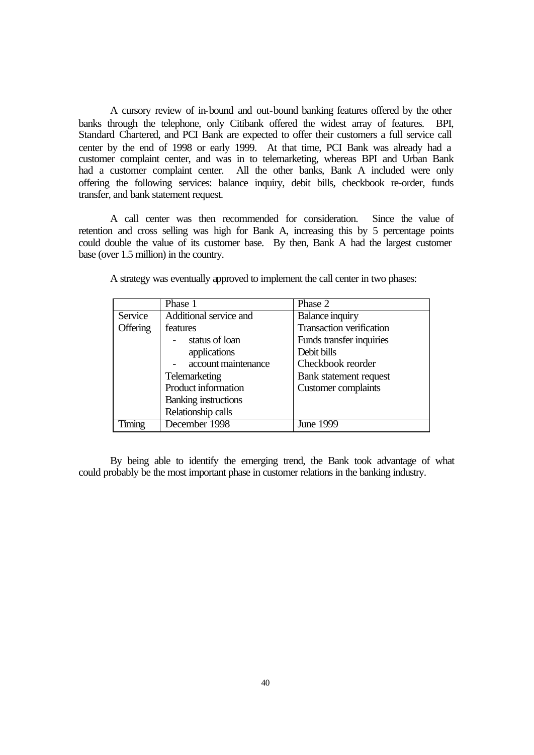A cursory review of in-bound and out-bound banking features offered by the other banks through the telephone, only Citibank offered the widest array of features. BPI, Standard Chartered, and PCI Bank are expected to offer their customers a full service call center by the end of 1998 or early 1999. At that time, PCI Bank was already had a customer complaint center, and was in to telemarketing, whereas BPI and Urban Bank had a customer complaint center. All the other banks, Bank A included were only offering the following services: balance inquiry, debit bills, checkbook re-order, funds transfer, and bank statement request.

A call center was then recommended for consideration. Since the value of retention and cross selling was high for Bank A, increasing this by 5 percentage points could double the value of its customer base. By then, Bank A had the largest customer base (over 1.5 million) in the country.

A strategy was eventually approved to implement the call center in two phases:

| | Phase 1 | Phase 2 |
|---|---|---|
| Service Offering | Additional service and features<br>- status of loan applications<br>- account maintenance<br>Telemarketing<br>Product information<br>Banking instructions<br>Relationship calls | Balance inquiry<br>Transaction verification<br>Funds transfer inquiries<br>Debit bills<br>Checkbook reorder<br>Bank statement request<br>Customer complaints |
| Timing | December 1998 | June 1999 |

By being able to identify the emerging trend, the Bank took advantage of what could probably be the most important phase in customer relations in the banking industry.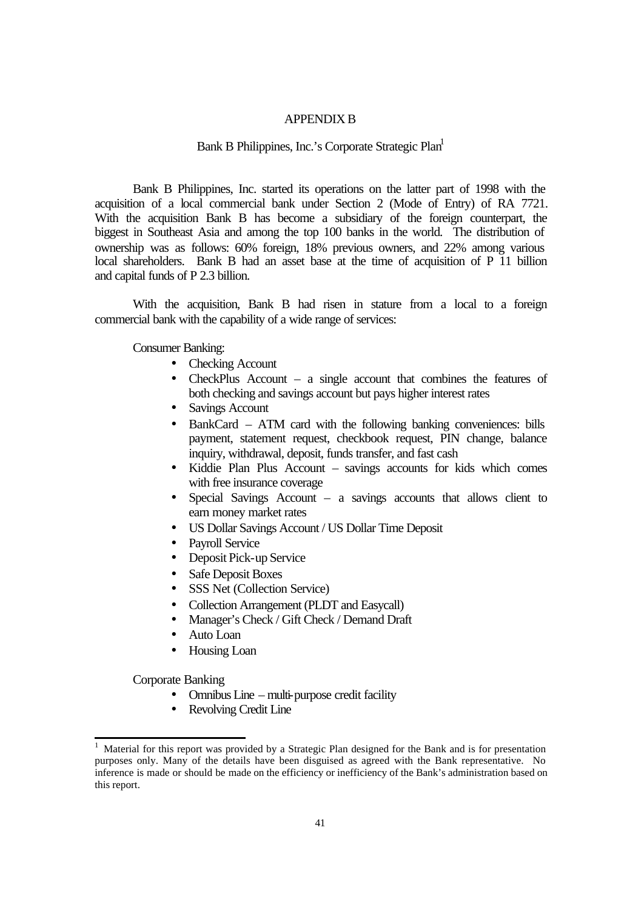# APPENDIX B

## Bank B Philippines, Inc.'s Corporate Strategic Plan[1]

Bank B Philippines, Inc. started its operations on the latter part of 1998 with the acquisition of a local commercial bank under Section 2 (Mode of Entry) of RA 7721. With the acquisition Bank B has become a subsidiary of the foreign counterpart, the biggest in Southeast Asia and among the top 100 banks in the world. The distribution of ownership was as follows: 60% foreign, 18% previous owners, and 22% among various local shareholders. Bank B had an asset base at the time of acquisition of P 11 billion and capital funds of P 2.3 billion.

With the acquisition, Bank B had risen in stature from a local to a foreign commercial bank with the capability of a wide range of services:

Consumer Banking:

- Checking Account
- CheckPlus Account – a single account that combines the features of both checking and savings account but pays higher interest rates
- Savings Account
- BankCard – ATM card with the following banking conveniences: bills payment, statement request, checkbook request, PIN change, balance inquiry, withdrawal, deposit, funds transfer, and fast cash
- Kiddie Plan Plus Account – savings accounts for kids which comes with free insurance coverage
- Special Savings Account – a savings accounts that allows client to earn money market rates
- US Dollar Savings Account / US Dollar Time Deposit
- Payroll Service
- Deposit Pick-up Service
- Safe Deposit Boxes
- SSS Net (Collection Service)
- Collection Arrangement (PLDT and Easycall)
- Manager's Check / Gift Check / Demand Draft
- Auto Loan
- Housing Loan

Corporate Banking

- Omnibus Line – multi-purpose credit facility
- Revolving Credit Line

---

[1] Material for this report was provided by a Strategic Plan designed for the Bank and is for presentation purposes only. Many of the details have been disguised as agreed with the Bank representative. No inference is made or should be made on the efficiency or inefficiency of the Bank's administration based on this report.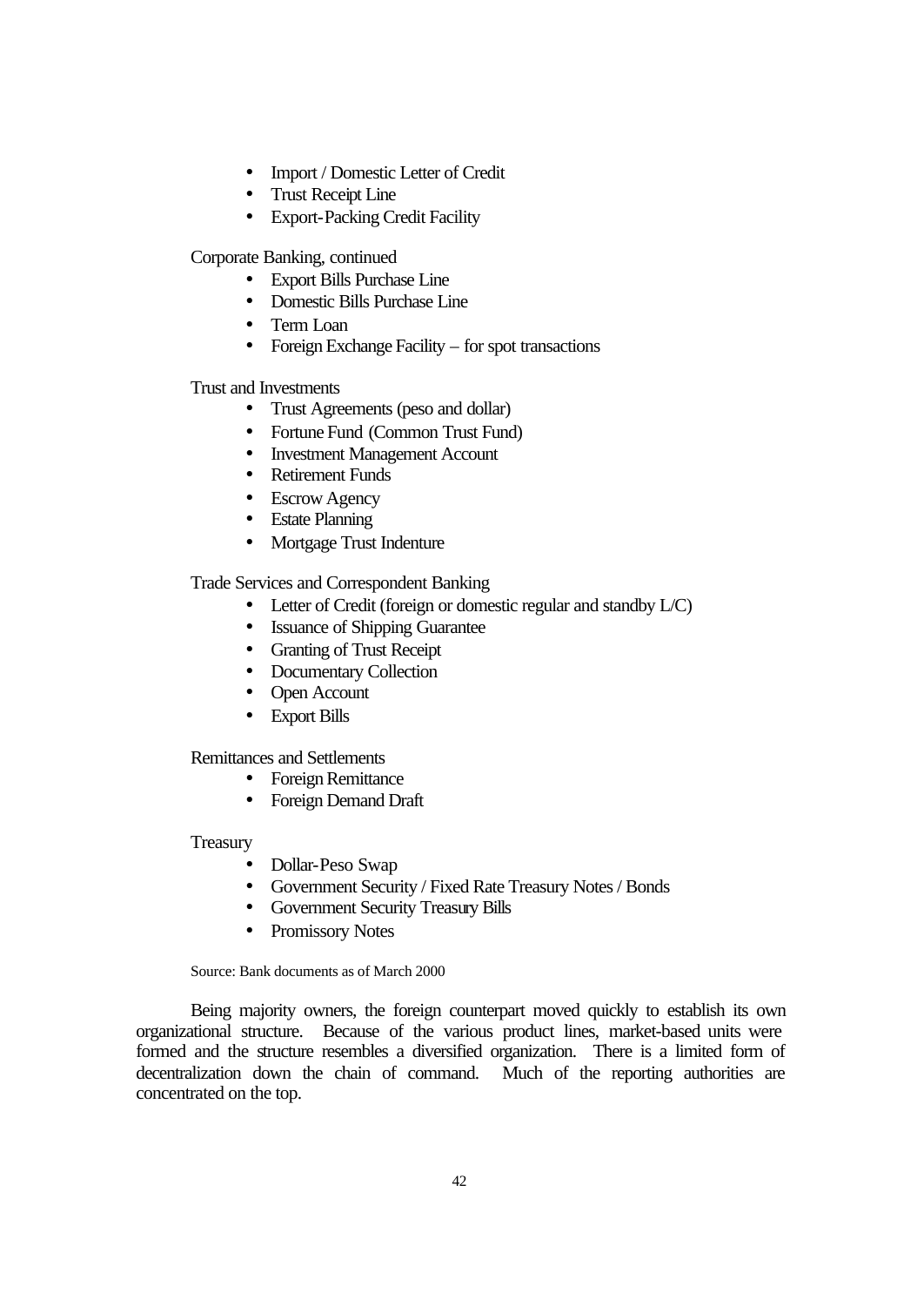- Import / Domestic Letter of Credit
- Trust Receipt Line
- Export-Packing Credit Facility

Corporate Banking, continued

- Export Bills Purchase Line
- Domestic Bills Purchase Line
- Term Loan
- Foreign Exchange Facility – for spot transactions

Trust and Investments

- Trust Agreements (peso and dollar)
- Fortune Fund (Common Trust Fund)
- Investment Management Account
- Retirement Funds
- Escrow Agency
- Estate Planning
- Mortgage Trust Indenture

Trade Services and Correspondent Banking

- Letter of Credit (foreign or domestic regular and standby L/C)
- Issuance of Shipping Guarantee
- Granting of Trust Receipt
- Documentary Collection
- Open Account
- Export Bills

Remittances and Settlements

- Foreign Remittance
- Foreign Demand Draft

Treasury

- Dollar-Peso Swap
- Government Security / Fixed Rate Treasury Notes / Bonds
- Government Security Treasury Bills
- Promissory Notes

Source: Bank documents as of March 2000

Being majority owners, the foreign counterpart moved quickly to establish its own organizational structure. Because of the various product lines, market-based units were formed and the structure resembles a diversified organization. There is a limited form of decentralization down the chain of command. Much of the reporting authorities are concentrated on the top.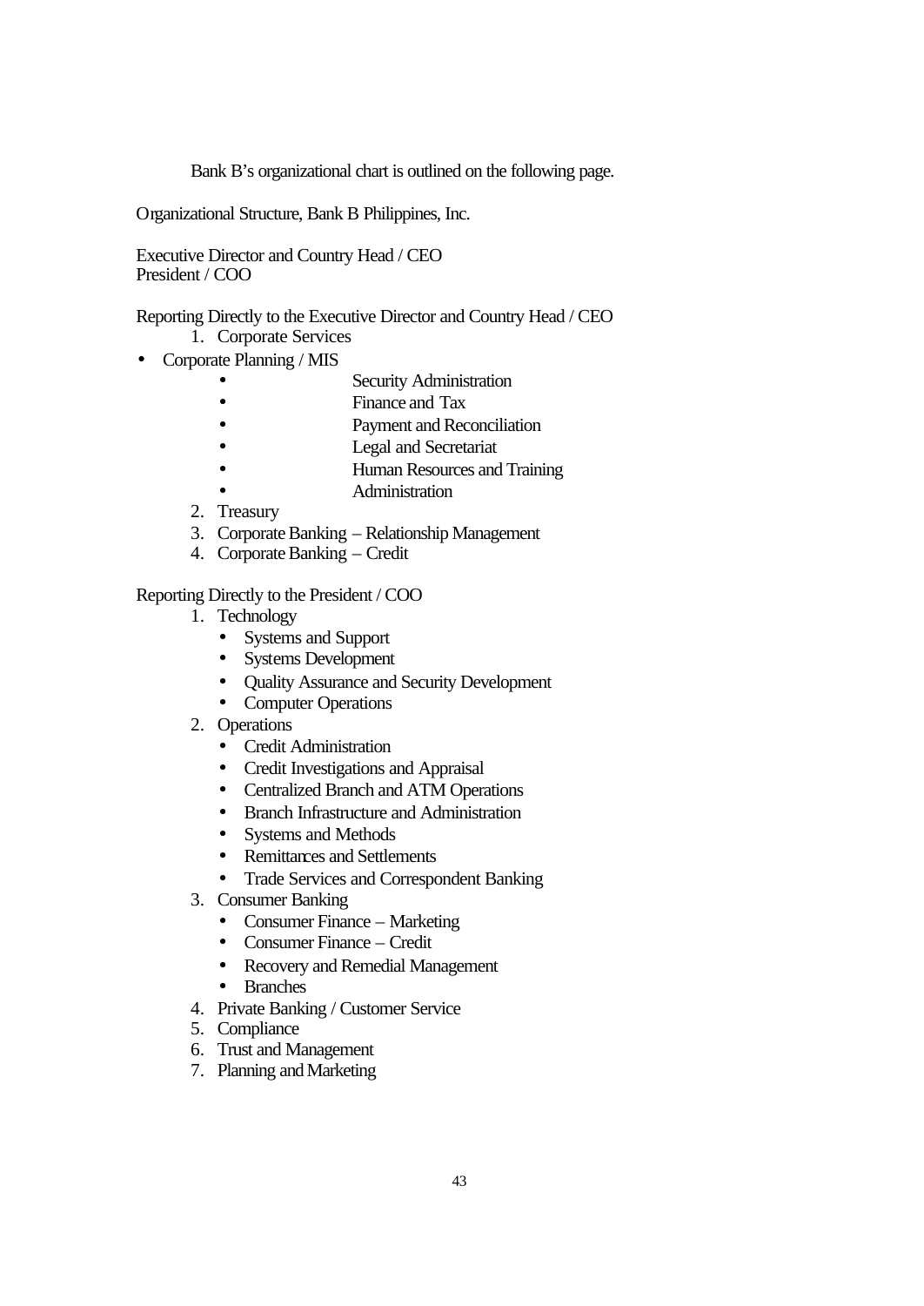Bank B's organizational chart is outlined on the following page.

Organizational Structure, Bank B Philippines, Inc.

Executive Director and Country Head / CEO
President / COO

Reporting Directly to the Executive Director and Country Head / CEO

1. Corporate Services

- Corporate Planning / MIS
    - Security Administration
    - Finance and Tax
    - Payment and Reconciliation
    - Legal and Secretariat
    - Human Resources and Training
    - Administration

2. Treasury
3. Corporate Banking – Relationship Management
4. Corporate Banking – Credit

Reporting Directly to the President / COO

1. Technology
    - Systems and Support
    - Systems Development
    - Quality Assurance and Security Development
    - Computer Operations
2. Operations
    - Credit Administration
    - Credit Investigations and Appraisal
    - Centralized Branch and ATM Operations
    - Branch Infrastructure and Administration
    - Systems and Methods
    - Remittances and Settlements
    - Trade Services and Correspondent Banking
3. Consumer Banking
    - Consumer Finance – Marketing
    - Consumer Finance – Credit
    - Recovery and Remedial Management
    - Branches
4. Private Banking / Customer Service
5. Compliance
6. Trust and Management
7. Planning and Marketing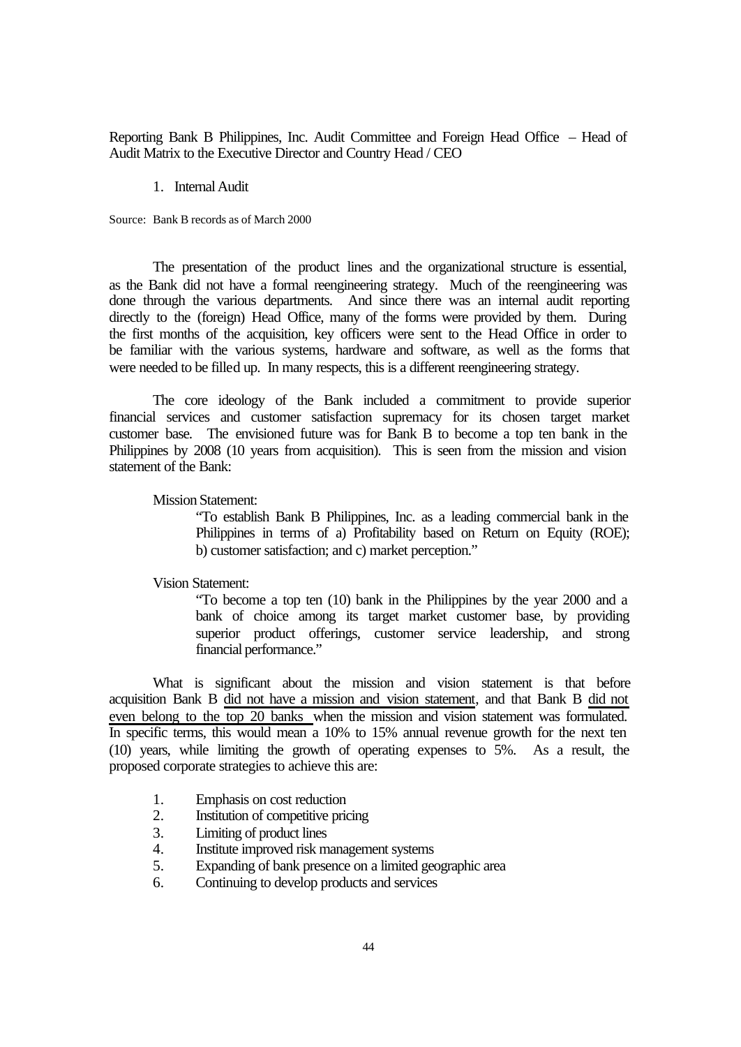Reporting Bank B Philippines, Inc. Audit Committee and Foreign Head Office – Head of Audit Matrix to the Executive Director and Country Head / CEO

1. Internal Audit

Source: Bank B records as of March 2000

The presentation of the product lines and the organizational structure is essential, as the Bank did not have a formal reengineering strategy. Much of the reengineering was done through the various departments. And since there was an internal audit reporting directly to the (foreign) Head Office, many of the forms were provided by them. During the first months of the acquisition, key officers were sent to the Head Office in order to be familiar with the various systems, hardware and software, as well as the forms that were needed to be filled up. In many respects, this is a different reengineering strategy.

The core ideology of the Bank included a commitment to provide superior financial services and customer satisfaction supremacy for its chosen target market customer base. The envisioned future was for Bank B to become a top ten bank in the Philippines by 2008 (10 years from acquisition). This is seen from the mission and vision statement of the Bank:

Mission Statement:

> "To establish Bank B Philippines, Inc. as a leading commercial bank in the Philippines in terms of a) Profitability based on Return on Equity (ROE); b) customer satisfaction; and c) market perception."

Vision Statement:

> "To become a top ten (10) bank in the Philippines by the year 2000 and a bank of choice among its target market customer base, by providing superior product offerings, customer service leadership, and strong financial performance."

What is significant about the mission and vision statement is that before acquisition Bank B <u>did not have a mission and vision statement</u>, and that Bank B <u>did not even belong to the top 20 banks</u> when the mission and vision statement was formulated. In specific terms, this would mean a 10% to 15% annual revenue growth for the next ten (10) years, while limiting the growth of operating expenses to 5%. As a result, the proposed corporate strategies to achieve this are:

1. Emphasis on cost reduction
2. Institution of competitive pricing
3. Limiting of product lines
4. Institute improved risk management systems
5. Expanding of bank presence on a limited geographic area
6. Continuing to develop products and services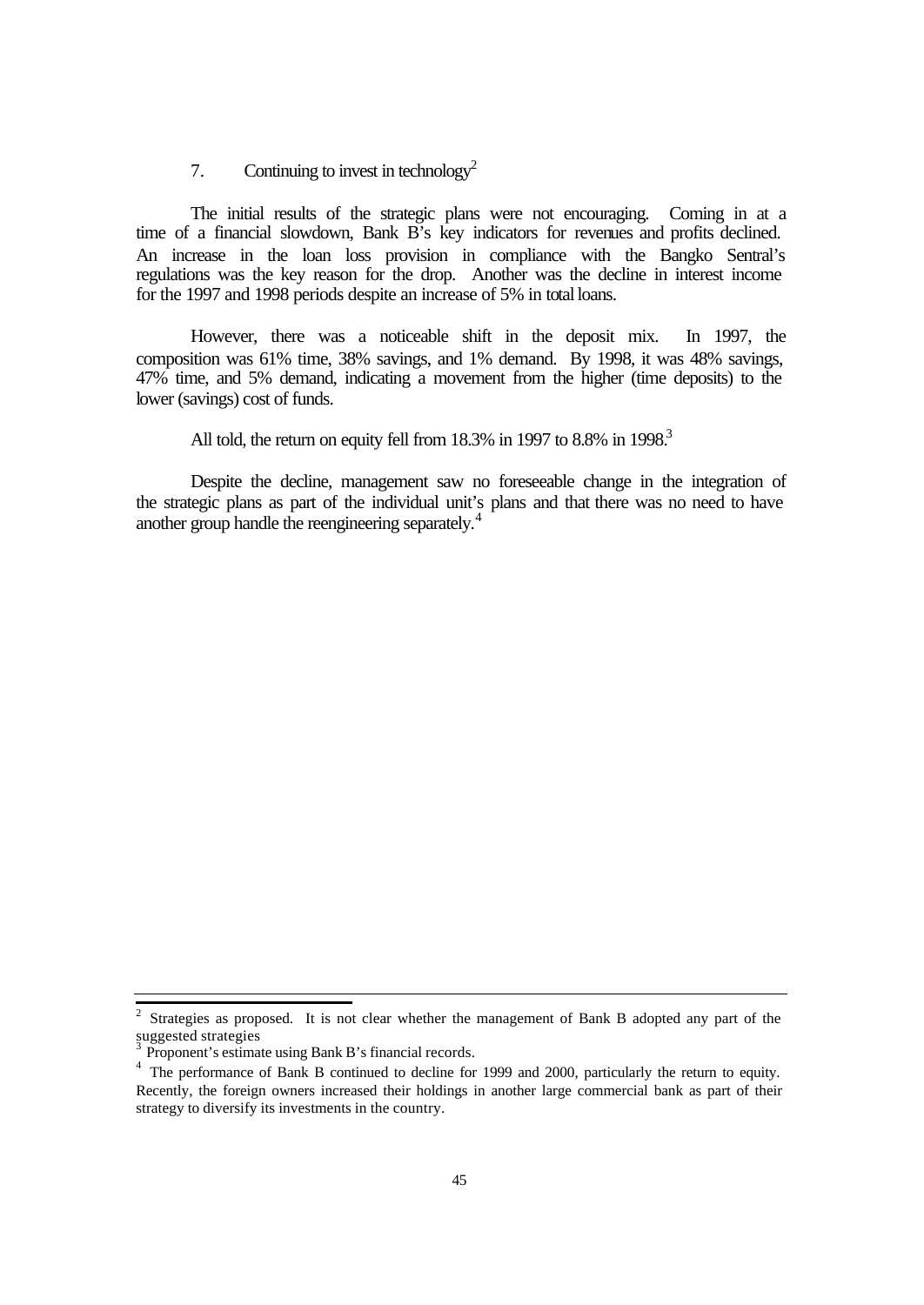7. Continuing to invest in technology[2]

The initial results of the strategic plans were not encouraging. Coming in at a time of a financial slowdown, Bank B's key indicators for revenues and profits declined. An increase in the loan loss provision in compliance with the Bangko Sentral's regulations was the key reason for the drop. Another was the decline in interest income for the 1997 and 1998 periods despite an increase of 5% in total loans.

However, there was a noticeable shift in the deposit mix. In 1997, the composition was 61% time, 38% savings, and 1% demand. By 1998, it was 48% savings, 47% time, and 5% demand, indicating a movement from the higher (time deposits) to the lower (savings) cost of funds.

All told, the return on equity fell from 18.3% in 1997 to 8.8% in 1998.[3]

Despite the decline, management saw no foreseeable change in the integration of the strategic plans as part of the individual unit's plans and that there was no need to have another group handle the reengineering separately.[4]

---

[2] Strategies as proposed. It is not clear whether the management of Bank B adopted any part of the suggested strategies

[3] Proponent's estimate using Bank B's financial records.

[4] The performance of Bank B continued to decline for 1999 and 2000, particularly the return to equity. Recently, the foreign owners increased their holdings in another large commercial bank as part of their strategy to diversify its investments in the country.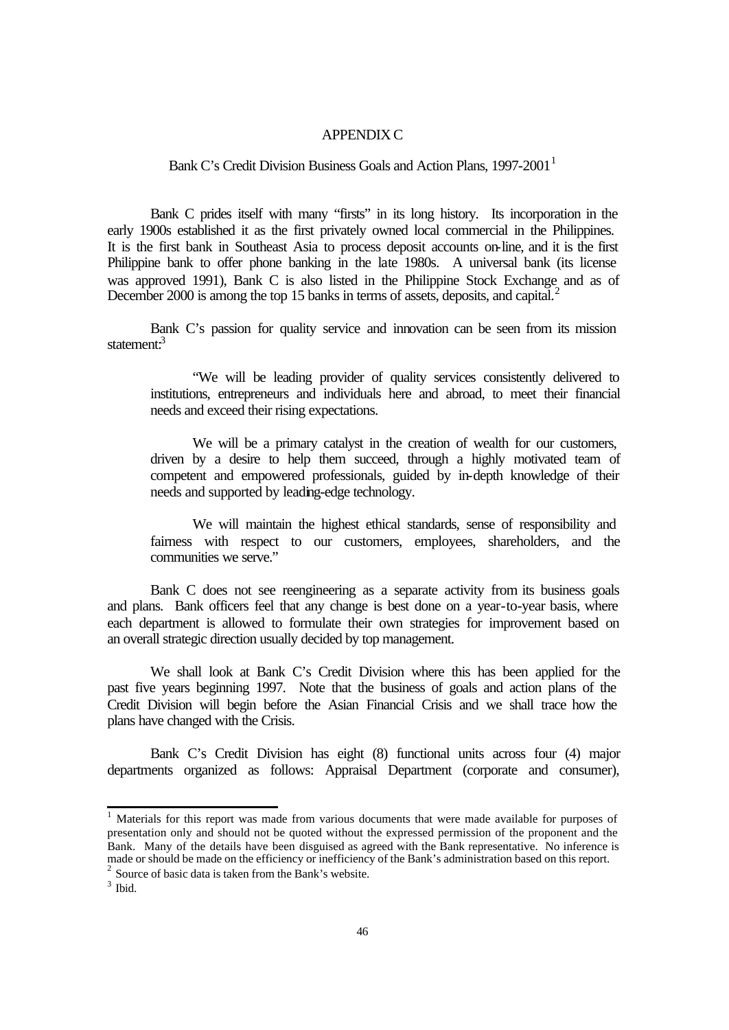# APPENDIX C

## Bank C's Credit Division Business Goals and Action Plans, 1997-2001[1]

Bank C prides itself with many "firsts" in its long history. Its incorporation in the early 1900s established it as the first privately owned local commercial in the Philippines. It is the first bank in Southeast Asia to process deposit accounts on-line, and it is the first Philippine bank to offer phone banking in the late 1980s. A universal bank (its license was approved 1991), Bank C is also listed in the Philippine Stock Exchange and as of December 2000 is among the top 15 banks in terms of assets, deposits, and capital.[2]

Bank C's passion for quality service and innovation can be seen from its mission statement:[3]

> "We will be leading provider of quality services consistently delivered to institutions, entrepreneurs and individuals here and abroad, to meet their financial needs and exceed their rising expectations.
>
> We will be a primary catalyst in the creation of wealth for our customers, driven by a desire to help them succeed, through a highly motivated team of competent and empowered professionals, guided by in-depth knowledge of their needs and supported by leading-edge technology.
>
> We will maintain the highest ethical standards, sense of responsibility and fairness with respect to our customers, employees, shareholders, and the communities we serve."

Bank C does not see reengineering as a separate activity from its business goals and plans. Bank officers feel that any change is best done on a year-to-year basis, where each department is allowed to formulate their own strategies for improvement based on an overall strategic direction usually decided by top management.

We shall look at Bank C's Credit Division where this has been applied for the past five years beginning 1997. Note that the business of goals and action plans of the Credit Division will begin before the Asian Financial Crisis and we shall trace how the plans have changed with the Crisis.

Bank C's Credit Division has eight (8) functional units across four (4) major departments organized as follows: Appraisal Department (corporate and consumer),

---

[1] Materials for this report was made from various documents that were made available for purposes of presentation only and should not be quoted without the expressed permission of the proponent and the Bank. Many of the details have been disguised as agreed with the Bank representative. No inference is made or should be made on the efficiency or inefficiency of the Bank's administration based on this report.

[2] Source of basic data is taken from the Bank's website.

[3] Ibid.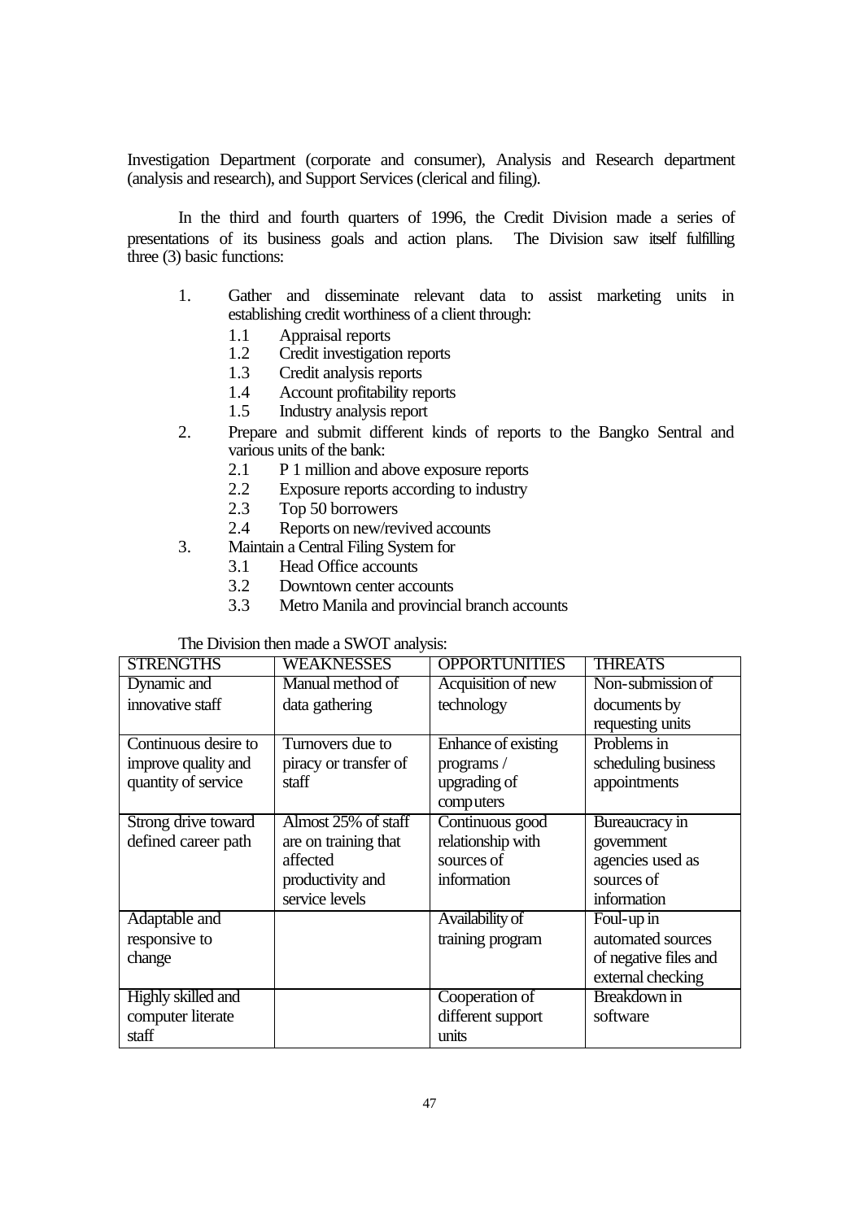Investigation Department (corporate and consumer), Analysis and Research department (analysis and research), and Support Services (clerical and filing).

In the third and fourth quarters of 1996, the Credit Division made a series of presentations of its business goals and action plans. The Division saw itself fulfilling three (3) basic functions:

1. Gather and disseminate relevant data to assist marketing units in establishing credit worthiness of a client through:
   - 1.1 Appraisal reports
   - 1.2 Credit investigation reports
   - 1.3 Credit analysis reports
   - 1.4 Account profitability reports
   - 1.5 Industry analysis report
2. Prepare and submit different kinds of reports to the Bangko Sentral and various units of the bank:
   - 2.1 P 1 million and above exposure reports
   - 2.2 Exposure reports according to industry
   - 2.3 Top 50 borrowers
   - 2.4 Reports on new/revived accounts
3. Maintain a Central Filing System for
   - 3.1 Head Office accounts
   - 3.2 Downtown center accounts
   - 3.3 Metro Manila and provincial branch accounts

The Division then made a SWOT analysis:

| STRENGTHS | WEAKNESSES | OPPORTUNITIES | THREATS |
|---|---|---|---|
| Dynamic and innovative staff | Manual method of data gathering | Acquisition of new technology | Non-submission of documents by requesting units |
| Continuous desire to improve quality and quantity of service | Turnovers due to piracy or transfer of staff | Enhance of existing programs / upgrading of computers | Problems in scheduling business appointments |
| Strong drive toward defined career path | Almost 25% of staff are on training that affected productivity and service levels | Continuous good relationship with sources of information | Bureaucracy in government agencies used as sources of information |
| Adaptable and responsive to change | | Availability of training program | Foul-up in automated sources of negative files and external checking |
| Highly skilled and computer literate staff | | Cooperation of different support units | Breakdown in software |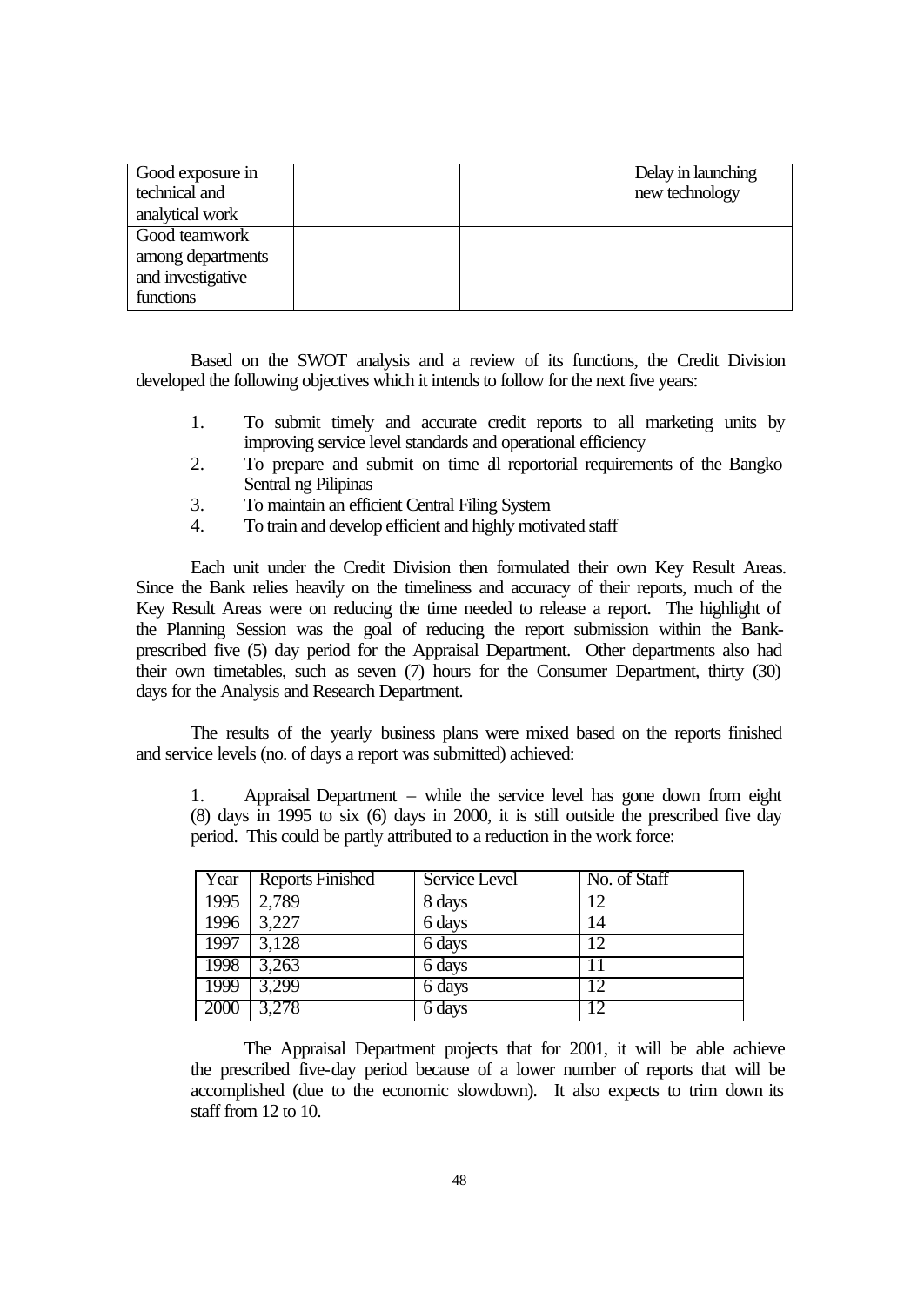| | | | |
|---|---|---|---|
| Good exposure in technical and analytical work | | | Delay in launching new technology |
| Good teamwork among departments and investigative functions | | | |

Based on the SWOT analysis and a review of its functions, the Credit Division developed the following objectives which it intends to follow for the next five years:

1. To submit timely and accurate credit reports to all marketing units by improving service level standards and operational efficiency
2. To prepare and submit on time all reportorial requirements of the Bangko Sentral ng Pilipinas
3. To maintain an efficient Central Filing System
4. To train and develop efficient and highly motivated staff

Each unit under the Credit Division then formulated their own Key Result Areas. Since the Bank relies heavily on the timeliness and accuracy of their reports, much of the Key Result Areas were on reducing the time needed to release a report. The highlight of the Planning Session was the goal of reducing the report submission within the Bank-prescribed five (5) day period for the Appraisal Department. Other departments also had their own timetables, such as seven (7) hours for the Consumer Department, thirty (30) days for the Analysis and Research Department.

The results of the yearly business plans were mixed based on the reports finished and service levels (no. of days a report was submitted) achieved:

1. Appraisal Department – while the service level has gone down from eight (8) days in 1995 to six (6) days in 2000, it is still outside the prescribed five day period. This could be partly attributed to a reduction in the work force:

| Year | Reports Finished | Service Level | No. of Staff |
|---|---|---|---|
| 1995 | 2,789 | 8 days | 12 |
| 1996 | 3,227 | 6 days | 14 |
| 1997 | 3,128 | 6 days | 12 |
| 1998 | 3,263 | 6 days | 11 |
| 1999 | 3,299 | 6 days | 12 |
| 2000 | 3,278 | 6 days | 12 |

The Appraisal Department projects that for 2001, it will be able achieve the prescribed five-day period because of a lower number of reports that will be accomplished (due to the economic slowdown). It also expects to trim down its staff from 12 to 10.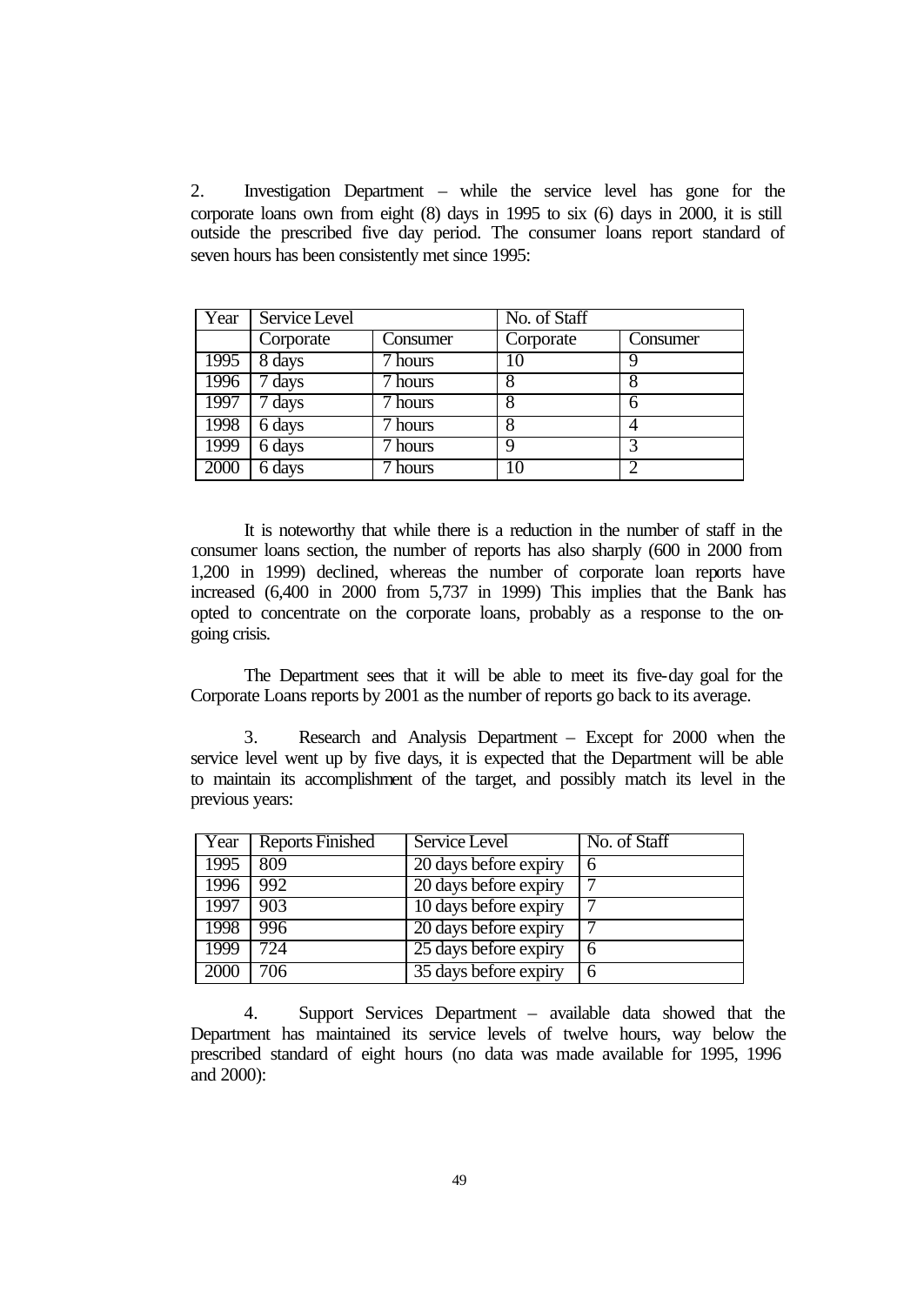2. Investigation Department – while the service level has gone for the corporate loans own from eight (8) days in 1995 to six (6) days in 2000, it is still outside the prescribed five day period. The consumer loans report standard of seven hours has been consistently met since 1995:

| Year | Service Level | | No. of Staff | |
|---|---|---|---|---|
| | Corporate | Consumer | Corporate | Consumer |
| 1995 | 8 days | 7 hours | 10 | 9 |
| 1996 | 7 days | 7 hours | 8 | 8 |
| 1997 | 7 days | 7 hours | 8 | 6 |
| 1998 | 6 days | 7 hours | 8 | 4 |
| 1999 | 6 days | 7 hours | 9 | 3 |
| 2000 | 6 days | 7 hours | 10 | 2 |

It is noteworthy that while there is a reduction in the number of staff in the consumer loans section, the number of reports has also sharply (600 in 2000 from 1,200 in 1999) declined, whereas the number of corporate loan reports have increased (6,400 in 2000 from 5,737 in 1999) This implies that the Bank has opted to concentrate on the corporate loans, probably as a response to the on-going crisis.

The Department sees that it will be able to meet its five-day goal for the Corporate Loans reports by 2001 as the number of reports go back to its average.

3. Research and Analysis Department – Except for 2000 when the service level went up by five days, it is expected that the Department will be able to maintain its accomplishment of the target, and possibly match its level in the previous years:

| Year | Reports Finished | Service Level | No. of Staff |
|---|---|---|---|
| 1995 | 809 | 20 days before expiry | 6 |
| 1996 | 992 | 20 days before expiry | 7 |
| 1997 | 903 | 10 days before expiry | 7 |
| 1998 | 996 | 20 days before expiry | 7 |
| 1999 | 724 | 25 days before expiry | 6 |
| 2000 | 706 | 35 days before expiry | 6 |

4. Support Services Department – available data showed that the Department has maintained its service levels of twelve hours, way below the prescribed standard of eight hours (no data was made available for 1995, 1996 and 2000):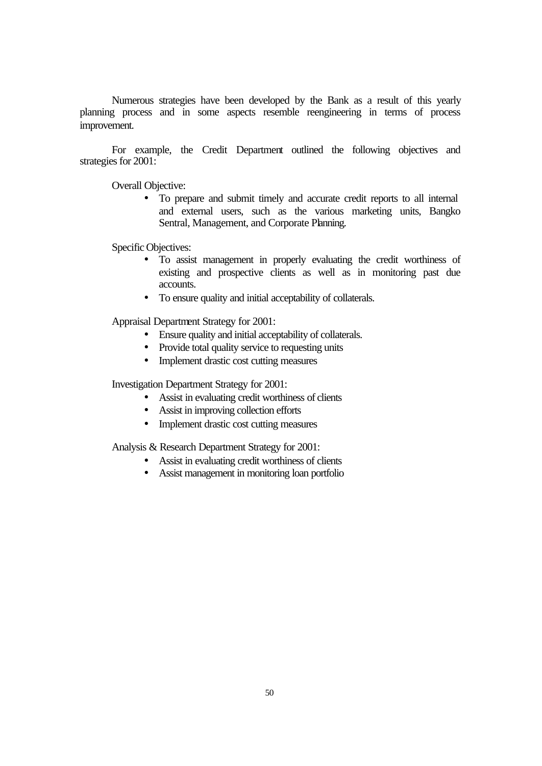Numerous strategies have been developed by the Bank as a result of this yearly planning process and in some aspects resemble reengineering in terms of process improvement.

For example, the Credit Department outlined the following objectives and strategies for 2001:

Overall Objective:

- To prepare and submit timely and accurate credit reports to all internal and external users, such as the various marketing units, Bangko Sentral, Management, and Corporate Planning.

Specific Objectives:

- To assist management in properly evaluating the credit worthiness of existing and prospective clients as well as in monitoring past due accounts.
- To ensure quality and initial acceptability of collaterals.

Appraisal Department Strategy for 2001:

- Ensure quality and initial acceptability of collaterals.
- Provide total quality service to requesting units
- Implement drastic cost cutting measures

Investigation Department Strategy for 2001:

- Assist in evaluating credit worthiness of clients
- Assist in improving collection efforts
- Implement drastic cost cutting measures

Analysis & Research Department Strategy for 2001:

- Assist in evaluating credit worthiness of clients
- Assist management in monitoring loan portfolio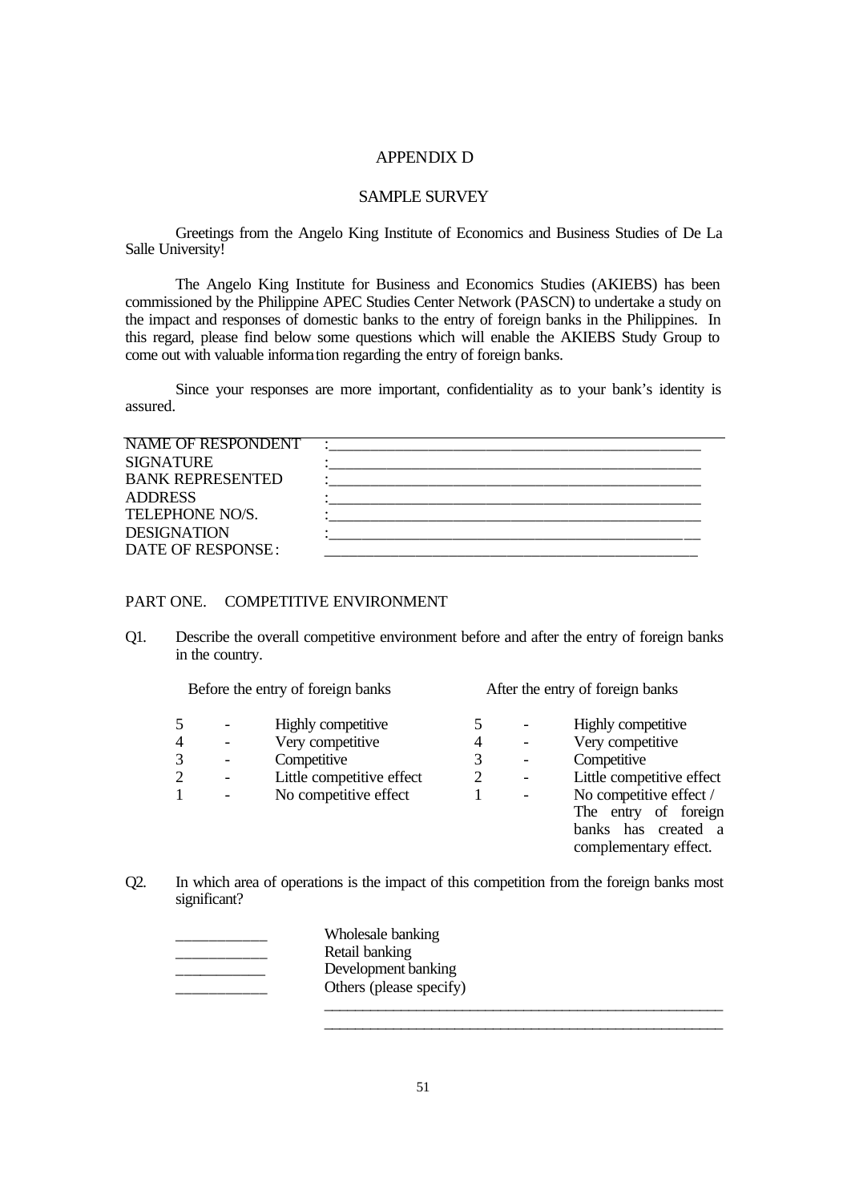# APPENDIX D

## SAMPLE SURVEY

Greetings from the Angelo King Institute of Economics and Business Studies of De La Salle University!

The Angelo King Institute for Business and Economics Studies (AKIEBS) has been commissioned by the Philippine APEC Studies Center Network (PASCN) to undertake a study on the impact and responses of domestic banks to the entry of foreign banks in the Philippines. In this regard, please find below some questions which will enable the AKIEBS Study Group to come out with valuable information regarding the entry of foreign banks.

Since your responses are more important, confidentiality as to your bank's identity is assured.

NAME OF RESPONDENT : ____________________________________________

SIGNATURE : ____________________________________________

BANK REPRESENTED : ____________________________________________

ADDRESS : ____________________________________________

TELEPHONE NO/S. : ____________________________________________

DESIGNATION : ____________________________________________

DATE OF RESPONSE : ____________________________________________

PART ONE. COMPETITIVE ENVIRONMENT

Q1. Describe the overall competitive environment before and after the entry of foreign banks in the country.

| Before the entry of foreign banks | | | After the entry of foreign banks | | |
|---|---|---|---|---|---|
| 5 | - | Highly competitive | 5 | - | Highly competitive |
| 4 | - | Very competitive | 4 | - | Very competitive |
| 3 | - | Competitive | 3 | - | Competitive |
| 2 | - | Little competitive effect | 2 | - | Little competitive effect |
| 1 | - | No competitive effect | 1 | - | No competitive effect / The entry of foreign banks has created a complementary effect. |

Q2. In which area of operations is the impact of this competition from the foreign banks most significant?

____________ Wholesale banking
____________ Retail banking
____________ Development banking
____________ Others (please specify)

____________________________________________________
____________________________________________________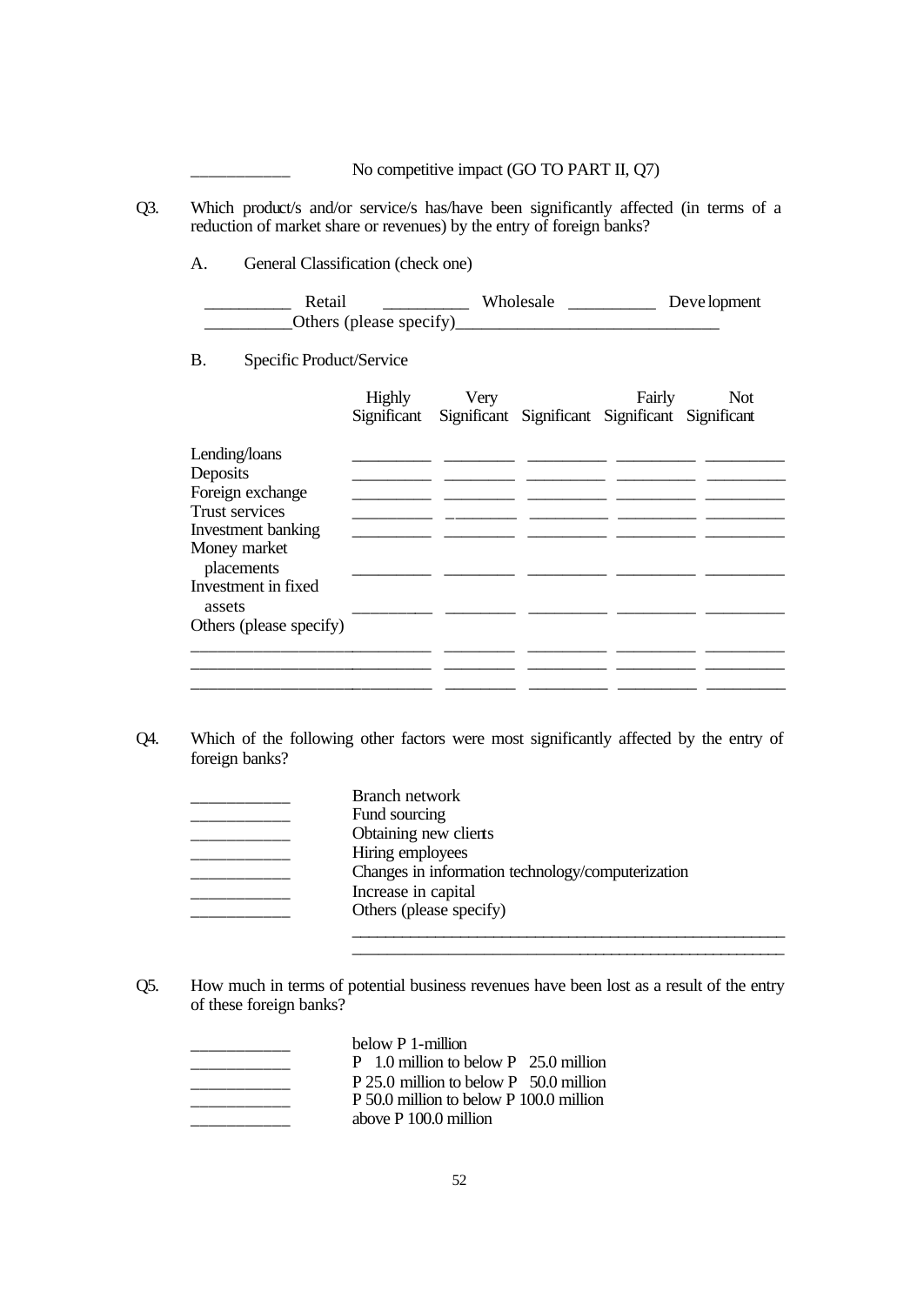\_\_\_\_\_\_\_\_\_\_\_ No competitive impact (GO TO PART II, Q7)

Q3. Which product/s and/or service/s has/have been significantly affected (in terms of a reduction of market share or revenues) by the entry of foreign banks?

A. General Classification (check one)

\_\_\_\_\_\_\_\_\_\_ Retail \_\_\_\_\_\_\_\_\_\_ Wholesale \_\_\_\_\_\_\_\_\_\_ Development
\_\_\_\_\_\_\_\_\_\_Others (please specify)\_\_\_\_\_\_\_\_\_\_\_\_\_\_\_\_\_\_\_\_\_\_\_\_\_\_\_\_\_\_

B. Specific Product/Service

| | Highly Significant | Very Significant | Significant | Fairly Significant | Not Significant |
|---|---|---|---|---|---|
| Lending/loans | \_\_\_\_\_\_\_\_\_ | \_\_\_\_\_\_\_\_\_ | \_\_\_\_\_\_\_\_\_ | \_\_\_\_\_\_\_\_\_ | \_\_\_\_\_\_\_\_\_ |
| Deposits | \_\_\_\_\_\_\_\_\_ | \_\_\_\_\_\_\_\_\_ | \_\_\_\_\_\_\_\_\_ | \_\_\_\_\_\_\_\_\_ | \_\_\_\_\_\_\_\_\_ |
| Foreign exchange | \_\_\_\_\_\_\_\_\_ | \_\_\_\_\_\_\_\_\_ | \_\_\_\_\_\_\_\_\_ | \_\_\_\_\_\_\_\_\_ | \_\_\_\_\_\_\_\_\_ |
| Trust services | \_\_\_\_\_\_\_\_\_ | \_\_\_\_\_\_\_\_\_ | \_\_\_\_\_\_\_\_\_ | \_\_\_\_\_\_\_\_\_ | \_\_\_\_\_\_\_\_\_ |
| Investment banking | \_\_\_\_\_\_\_\_\_ | \_\_\_\_\_\_\_\_\_ | \_\_\_\_\_\_\_\_\_ | \_\_\_\_\_\_\_\_\_ | \_\_\_\_\_\_\_\_\_ |
| Money market placements | \_\_\_\_\_\_\_\_\_ | \_\_\_\_\_\_\_\_\_ | \_\_\_\_\_\_\_\_\_ | \_\_\_\_\_\_\_\_\_ | \_\_\_\_\_\_\_\_\_ |
| Investment in fixed assets | \_\_\_\_\_\_\_\_\_ | \_\_\_\_\_\_\_\_\_ | \_\_\_\_\_\_\_\_\_ | \_\_\_\_\_\_\_\_\_ | \_\_\_\_\_\_\_\_\_ |
| Others (please specify) | | | | | |
| \_\_\_\_\_\_\_\_\_\_\_\_\_\_\_\_\_\_ | \_\_\_\_\_\_\_\_\_ | \_\_\_\_\_\_\_\_\_ | \_\_\_\_\_\_\_\_\_ | \_\_\_\_\_\_\_\_\_ | \_\_\_\_\_\_\_\_\_ |
| \_\_\_\_\_\_\_\_\_\_\_\_\_\_\_\_\_\_ | \_\_\_\_\_\_\_\_\_ | \_\_\_\_\_\_\_\_\_ | \_\_\_\_\_\_\_\_\_ | \_\_\_\_\_\_\_\_\_ | \_\_\_\_\_\_\_\_\_ |
| \_\_\_\_\_\_\_\_\_\_\_\_\_\_\_\_\_\_ | \_\_\_\_\_\_\_\_\_ | \_\_\_\_\_\_\_\_\_ | \_\_\_\_\_\_\_\_\_ | \_\_\_\_\_\_\_\_\_ | \_\_\_\_\_\_\_\_\_ |

Q4. Which of the following other factors were most significantly affected by the entry of foreign banks?

\_\_\_\_\_\_\_\_\_\_\_ Branch network
\_\_\_\_\_\_\_\_\_\_\_ Fund sourcing
\_\_\_\_\_\_\_\_\_\_\_ Obtaining new clients
\_\_\_\_\_\_\_\_\_\_\_ Hiring employees
\_\_\_\_\_\_\_\_\_\_\_ Changes in information technology/computerization
\_\_\_\_\_\_\_\_\_\_\_ Increase in capital
\_\_\_\_\_\_\_\_\_\_\_ Others (please specify)
\_\_\_\_\_\_\_\_\_\_\_\_\_\_\_\_\_\_\_\_\_\_\_\_\_\_\_\_\_\_\_\_\_\_\_\_\_\_\_\_\_\_\_\_\_\_\_\_\_
\_\_\_\_\_\_\_\_\_\_\_\_\_\_\_\_\_\_\_\_\_\_\_\_\_\_\_\_\_\_\_\_\_\_\_\_\_\_\_\_\_\_\_\_\_\_\_\_\_

Q5. How much in terms of potential business revenues have been lost as a result of the entry of these foreign banks?

\_\_\_\_\_\_\_\_\_\_\_ below P 1-million
\_\_\_\_\_\_\_\_\_\_\_ P 1.0 million to below P 25.0 million
\_\_\_\_\_\_\_\_\_\_\_ P 25.0 million to below P 50.0 million
\_\_\_\_\_\_\_\_\_\_\_ P 50.0 million to below P 100.0 million
\_\_\_\_\_\_\_\_\_\_\_ above P 100.0 million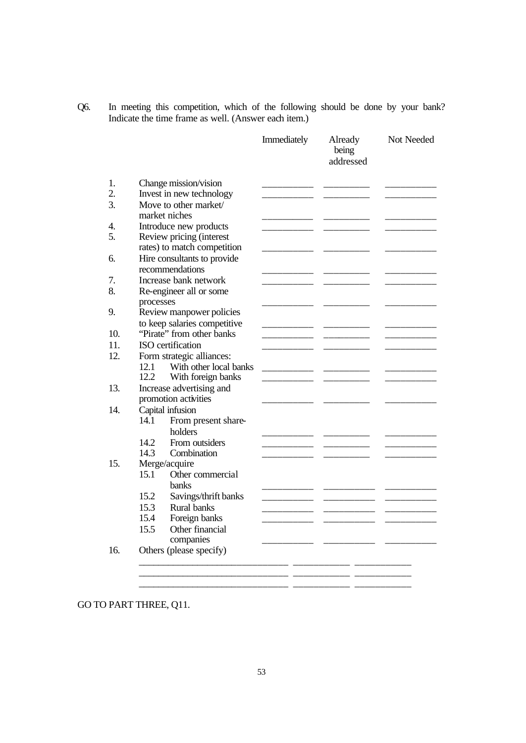Q6. In meeting this competition, which of the following should be done by your bank? Indicate the time frame as well. (Answer each item.)

| | | Immediately | Already being addressed | Not Needed |
|---|---|---|---|---|
| 1. | Change mission/vision | ________ | ________ | ________ |
| 2. | Invest in new technology | ________ | ________ | ________ |
| 3. | Move to other market/ market niches | ________ | ________ | ________ |
| 4. | Introduce new products | ________ | ________ | ________ |
| 5. | Review pricing (interest rates) to match competition | ________ | ________ | ________ |
| 6. | Hire consultants to provide recommendations | ________ | ________ | ________ |
| 7. | Increase bank network | ________ | ________ | ________ |
| 8. | Re-engineer all or some processes | ________ | ________ | ________ |
| 9. | Review manpower policies to keep salaries competitive | ________ | ________ | ________ |
| 10. | "Pirate" from other banks | ________ | ________ | ________ |
| 11. | ISO certification | ________ | ________ | ________ |
| 12. | Form strategic alliances: | | | |
| | 12.1 With other local banks | ________ | ________ | ________ |
| | 12.2 With foreign banks | ________ | ________ | ________ |
| 13. | Increase advertising and promotion activities | ________ | ________ | ________ |
| 14. | Capital infusion | | | |
| | 14.1 From present share-holders | ________ | ________ | ________ |
| | 14.2 From outsiders | ________ | ________ | ________ |
| | 14.3 Combination | ________ | ________ | ________ |
| 15. | Merge/acquire | | | |
| | 15.1 Other commercial banks | ________ | ________ | ________ |
| | 15.2 Savings/thrift banks | ________ | ________ | ________ |
| | 15.3 Rural banks | ________ | ________ | ________ |
| | 15.4 Foreign banks | ________ | ________ | ________ |
| | 15.5 Other financial companies | ________ | ________ | ________ |
| 16. | Others (please specify) | | | |
| | ________________________ | ________ | ________ | |
| | ________________________ | ________ | ________ | |
| | ________________________ | ________ | ________ | |

GO TO PART THREE, Q11.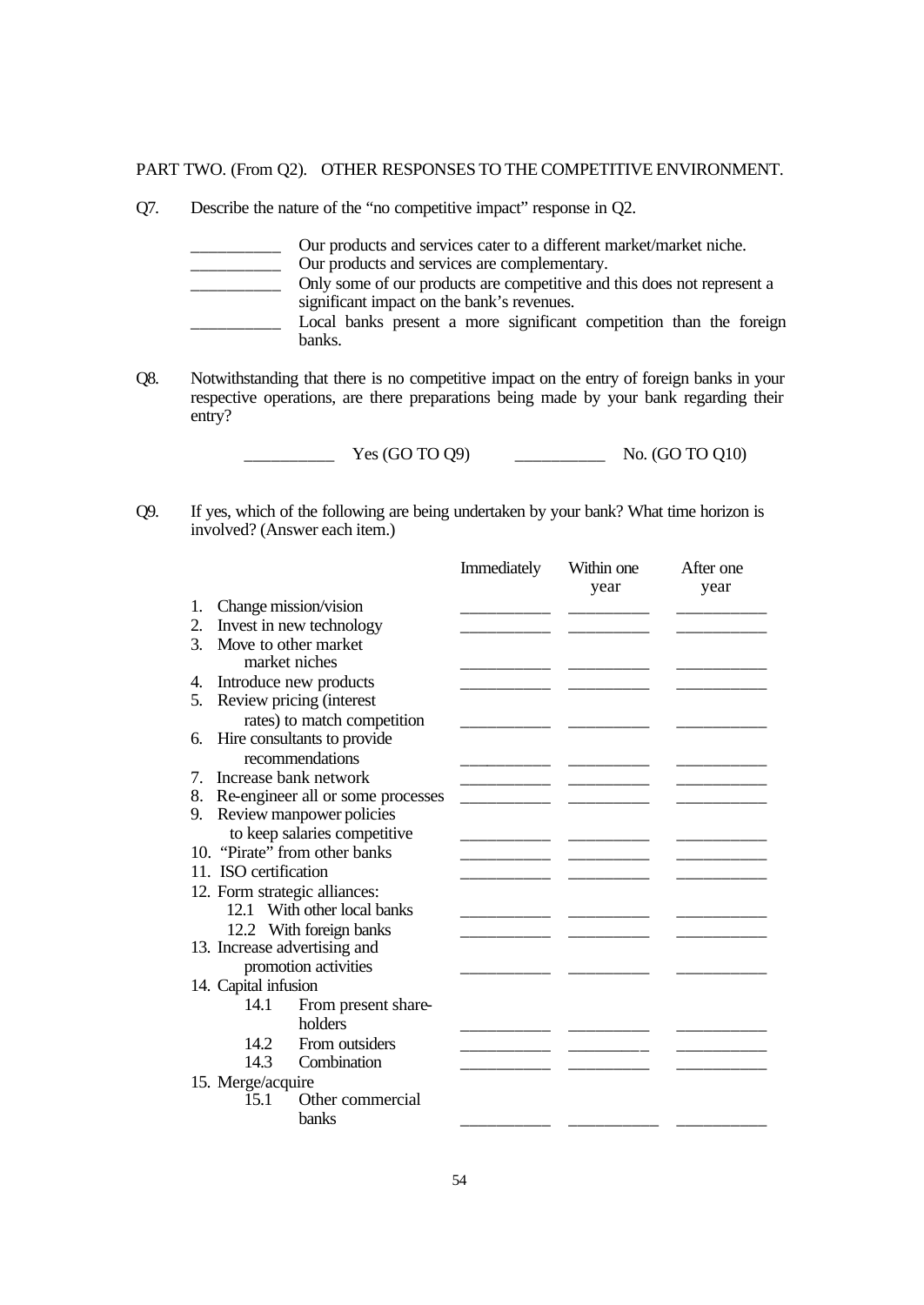PART TWO. (From Q2). OTHER RESPONSES TO THE COMPETITIVE ENVIRONMENT.

Q7. Describe the nature of the "no competitive impact" response in Q2.

___________ Our products and services cater to a different market/market niche.
___________ Our products and services are complementary.
___________ Only some of our products are competitive and this does not represent a significant impact on the bank's revenues.
___________ Local banks present a more significant competition than the foreign banks.

Q8. Notwithstanding that there is no competitive impact on the entry of foreign banks in your respective operations, are there preparations being made by your bank regarding their entry?

___________ Yes (GO TO Q9) ___________ No. (GO TO Q10)

Q9. If yes, which of the following are being undertaken by your bank? What time horizon is involved? (Answer each item.)

| | Immediately | Within one year | After one year |
|---|---|---|---|
| 1. Change mission/vision | ___________ | ___________ | ___________ |
| 2. Invest in new technology | ___________ | ___________ | ___________ |
| 3. Move to other market market niches | ___________ | ___________ | ___________ |
| 4. Introduce new products | ___________ | ___________ | ___________ |
| 5. Review pricing (interest rates) to match competition | ___________ | ___________ | ___________ |
| 6. Hire consultants to provide recommendations | ___________ | ___________ | ___________ |
| 7. Increase bank network | ___________ | ___________ | ___________ |
| 8. Re-engineer all or some processes | ___________ | ___________ | ___________ |
| 9. Review manpower policies to keep salaries competitive | ___________ | ___________ | ___________ |
| 10. "Pirate" from other banks | ___________ | ___________ | ___________ |
| 11. ISO certification | ___________ | ___________ | ___________ |
| 12. Form strategic alliances: | | | |
| 12.1 With other local banks | ___________ | ___________ | ___________ |
| 12.2 With foreign banks | ___________ | ___________ | ___________ |
| 13. Increase advertising and promotion activities | ___________ | ___________ | ___________ |
| 14. Capital infusion | | | |
| 14.1 From present shareholders | ___________ | ___________ | ___________ |
| 14.2 From outsiders | ___________ | ___________ | ___________ |
| 14.3 Combination | ___________ | ___________ | ___________ |
| 15. Merge/acquire | | | |
| 15.1 Other commercial banks | ___________ | ___________ | ___________ |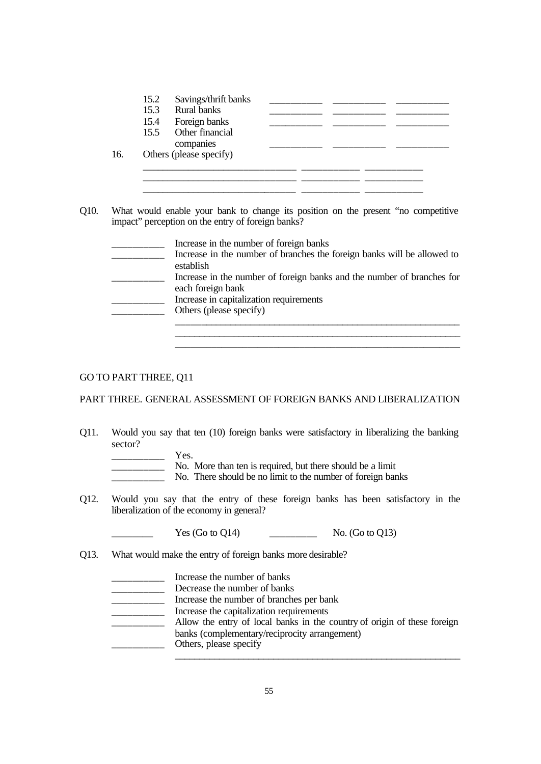15.2 Savings/thrift banks \_\_\_\_\_\_\_\_\_\_ \_\_\_\_\_\_\_\_\_\_ \_\_\_\_\_\_\_\_\_\_
15.3 Rural banks \_\_\_\_\_\_\_\_\_\_ \_\_\_\_\_\_\_\_\_\_ \_\_\_\_\_\_\_\_\_\_
15.4 Foreign banks \_\_\_\_\_\_\_\_\_\_ \_\_\_\_\_\_\_\_\_\_ \_\_\_\_\_\_\_\_\_\_
15.5 Other financial companies \_\_\_\_\_\_\_\_\_\_ \_\_\_\_\_\_\_\_\_\_ \_\_\_\_\_\_\_\_\_\_

16. Others (please specify)

\_\_\_\_\_\_\_\_\_\_\_\_\_\_\_\_\_\_\_\_\_\_\_\_\_\_\_\_ \_\_\_\_\_\_\_\_\_\_\_ \_\_\_\_\_\_\_\_\_\_\_
\_\_\_\_\_\_\_\_\_\_\_\_\_\_\_\_\_\_\_\_\_\_\_\_\_\_\_\_ \_\_\_\_\_\_\_\_\_\_\_ \_\_\_\_\_\_\_\_\_\_\_
\_\_\_\_\_\_\_\_\_\_\_\_\_\_\_\_\_\_\_\_\_\_\_\_\_\_\_\_ \_\_\_\_\_\_\_\_\_\_\_ \_\_\_\_\_\_\_\_\_\_\_

Q10. What would enable your bank to change its position on the present "no competitive impact" perception on the entry of foreign banks?

\_\_\_\_\_\_\_\_\_\_ Increase in the number of foreign banks
\_\_\_\_\_\_\_\_\_\_ Increase in the number of branches the foreign banks will be allowed to establish
\_\_\_\_\_\_\_\_\_\_ Increase in the number of foreign banks and the number of branches for each foreign bank
\_\_\_\_\_\_\_\_\_\_ Increase in capitalization requirements
\_\_\_\_\_\_\_\_\_\_ Others (please specify)

\_\_\_\_\_\_\_\_\_\_\_\_\_\_\_\_\_\_\_\_\_\_\_\_\_\_\_\_\_\_\_\_\_\_\_\_\_\_\_\_\_\_\_\_\_\_\_\_\_\_\_\_
\_\_\_\_\_\_\_\_\_\_\_\_\_\_\_\_\_\_\_\_\_\_\_\_\_\_\_\_\_\_\_\_\_\_\_\_\_\_\_\_\_\_\_\_\_\_\_\_\_\_\_\_
\_\_\_\_\_\_\_\_\_\_\_\_\_\_\_\_\_\_\_\_\_\_\_\_\_\_\_\_\_\_\_\_\_\_\_\_\_\_\_\_\_\_\_\_\_\_\_\_\_\_\_\_

GO TO PART THREE, Q11

## PART THREE. GENERAL ASSESSMENT OF FOREIGN BANKS AND LIBERALIZATION

Q11. Would you say that ten (10) foreign banks were satisfactory in liberalizing the banking sector?

\_\_\_\_\_\_\_\_\_\_ Yes.
\_\_\_\_\_\_\_\_\_\_ No. More than ten is required, but there should be a limit
\_\_\_\_\_\_\_\_\_\_ No. There should be no limit to the number of foreign banks

Q12. Would you say that the entry of these foreign banks has been satisfactory in the liberalization of the economy in general?

\_\_\_\_\_\_\_\_ Yes (Go to Q14) \_\_\_\_\_\_\_\_\_ No. (Go to Q13)

Q13. What would make the entry of foreign banks more desirable?

\_\_\_\_\_\_\_\_\_\_ Increase the number of banks
\_\_\_\_\_\_\_\_\_\_ Decrease the number of banks
\_\_\_\_\_\_\_\_\_\_ Increase the number of branches per bank
\_\_\_\_\_\_\_\_\_\_ Increase the capitalization requirements
\_\_\_\_\_\_\_\_\_\_ Allow the entry of local banks in the country of origin of these foreign banks (complementary/reciprocity arrangement)
\_\_\_\_\_\_\_\_\_\_ Others, please specify

\_\_\_\_\_\_\_\_\_\_\_\_\_\_\_\_\_\_\_\_\_\_\_\_\_\_\_\_\_\_\_\_\_\_\_\_\_\_\_\_\_\_\_\_\_\_\_\_\_\_\_\_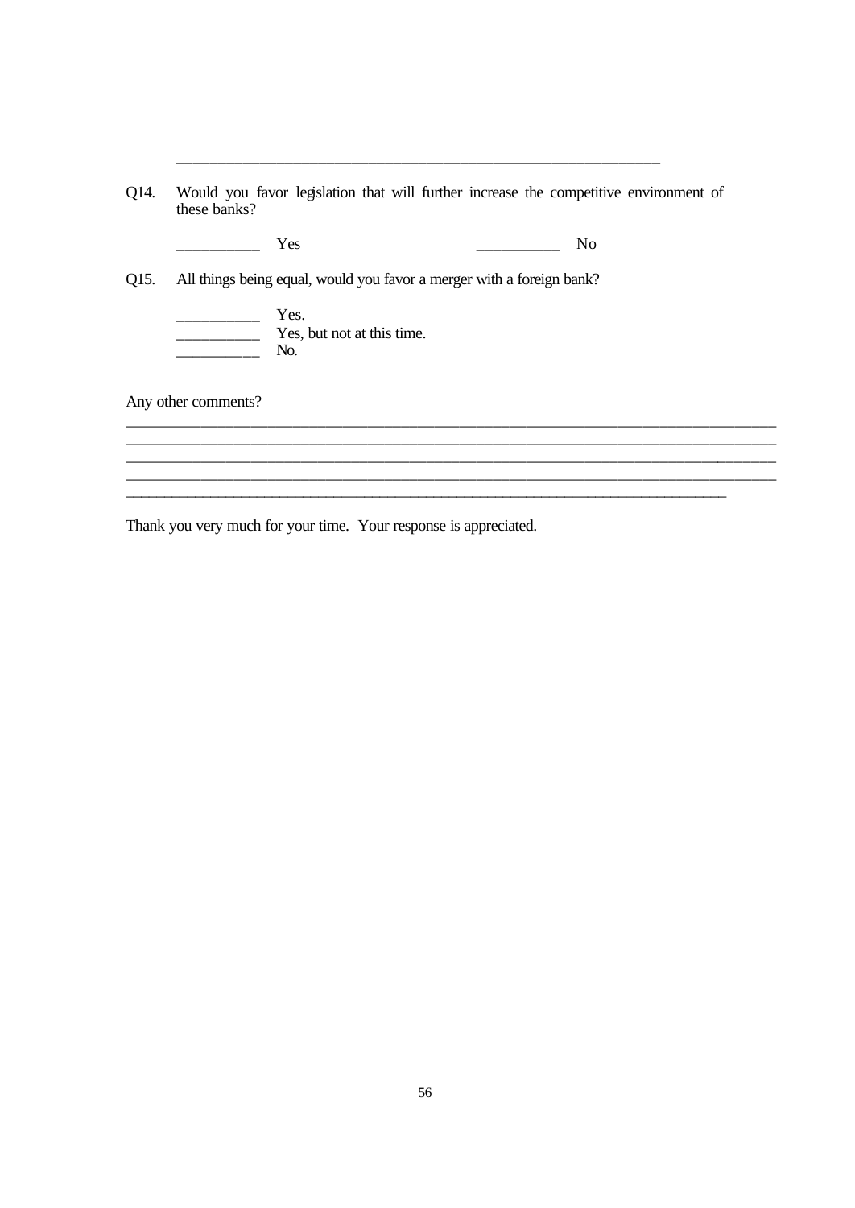\_\_\_\_\_\_\_\_\_\_\_\_\_\_\_\_\_\_\_\_\_\_\_\_\_\_\_\_\_\_\_\_\_\_\_\_\_\_\_\_\_\_\_\_\_\_\_\_\_\_\_\_\_\_\_\_\_\_\_\_\_\_

Q14. Would you favor legislation that will further increase the competitive environment of these banks?

\_\_\_\_\_\_\_\_\_\_ Yes                    \_\_\_\_\_\_\_\_\_\_ No

Q15. All things being equal, would you favor a merger with a foreign bank?

\_\_\_\_\_\_\_\_\_\_ Yes.
\_\_\_\_\_\_\_\_\_\_ Yes, but not at this time.
\_\_\_\_\_\_\_\_\_\_ No.

Any other comments?

\_\_\_\_\_\_\_\_\_\_\_\_\_\_\_\_\_\_\_\_\_\_\_\_\_\_\_\_\_\_\_\_\_\_\_\_\_\_\_\_\_\_\_\_\_\_\_\_\_\_\_\_\_\_\_\_\_\_\_\_\_\_\_\_\_\_\_\_\_\_\_\_\_\_\_\_\_\_
\_\_\_\_\_\_\_\_\_\_\_\_\_\_\_\_\_\_\_\_\_\_\_\_\_\_\_\_\_\_\_\_\_\_\_\_\_\_\_\_\_\_\_\_\_\_\_\_\_\_\_\_\_\_\_\_\_\_\_\_\_\_\_\_\_\_\_\_\_\_\_\_\_\_\_\_\_\_
\_\_\_\_\_\_\_\_\_\_\_\_\_\_\_\_\_\_\_\_\_\_\_\_\_\_\_\_\_\_\_\_\_\_\_\_\_\_\_\_\_\_\_\_\_\_\_\_\_\_\_\_\_\_\_\_\_\_\_\_\_\_\_\_\_\_\_\_\_\_\_\_\_\_\_\_\_\_
\_\_\_\_\_\_\_\_\_\_\_\_\_\_\_\_\_\_\_\_\_\_\_\_\_\_\_\_\_\_\_\_\_\_\_\_\_\_\_\_\_\_\_\_\_\_\_\_\_\_\_\_\_\_\_\_\_\_\_\_\_\_\_\_\_\_\_\_\_\_\_\_\_\_\_\_\_\_
\_\_\_\_\_\_\_\_\_\_\_\_\_\_\_\_\_\_\_\_\_\_\_\_\_\_\_\_\_\_\_\_\_\_\_\_\_\_\_\_\_\_\_\_\_\_\_\_\_\_\_\_\_\_\_\_\_\_\_\_\_\_\_\_\_\_\_\_\_\_\_\_

Thank you very much for your time. Your response is appreciated.